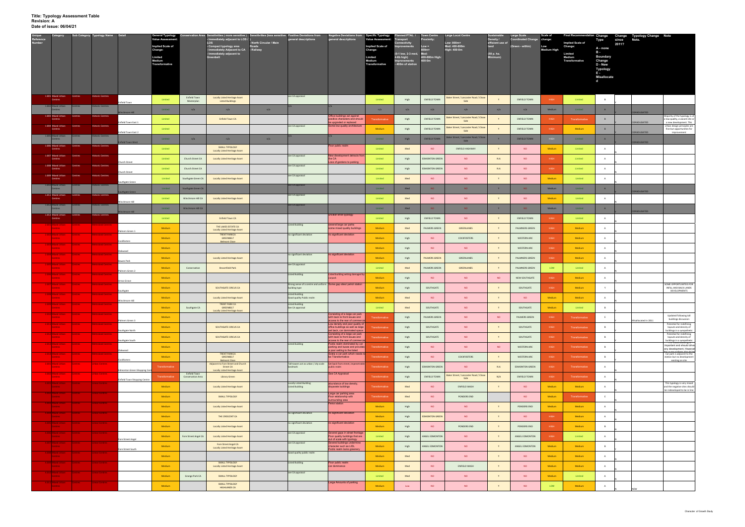**Title: Typology Assessment Table**
**Revision: A**
**Date of issue: 06/04/21**

| Unique Reference Number | Category | Sub Category | Typology Name | Detail | General Typology Value Assessment: Implied Scale of Change: Limited / Medium / Transformative | Conservation Area | Sensitivities ( more sensitive ) - Immediately adjacent to LOS / LOS - Compact typology area - Immediately Adjacent to CA - Immediately adjacent to Greenbelt | Sensitivities (less sensitive ) - North Circular / Main Roads - Railway | Positive Deviations from general descriptions | Negative Deviations from general descriptions | Specific Typology Value Assessment: Implied Scale of Change: Limited / Medium / Transformative | Planned PTAL / Transport Connectivity Improvements (0-1 low, 2-3 med, 4-6b high) Improvements - 400m of station | Town Centre Proximity: Low = 800m+ Med: 400-800m High: 400-0m | Large Local Centre | Sustainable Density / efficient use of land (50 p. ha. Minimum) | Large Scale Coordinated Change (Green - within) | Scale of change: Low / Medium / High | Final Recommendation Implied Scale of Change: Limited / Medium / Transformative | Change Type A - none B - Boundary Change D - New Typology E - Misallocated | Change since 2011? | Typology Change | Note |
|---|---|---|---|---|---|---|---|---|---|---|---|---|---|---|---|---|---|---|---|---|---|---|
| 1.001 | Mixed Urban Centres | Centres | Historic Centres | Enfield Town | Limited | Enfield Town Masterplan | Locally Listed Heritage Asset Listed Buildings | | See CA appraisal | | Limited | High | ENFIELD TOWN | Baker Street / Lancaster Road / Chase Side | Y | ENFIELD TOWN | HIGH | Limited | B | N | | |
| 1.002 | Mixed Urban Centres | Centres | Historic Centres | Winchmore Hill | Limited | n/a | n/a | n/a | n/a | n/a | n/a | n/a | n/a | n/a | n/a | n/a | Medium | Limited | A | Y | CONSOLIDATED | |
| 1.003 | Mixed Urban Centres | Centres | Historic Centres | Enfield Town East 1 | Limited | | Enfield Town CA | | | Office buildings set against positive characters and should be upgraded or replaced | Transformative | High | ENFIELD TOWN | Baker Street / Lancaster Road / Chase Side | Y | ENFIELD TOWN | HIGH | Transformative | B | Y | CONSOLIDATED | Majority of the typology is of a low quality, a vacant site or a new development. This |
| 1.004 | Mixed Urban Centres | Centres | Historic Centres | Enfield Town East 2 | Limited | | | | See CA appraisal | Some low quality architecture | Medium | High | ENFIELD TOWN | Baker Street / Lancaster Road / Chase Side | Y | ENFIELD TOWN | HIGH | Medium | B | Y | CONSOLIDATED | Urban design principles are fine but opportunities for improvement |
| 1.005 | Mixed Urban Centres | Centres | Historic Centres | Enfield Town West | Limited | n/a | n/a | n/a | n/a | n/a | Limited | High | ENFIELD TOWN | Baker Street / Lancaster Road / Chase Side | Y | ENFIELD TOWN | HIGH | Limited | A | Y | CONSOLIDATED | |
| 1.006 | Mixed Urban Centres | Centres | Historic Centres | | Limited | | SMALL TYPOLOGY Locally Listed Heritage Asset | | | Poor public realm | Limited | Med | NO | ENFIELD HIGHWAY | Y | NO | Medium | Limited | A | N | | |
| 1.007 | Mixed Urban Centres | Centres | Historic Centres | Church Street | Limited | Church Street CA | Locally Listed Heritage Asset | | See CA appraisal | New development detracts from the CA Loss of gardens to parking | Limited | High | EDMONTON GREEN | NO | N.A | NO | HIGH | Limited | A | N | | |
| 1.008 | Mixed Urban Centres | Centres | Historic Centres | Church Street | Limited | Church Street CA | | | See CA appraisal | | Limited | High | EDMONTON GREEN | NO | N.A | NO | HIGH | Limited | A | N | | |
| 1.009 | Mixed Urban Centres | Centres | Historic Centres | Southgate Green | Limited | Southgate Green CA | Locally Listed Heritage Asset | | See CA appraisal | | Limited | Med | NO | NO | Y | NO | Medium | Limited | A | N | | |
| 1.010 | Mixed Urban Centres | Centres | Historic Centres | Southgate Green | Limited | Southgate Green CA | | | See CA appraisal | | Limited | Med | NO | NO | Y | NO | Medium | Limited | A | Y | CONSOLIDATED | |
| 1.011 | Mixed Urban Centres | Centres | Historic Centres | Winchmore Hill | Limited | Winchmore Hill CA | Locally Listed Heritage Asset | | See CA appraisal | | Limited | Med | NO | NO | Y | NO | Medium | Limited | A | N | | |
| 1.012 | Mixed Urban Centres | Centres | Historic Centres | Winchmore Hill | Limited | Winchmore Hill CA | | | See CA appraisal | | Limited | Med | NO | NO | Y | NO | Medium | Limited | A | Y | CONSOLIDATED | |
| 1.013 | Mixed Urban Centres | Centres | Historic Centres | | Limited | | Enfield Town CA | | | Unclear what typology | Limited | High | ENFIELD TOWN | NO | Y | ENFIELD TOWN | HIGH | Limited | A | N | | |
| 2.001 | Mixed Urban Centres | Centres | Suburban Centres | Palmers Green 1 | Medium | | THE LAKES ESTATE CA Locally Listed Heritage Asset | | Listed Building | Several large car parks Some mixed quality buildings | Medium | Med | PALMERS GREEN | GREENLANES | Y | PALMERS GREEN | HIGH | Medium | A | N | | |
| 2.002 | Mixed Urban Centres | Centres | Suburban Centres | Cockfosters | Medium | | TRENT PARK CA GREENBELT Belmont Close | | No significant deviation | No significant deviation | Medium | High | NO | COCKFOSTERS | Y | WESTERN ARC | HIGH | Medium | A | N | | |
| 2.003 | Mixed Urban Centres | Centres | Suburban Centres | Oakwood | Medium | | | | | | Medium | High | NO | NO | Y | WESTERN ARC | HIGH | Medium | A | N | | |
| 2.004 | Mixed Urban Centres | Centres | Suburban Centres | Bowes Park | Medium | | Locally Listed Heritage Asset | | No significant deviation | No significant deviation | Medium | High | PALMERS GREEN | GREENLANES | Y | PALMERS GREEN | HIGH | Medium | A | N | | |
| 2.005 | Mixed Urban Centres | Centres | Suburban Centres | Palmers Green 2 | Medium | Conservation | Broomfield Park | | See CA appraisal | | Limited | Med | PALMERS GREEN | GREENLANES | Y | PALMERS GREEN | LOW | Limited | A | N | | |
| 2.006 | Mixed Urban Centres | Centres | Suburban Centres | Arnos Grove | Medium | | | | Listed Building | Listed building setting damaged by carpark | Medium | High | NO | NO | NO | NEW SOUTHGATE | HIGH | Medium | A | N | | |
| 2.007 | Mixed Urban Centres | Centres | Suburban Centres | Southgate | Medium | | SOUTHGATE CIRCUS CA | | Strong sense of a centre and uniform building type | Some gap sites/ petrol station | Medium | High | SOUTHGATE | NO | Y | SOUTHGATE | HIGH | Medium | Y | | | SOME OPPORTUNITIES FOR INFILL AND BACK LANDS DEVELOPMENTS |
| 2.008 | Mixed Urban Centres | Centres | Suburban Centres | Winchmore Hill | Medium | | Locally Listed Heritage Asset | | Listed Building Good quality Public realm | | Medium | Med | NO | NO | Y | NO | Medium | Medium | A | N | | |
| 2.009 | Mixed Urban Centres | Centres | Suburban Centres | | Medium | Southgate CA | TRENT PARK CA GREENBELT Locally Listed Heritage Asset | | Listed Building See CA appraisal | | Limited | Med | SOUTHGATE | NO | Y | SOUTHGATE | Medium | Limited | B | N | | |
| 2.010 | Mixed Urban Centres | Centres | Suburban Centres | Palmers Green 3 | Medium | | | | | Consisting of a large car park with back to front issues and access to the rear of commercial | Transformative | High | PALMERS GREEN | NO | NO | PALMERS GREEN | HIGH | Transformative | E | | Misallocated in 2011 | Updated following tall buildings discussion |
| 2.011 | Mixed Urban Centres | Centres | Suburban Centres | Southgate North | Medium | | SOUTHGATE CIRCUS CA | | | Low density and poor quality of office buildings as well as large set back, car dominated space | Transformative | High | SOUTHGATE | NO | Y | SOUTHGATE | HIGH | Transformative | B | N | | Potential for redefining layouts and density of buildings in a sympathetic |
| 2.012 | Mixed Urban Centres | Centres | Suburban Centres | Southgate South | Medium | | SOUTHGATE CIRCUS CA | | | Consisting of a large car park with back to front issues and access to the rear of commercial | Transformative | High | SOUTHGATE | NO | Y | SOUTHGATE | HIGH | Transformative | B | N | | Potential for redefining layouts and density of buildings in a sympathetic |
| 2.013 | Mixed Urban Centres | Centres | Suburban Centres | Oakwood | Medium | | | | Listed Building | Public realm dominated by car parking and buses and provides a poor setting to the listed | Transformative | High | NO | NO | NO | WESTERN ARC | HIGH | Transformative | B | N | | important and should drive any development. However there are other |
| 2.014 | Mixed Urban Centres | Centres | Suburban Centres | Cockfosters | Medium | | TRENT PARK CA GREENBELT Belmont Close | | | Solely a car park which needs to be Transformative | Transformative | High | NO | COCKFOSTERS | Y | WESTERN ARC | HIGH | Transformative | B | N | | Car park is adjacent to the station but no development existing on site |
| 2.015 | Mixed Urban Centres | Centres | Urban Centres | Edmonton Green Shopping Cent | Transformative | | Adjacent to Fore Street and Church Street CA Locally Listed Heritage Asset | | Tall towers act as urban / city scale landmark | Set back from street, impenetrable public realm | Transformative | High | EDMONTON GREEN | NO | N.A | EDMONTON GREEN | HIGH | Transformative | A | N | | |
| 2.016 | Mixed Urban Centres | Centres | Urban Centres | Enfield Town Shopping Centre | Transformative | Enfield Town Conservation Area | Library Green | | | See CA Appraisal | Transformative | High | ENFIELD TOWN | Baker Street / Lancaster Road / Chase Side | N/A | ENFIELD TOWN | HIGH | Transformative | A | N | | |
| 3.001 | Mixed Urban Centres | Centres | Local Centres | | Medium | | Locally Listed Heritage Asset | | Locally Listed Building Listed Building | Abundance of low density, disparate buildings | Transformative | Med | NO | ENFIELD WASH | Y | NO | Medium | Medium | A | N | | This typology is very mixed and the negative sites should be redeveloped to be in line |
| 3.002 | Mixed Urban Centres | Centres | Local Centres | | Medium | | SMALL TYPOLOGY | | | Large car parking area Poor relationship with surrounding area | Transformative | Med | NO | PONDERS END | | NO | Medium | Transformative | E | N | | |
| 3.003 | Mixed Urban Centres | Centres | Local Centres | | Medium | | Locally Listed Heritage Asset | | | Petrol station | Medium | High | NO | NO | Y | PONDERS END | Medium | Medium | A | N | | |
| 3.004 | Mixed Urban Centres | Centres | Local Centres | | Medium | | THE CRESCENT CA | | No significant deviation | No significant deviation | Medium | High | EDMONTON GREEN | NO | Y | NO | HIGH | Medium | A | N | | |
| 3.005 | Mixed Urban Centres | Centres | Local Centres | | Medium | | Locally Listed Heritage Asset | | No significant deviation | No significant deviation | Medium | High | NO | PONDERS END | Y | PONDERS END | HIGH | Medium | B | N | | |
| 3.006 | Mixed Urban Centres | Centres | Local Centres | Fore Street Angel | Medium | Fore Street Angel CA | Locally Listed Heritage Asset | | See CA appraisal | Several gaps in street frontage Poor quality buildings that are out of scale with typology | Limited | High | ANGEL EDMONTON | NO | Y | ANGEL EDMONTON | HIGH | Limited | A | N | | |
| 3.007 | Mixed Urban Centres | Centres | Local Centres | Fore Street South | Medium | | Fore Street Angel CA Locally Listed Heritage Asset | | See CA appraisal | Several buildings undermine character such as LJDL. Public realm lacks greenery | Medium | High | ANGEL EDMONTON | NO | Y | ANGEL EDMONTON | HIGH | Medium | B | N | | |
| 3.008 | Mixed Urban Centres | Centres | Local Centres | | Medium | | | | Good quality public realm | | Medium | Med | NO | NO | Y | NO | Medium | Medium | A | N | | |
| 3.009 | Mixed Urban Centres | Centres | Local Centres | | Medium | | SMALL TYPOLOGY Locally Listed Heritage Asset | | Listed Building | Poor public realm Car dominance | Medium | Med | NO | ENFIELD WASH | Y | NO | Medium | Medium | A | N | | |
| 3.010 | Mixed Urban Centres | Centres | Local Centres | | Medium | Grange Park CA | SMALL TYPOLOGY | | See CA appraisal | | Limited | Med | NO | NO | Y | NO | Medium | Limited | A | N | | |
| 3.011 | Mixed Urban Centres | Centres | Local Centres | | Medium | | SMALL TYPOLOGY HIGHLANDS CA | | | Large Amounts of parking | Medium | Low | NO | NO | Y | NO | LOW | Medium | A | | NEW | |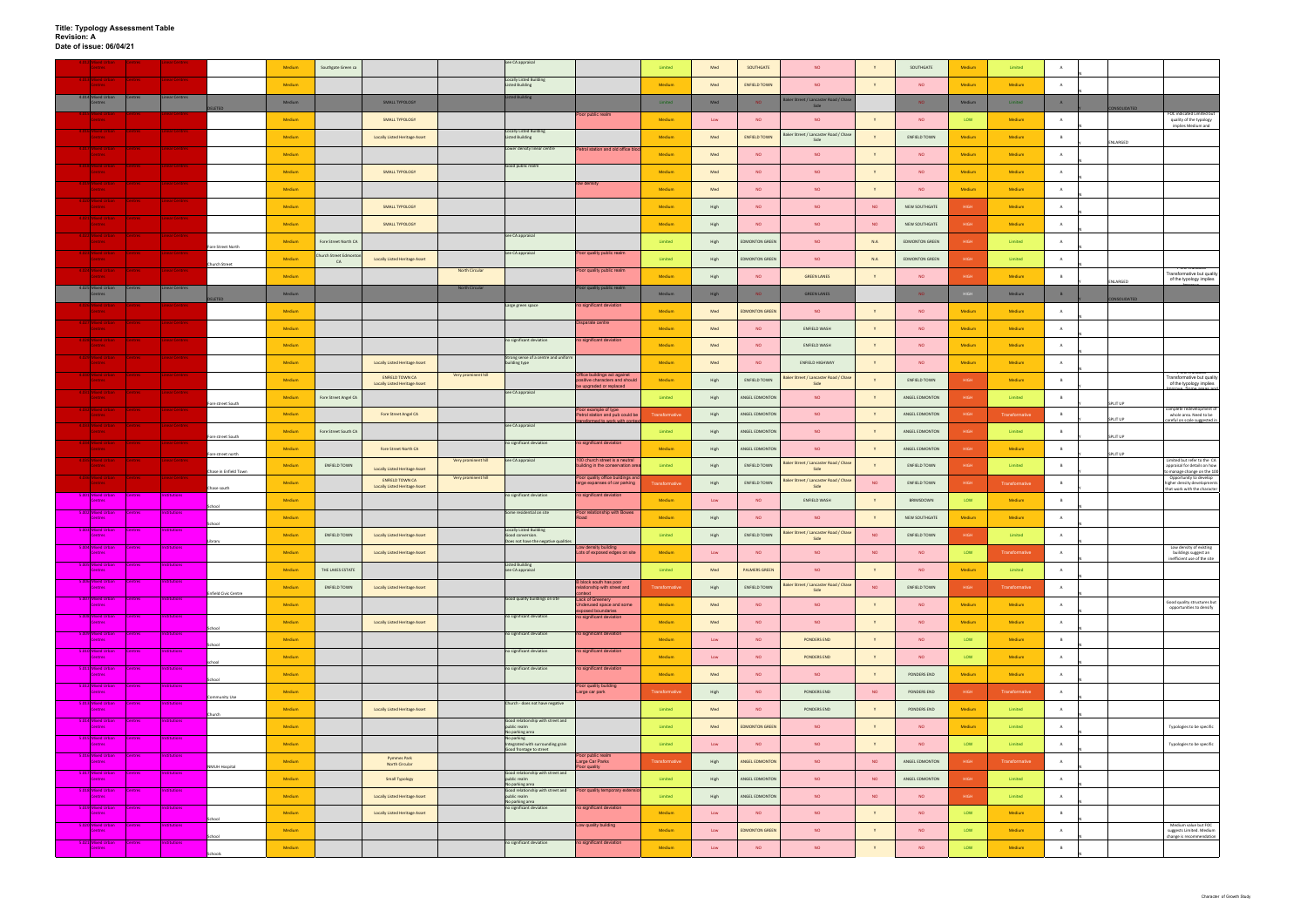**Title: Typology Assessment Table**
**Revision: A**
**Date of issue: 06/04/21**

| | | | | | | | | | | | | | | | | | | | | | | |
|---|---|---|---|---|---|---|---|---|---|---|---|---|---|---|---|---|---|---|---|---|---|---|
| 4.012 | Mixed Urban Centres | Centres | Linear Centres | | Medium | Southgate Green ca | | | see CA appraisal | | Limited | Med | SOUTHGATE | NO | Y | SOUTHGATE | Medium | Limited | A | N | | |
| 4.013 | Mixed Urban Centres | Centres | Linear Centres | | Medium | | | | Locally Listed Building Listed Building | | Medium | Med | ENFIELD TOWN | NO | Y | NO | Medium | Medium | A | N | | |
| 4.014 | Mixed Urban Centres | Centres | Linear Centres | DELETED | Medium | | SMALL TYPOLOGY | | Listed Building | | Limited | Med | NO | Baker Street / Lancaster Road / Chase Side | | NO | Medium | Limited | A | | CONSOLIDATED | |
| 4.015 | Mixed Urban Centres | Centres | Linear Centres | | Medium | | SMALL TYPOLOGY | | | Poor public realm | Medium | Low | NO | NO | Y | NO | LOW | Medium | A | N | | FOC indicated Limited but quality of the typology implies Medium and |
| 4.016 | Mixed Urban Centres | Centres | Linear Centres | | Medium | | Locally Listed Heritage Asset | | Locally Listed Building Listed Building | | Medium | Med | ENFIELD TOWN | Baker Street / Lancaster Road / Chase Side | Y | ENFIELD TOWN | Medium | Medium | B | Y | ENLARGED | |
| 4.017 | Mixed Urban Centres | Centres | Linear Centres | | Medium | | | | Lower density linear centre | Petrol station and old office block | Medium | Med | NO | NO | Y | NO | Medium | Medium | A | N | | |
| 4.018 | Mixed Urban Centres | Centres | Linear Centres | | Medium | | SMALL TYPOLOGY | | Good public realm | | Medium | Med | NO | NO | Y | NO | Medium | Medium | A | N | | |
| 4.019 | Mixed Urban Centres | Centres | Linear Centres | | Medium | | | | | low density | Medium | Med | NO | NO | Y | NO | Medium | Medium | A | N | | |
| 4.020 | Mixed Urban Centres | Centres | Linear Centres | | Medium | | SMALL TYPOLOGY | | | | Medium | High | NO | NO | NO | NEW SOUTHGATE | HIGH | Medium | A | N | | |
| 4.021 | Mixed Urban Centres | Centres | Linear Centres | | Medium | | SMALL TYPOLOGY | | | | Medium | High | NO | NO | NO | NEW SOUTHGATE | HIGH | Medium | A | N | | |
| 4.022 | Mixed Urban Centres | Centres | Linear Centres | Fore Street North | Medium | Fore Street North CA | | | see CA appraisal | | Limited | High | EDMONTON GREEN | NO | N.A | EDMONTON GREEN | HIGH | Limited | A | N | | |
| 4.023 | Mixed Urban Centres | Centres | Linear Centres | Church Street | Medium | Church Street Edmonton CA | Locally Listed Heritage Asset | | see CA appraisal | Poor quality public realm | Limited | High | EDMONTON GREEN | NO | N.A | EDMONTON GREEN | HIGH | Limited | A | N | | |
| 4.024 | Mixed Urban Centres | Centres | Linear Centres | | Medium | | | North Circular | | Poor quality public realm | Medium | High | NO | GREEN LANES | Y | NO | HIGH | Medium | B | Y | ENLARGED | Transformative but quality of the typology implies |
| 4.025 | Mixed Urban Centres | Centres | Linear Centres | DELETED | Medium | | | North Circular | | Poor quality public realm | Medium | High | NO | GREEN LANES | | NO | HIGH | Medium | B | | CONSOLIDATED | |
| 4.026 | Mixed Urban Centres | Centres | Linear Centres | | Medium | | | | Large green space | No significant deviation | Medium | Med | EDMONTON GREEN | NO | Y | NO | Medium | Medium | A | N | | |
| 4.027 | Mixed Urban Centres | Centres | Linear Centres | | Medium | | | | | Disparate centre | Medium | Med | NO | ENFIELD WASH | Y | NO | Medium | Medium | A | N | | |
| 4.028 | Mixed Urban Centres | Centres | Linear Centres | | Medium | | | | No significant deviation | No significant deviation | Medium | Med | NO | ENFIELD WASH | Y | NO | Medium | Medium | A | N | | |
| 4.029 | Mixed Urban Centres | Centres | Linear Centres | | Medium | | Locally Listed Heritage Asset | | Strong sense of a centre and uniform building type | | Medium | Med | NO | ENFIELD HIGHWAY | Y | NO | Medium | Medium | A | N | | |
| 4.030 | Mixed Urban Centres | Centres | Linear Centres | | Medium | | ENFIELD TOWN CA Locally Listed Heritage Asset | Very prominent hill | | Office buildings act against positive characters and should be upgraded or replaced | Medium | High | ENFIELD TOWN | Baker Street / Lancaster Road / Chase Side | Y | ENFIELD TOWN | HIGH | Medium | B | Y | | Transformative but quality of the typology implies |
| 4.031 | Mixed Urban Centres | Centres | Linear Centres | Fore street South | Medium | Fore Street Angel CA | | | see CA appraisal | | Limited | High | ANGEL EDMONTON | NO | Y | ANGEL EDMONTON | HIGH | Limited | B | Y | SPLIT UP | |
| 4.032 | Mixed Urban Centres | Centres | Linear Centres | | Medium | | Fore Street Angel CA | | | Poor example of type Petrol station and pub could be transformed to work with context | Transformative | High | ANGEL EDMONTON | NO | Y | ANGEL EDMONTON | HIGH | Transformative | B | Y | SPLIT UP | Complete redevelopment of whole area. Need to be careful on scale suggested in |
| 4.033 | Mixed Urban Centres | Centres | Linear Centres | Fore street South | Medium | Fore Street South CA | | | see CA appraisal | | Limited | High | ANGEL EDMONTON | NO | Y | ANGEL EDMONTON | HIGH | Limited | B | Y | SPLIT UP | |
| 4.034 | Mixed Urban Centres | Centres | Linear Centres | Fore street north | Medium | | Fore Street North CA | | No significant deviation | No significant deviation | Medium | High | ANGEL EDMONTON | NO | Y | ANGEL EDMONTON | HIGH | Medium | B | Y | SPLIT UP | |
| 4.035 | Mixed Urban Centres | Centres | Linear Centres | Chase in Enfield Town | Medium | ENFIELD TOWN | Locally Listed Heritage Asset | Very prominent hill | see CA appraisal | 100 church street is a neutral building in the conservation area | Limited | High | ENFIELD TOWN | Baker Street / Lancaster Road / Chase Side | Y | ENFIELD TOWN | HIGH | Limited | B | Y | | Limited but refer to the CA appraisal for details on how to manage change on the 100 |
| 4.036 | Mixed Urban Centres | Centres | Linear Centres | Chase south | Medium | | ENFIELD TOWN CA Locally Listed Heritage Asset | Very prominent hill | | Poor quality office buildings and large expanses of car parking | Transformative | High | ENFIELD TOWN | Baker Street / Lancaster Road / Chase Side | NO | ENFIELD TOWN | HIGH | Transformative | B | Y | | Opportunity to develop higher density developments that work with the character |
| 5.001 | Mixed Urban Centres | Centres | Institutions | School | Medium | | | | No significant deviation | No significant deviation | Medium | Low | NO | ENFIELD WASH | Y | BRIMSDOWN | LOW | Medium | B | Y | | |
| 5.002 | Mixed Urban Centres | Centres | Institutions | School | Medium | | | | Some residential on site | Poor relationship with Bowes Road | Medium | High | NO | NO | Y | NEW SOUTHGATE | Medium | Medium | A | N | | |
| 5.003 | Mixed Urban Centres | Centres | Institutions | Library | Medium | ENFIELD TOWN | Locally Listed Heritage Asset | | Locally Listed Building Good conversion. Does not have the negative qualities | | Limited | High | ENFIELD TOWN | Baker Street / Lancaster Road / Chase Side | NO | ENFIELD TOWN | HIGH | Limited | A | N | | |
| 5.004 | Mixed Urban Centres | Centres | Institutions | | Medium | | Locally Listed Heritage Asset | | | Low density building Lots of exposed edges on site | Medium | Low | NO | NO | NO | NO | LOW | Transformative | A | N | | Low density of existing buildings suggest an inefficient use of the site |
| 5.005 | Mixed Urban Centres | Centres | Institutions | | Medium | THE LAKES ESTATE | | | Listed Building see CA appraisal | | Limited | Med | PALMERS GREEN | NO | Y | NO | Medium | Limited | A | N | | |
| 5.006 | Mixed Urban Centres | Centres | Institutions | Enfield Civic Centre | Medium | ENFIELD TOWN | Locally Listed Heritage Asset | | | B block south has poor relationship with street and context | Transformative | High | ENFIELD TOWN | Baker Street / Lancaster Road / Chase Side | NO | ENFIELD TOWN | HIGH | Transformative | A | N | | |
| 5.007 | Mixed Urban Centres | Centres | Institutions | | Medium | | | | Good quality buildings on site | Lack of Greenery Underused space and some exposed boundaries | Medium | Med | NO | NO | Y | NO | Medium | Medium | A | N | | Good quality structures but opportunities to densify |
| 5.008 | Mixed Urban Centres | Centres | Institutions | School | Medium | | Locally Listed Heritage Asset | | No significant deviation | No significant deviation | Medium | Med | NO | NO | Y | NO | Medium | Medium | A | N | | |
| 5.009 | Mixed Urban Centres | Centres | Institutions | School | Medium | | | | No significant deviation | No significant deviation | Medium | Low | NO | PONDERS END | Y | NO | LOW | Medium | B | Y | | |
| 5.010 | Mixed Urban Centres | Centres | Institutions | School | Medium | | | | No significant deviation | No significant deviation | Medium | Low | NO | PONDERS END | Y | NO | LOW | Medium | A | N | | |
| 5.011 | Mixed Urban Centres | Centres | Institutions | School | Medium | | | | No significant deviation | No significant deviation | Medium | Med | NO | NO | Y | PONDERS END | Medium | Medium | A | N | | |
| 5.012 | Mixed Urban Centres | Centres | Institutions | Community Use | Medium | | | | | Poor quality building Large car park | Transformative | High | NO | PONDERS END | NO | PONDERS END | HIGH | Transformative | A | N | | |
| 5.013 | Mixed Urban Centres | Centres | Institutions | Church | Medium | | Locally Listed Heritage Asset | | Church - does not have negative | | Limited | Med | NO | PONDERS END | Y | PONDERS END | Medium | Limited | A | N | | |
| 5.014 | Mixed Urban Centres | Centres | Institutions | | Medium | | | | Good relationship with street and public realm No parking area | | Limited | Med | EDMONTON GREEN | NO | Y | NO | Medium | Limited | A | N | | Typologies to be specific |
| 5.015 | Mixed Urban Centres | Centres | Institutions | | Medium | | | | No parking Integrated with surrounding grain Good frontage to street | | Limited | Low | NO | NO | Y | NO | LOW | Limited | A | N | | Typologies to be specific |
| 5.016 | Mixed Urban Centres | Centres | Institutions | NMUH Hospital | Medium | | Pymmes Park North Circular | | | Poor public realm Large Car Parks Poor quality | Transformative | High | ANGEL EDMONTON | NO | NO | ANGEL EDMONTON | HIGH | Transformative | A | N | | |
| 5.017 | Mixed Urban Centres | Centres | Institutions | | Medium | | Small Typology | | Good relationship with street and public realm No parking area | | Limited | High | ANGEL EDMONTON | NO | NO | ANGEL EDMONTON | HIGH | Limited | A | N | | |
| 5.018 | Mixed Urban Centres | Centres | Institutions | | Medium | | Locally Listed Heritage Asset | | Good relationship with street and public realm No parking area | Poor quality temporary extension | Limited | High | ANGEL EDMONTON | NO | NO | NO | HIGH | Limited | A | N | | |
| 5.019 | Mixed Urban Centres | Centres | Institutions | School | Medium | | Locally Listed Heritage Asset | | No significant deviation | | Medium | Low | NO | NO | Y | NO | LOW | Medium | B | Y | | |
| 5.020 | Mixed Urban Centres | Centres | Institutions | School | Medium | | | | | Low quality building | Medium | Low | EDMONTON GREEN | NO | Y | NO | LOW | Medium | A | N | | Medium value but FOC suggests Limited. Medium change is recommendation |
| 5.021 | Mixed Urban Centres | Centres | Institutions | Schools | Medium | | | | No significant deviation | No significant deviation | Medium | Low | NO | NO | Y | NO | LOW | Medium | B | Y | | |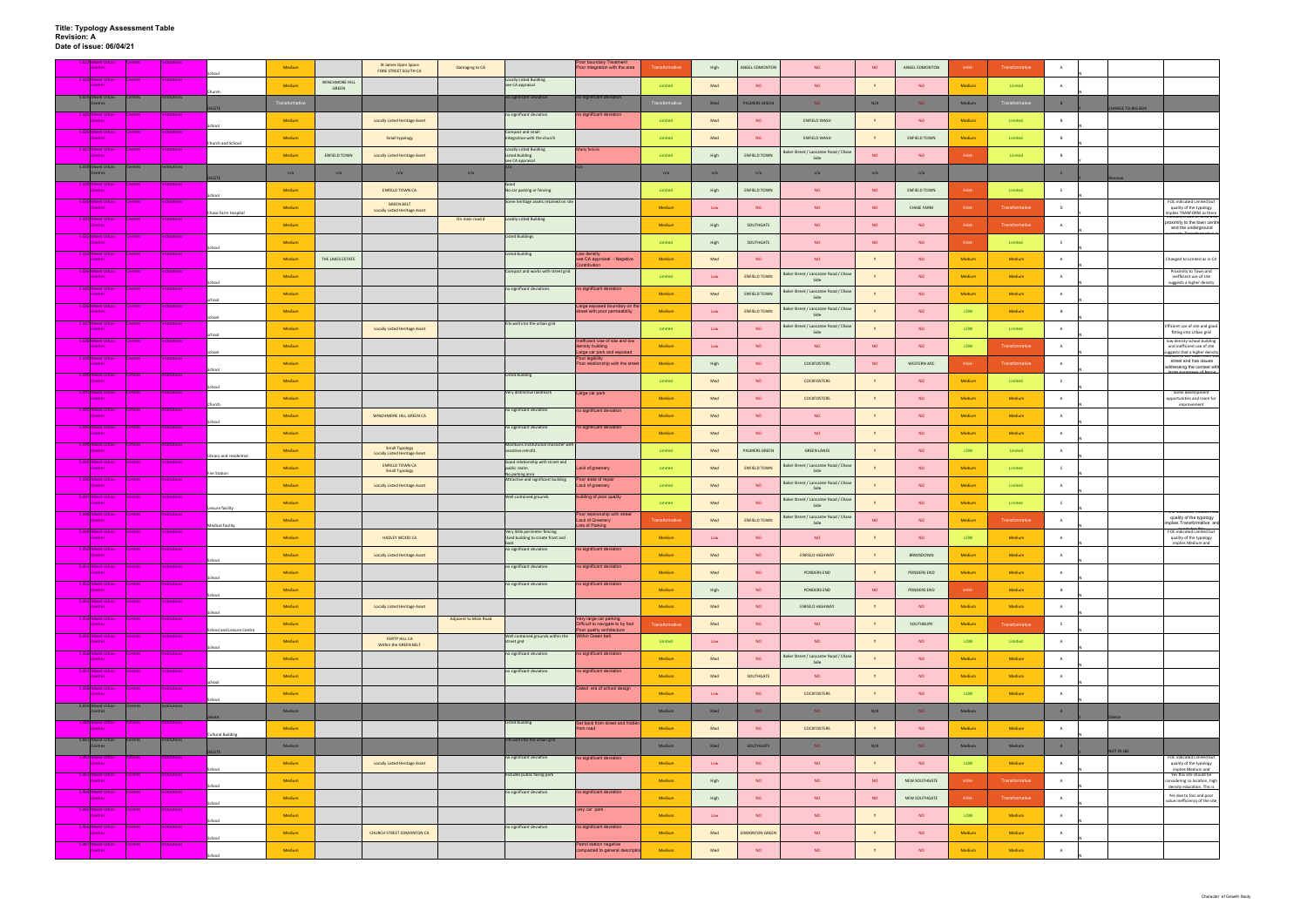# Title: Typology Assessment Table
**Revision: A**
**Date of issue: 06/04/21**

| | | | | | | | | | | | | | | | | | | | | | |
|---|---|---|---|---|---|---|---|---|---|---|---|---|---|---|---|---|---|---|---|---|---|
| 5.822 | Mixed Urban Centres | Centres | Institutions | School | Medium | | St James Open Space FORE STREET SOUTH CA | Damaging to CA | | Poor boundary Treatment Poor integration with the area | Transformative | High | ANGEL EDMONTON | NO | NO | ANGEL EDMONTON | HIGH | Transformative | A | | |
| 5.823 | Mixed Urban Centres | Centres | Institutions | Church | Medium | WINCHMORE HILL GREEN | | | Locally Listed building see CA appraisal | | Limited | Med | NO | NO | Y | NO | Medium | Limited | A | | |
| 5.824 | Mixed Urban Centres | Centres | Institutions | DELETE | Transformative | | | | No significant deviation | No significant deviation | Transformative | Med | PALMERS GREEN | NO | N/A | NO | Medium | Transformative | B | CHANGE TO BIG BOX | |
| 5.825 | Mixed Urban Centres | Centres | Institutions | School | Medium | | Locally Listed Heritage Asset | | No significant deviation | No significant deviation | Limited | Med | NO | ENFIELD WASH | Y | NO | Medium | Limited | B | | |
| 5.826 | Mixed Urban Centres | Centres | Institutions | Church and School | Medium | | Small typology | | Compact and small integration with the church | | Limited | Med | NO | ENFIELD WASH | Y | ENFIELD TOWN | Medium | Limited | B | | |
| 5.827 | Mixed Urban Centres | Centres | Institutions | | Medium | ENFIELD TOWN | Locally Listed Heritage Asset | | Locally Listed Building Listed Building see CA appraisal | Many fences | Limited | High | ENFIELD TOWN | Baker Street / Lancaster Road / Chase Side | NO | NO | HIGH | Limited | B | | |
| 5.828 | Mixed Urban Centres | Centres | Institutions | DELETE | n/a | n/a | n/a | n/a | n/a | n/a | n/a | n/a | n/a | n/a | n/a | n/a | | | E | Remove | |
| 5.829 | Mixed Urban Centres | Centres | Institutions | School | Medium | | ENFIELD TOWN CA | | Good No car parking or fencing | | Limited | High | ENFIELD TOWN | NO | NO | ENFIELD TOWN | HIGH | Limited | E | | |
| 5.830 | Mixed Urban Centres | Centres | Institutions | Chase Farm Hospital | Medium | | GREEN BELT Locally Listed Heritage Asset | | Some heritage assets retained on site | | Medium | Low | NO | NO | NO | CHASE FARM | HIGH | Transformative | D | | FOE indicated Limited but quality of the typology implies TRANSFORM as there |
| 5.831 | Mixed Urban Centres | Centres | Institutions | | Medium | | | On main road | Locally Listed Building | | Medium | High | SOUTHGATE | NO | NO | NO | HIGH | Transformative | A | | proximity to the town centre and the underground |
| 5.832 | Mixed Urban Centres | Centres | Institutions | School | Medium | | | | Listed Buildings | | Limited | High | SOUTHGATE | NO | NO | NO | HIGH | Limited | E | | |
| 5.833 | Mixed Urban Centres | Centres | Institutions | | Medium | THE LAKES ESTATE | | | Listed building | Low density see CA appraisal - Negative Contribution | Medium | Med | NO | NO | Y | NO | Medium | Medium | A | | Changed to Limited as is CA |
| 5.834 | Mixed Urban Centres | Centres | Institutions | School | Medium | | | | Compact and works with street grid | | Limited | Low | ENFIELD TOWN | Baker Street / Lancaster Road / Chase Side | Y | NO | Medium | Medium | A | | Proximity to Town and inefficient use of site suggests a higher density |
| 5.835 | Mixed Urban Centres | Centres | Institutions | School | Medium | | | | No significant deviations | No significant deviation | Medium | Med | ENFIELD TOWN | Baker Street / Lancaster Road / Chase Side | Y | NO | Medium | Medium | A | | |
| 5.836 | Mixed Urban Centres | Centres | Institutions | School | Medium | | | | | Large exposed boundary on the street with poor permeability | Medium | Low | ENFIELD TOWN | Baker Street / Lancaster Road / Chase Side | Y | NO | LOW | Medium | B | | |
| 5.837 | Mixed Urban Centres | Centres | Institutions | School | Medium | | Locally Listed Heritage Asset | | Fits well into the urban grid | | Limited | Low | NO | Baker Street / Lancaster Road / Chase Side | Y | NO | LOW | Limited | A | | Efficient use of site and good fitting into urban grid |
| 5.838 | Mixed Urban Centres | Centres | Institutions | School | Medium | | | | | Inefficient Use of site and low density building Large car park and exposed | Medium | Low | NO | NO | NO | NO | LOW | Transformative | A | | low density school building and inefficient use of site suggests that a higher density |
| 5.839 | Mixed Urban Centres | Centres | Institutions | School | Medium | | | | | Poor legibility Poor relationship with the street | Medium | High | NO | COCKFOSTERS | NO | WESTERN ARC | HIGH | Transformative | A | | street and has issues addressing the context with large expanses of fence |
| 5.840 | Mixed Urban Centres | Centres | Institutions | School | Medium | | | | Listed building | | Limited | Med | NO | COCKFOSTERS | Y | NO | Medium | Limited | E | | |
| 5.841 | Mixed Urban Centres | Centres | Institutions | Church | Medium | | | | Very distinctive landmark | Large car park | Medium | Med | NO | COCKFOSTERS | Y | NO | Medium | Medium | A | | Some development opportunities and room for improvement |
| 5.842 | Mixed Urban Centres | Centres | Institutions | School | Medium | | WINCHMORE HILL GREEN CA | | No significant deviation | No significant deviation | Medium | Med | NO | NO | Y | NO | Medium | Medium | A | | |
| 5.843 | Mixed Urban Centres | Centres | Institutions | | Medium | | | | No significant deviation | No significant deviation | Medium | Med | NO | NO | Y | NO | Medium | Medium | A | | |
| 5.844 | Mixed Urban Centres | Centres | Institutions | Library and residential | Medium | | Small Typology Locally Listed Heritage Asset | | Maintains institutional character with sensitive retrofit | | Limited | Med | PALMERS GREEN | GREEN LANES | Y | NO | LOW | Limited | A | | |
| 5.845 | Mixed Urban Centres | Centres | Institutions | Fire Station | Medium | | ENFIELD TOWN CA Small Typology | | Good relationship with street and public realm No parking area | Lack of greenery | Limited | Med | ENFIELD TOWN | Baker Street / Lancaster Road / Chase Side | Y | NO | Medium | Limited | E | | |
| 5.846 | Mixed Urban Centres | Centres | Institutions | | Medium | | Locally Listed Heritage Asset | | Attractive and significant building | Poor state of repair Lack of greenery | Limited | Med | NO | Baker Street / Lancaster Road / Chase Side | Y | NO | Medium | Limited | A | | |
| 5.847 | Mixed Urban Centres | Centres | Institutions | Leisure facility | Medium | | | | Well contained grounds | Building of poor quality | Limited | Med | NO | Baker Street / Lancaster Road / Chase Side | Y | NO | Medium | Limited | E | | |
| 5.848 | Mixed Urban Centres | Centres | Institutions | Medical facility | Medium | | | | | Poor relationship with street Lack of Greenery Lots of Parking | Transformative | Med | ENFIELD TOWN | Baker Street / Lancaster Road / Chase Side | NO | NO | Medium | Transformative | A | | quality of the typology implies Transformative and |
| 5.849 | Mixed Urban Centres | Centres | Institutions | | Medium | | HADLEY WOOD CA | | Very little perimeter fencing Used building to create front and back | | Medium | Low | NO | NO | Y | NO | LOW | Medium | A | | FOE indicated Limited but quality of the typology implies Medium and |
| 5.850 | Mixed Urban Centres | Centres | Institutions | School | Medium | | Locally Listed Heritage Asset | | No significant deviation | No significant deviation | Medium | Med | NO | ENFIELD HIGHWAY | Y | BRIMSDOWN | Medium | Medium | A | | |
| 5.851 | Mixed Urban Centres | Centres | Institutions | School | Medium | | | | No significant deviation | No significant deviation | Medium | Med | NO | PONDERS END | Y | PONDERS END | Medium | Medium | A | | |
| 5.852 | Mixed Urban Centres | Centres | Institutions | School | Medium | | | | No significant deviation | No significant deviation | Medium | High | NO | PONDERS END | NO | PONDERS END | HIGH | Medium | B | | |
| 5.853 | Mixed Urban Centres | Centres | Institutions | School | Medium | | Locally Listed Heritage Asset | | | | Medium | Med | NO | ENFIELD HIGHWAY | Y | NO | Medium | Medium | A | | |
| 5.854 | Mixed Urban Centres | Centres | Institutions | School and Leisure Centre | Medium | | | Adjacent to Main Road | | Very large car parking Difficult to navigate to by foot Poor quality architecture | Transformative | Med | NO | NO | Y | SOUTHBURY | Medium | Transformative | E | | |
| 5.855 | Mixed Urban Centres | Centres | Institutions | School | Medium | | FORTY HILL CA Within the GREEN BELT | | Well contained grounds within the street grid | Within Green belt | Limited | Low | NO | NO | Y | NO | LOW | Limited | A | | |
| 5.856 | Mixed Urban Centres | Centres | Institutions | | Medium | | | | No significant deviation | No significant deviation | Medium | Med | NO | Baker Street / Lancaster Road / Chase Side | Y | NO | Medium | Medium | A | | |
| 5.857 | Mixed Urban Centres | Centres | Institutions | School | Medium | | | | No significant deviation | No significant deviation | Medium | Med | SOUTHGATE | NO | Y | NO | Medium | Medium | A | | |
| 5.858 | Mixed Urban Centres | Centres | Institutions | School | Medium | | | | | Dated era of school design | Medium | Low | NO | COCKFOSTERS | Y | NO | LOW | Medium | A | | |
| 5.859 | Mixed Urban Centres | Centres | Institutions | Delete | Medium | | | | | | Medium | Med | NO | NO | N/A | NO | Medium | | A | Delete | |
| 5.860 | Mixed Urban Centres | Centres | Institutions | Cultural Building | Medium | | | | Listed building | Set back from street and hidden from road | Medium | Med | NO | COCKFOSTERS | Y | NO | Medium | Medium | A | | |
| 5.861 | Mixed Urban Centres | Centres | Institutions | DELETE | Medium | | | | Fits well into the urban grid | | Medium | Med | SOUTHGATE | NO | N/A | NO | Medium | Medium | A | NOT IN LBE | |
| 5.862 | Mixed Urban Centres | Centres | Institutions | School | Medium | | Locally Listed Heritage Asset | | No significant deviation | No significant deviation | Medium | Low | NO | NO | Y | NO | LOW | Medium | A | | FOE indicated Limited but quality of the typology implies Medium and |
| 5.863 | Mixed Urban Centres | Centres | Institutions | School | Medium | | | | Includes public facing park | | Medium | High | NO | NO | NO | NEW SOUTHGATE | HIGH | Transformative | A | | Yes this site should be considering its location, high density education. This is |
| 5.864 | Mixed Urban Centres | Centres | Institutions | School | Medium | | | | No significant deviation | No significant deviation | Medium | High | NO | NO | NO | NEW SOUTHGATE | HIGH | Transformative | A | | Yes due to foot and poor value/inefficiency of the site |
| 5.865 | Mixed Urban Centres | Centres | Institutions | School | Medium | | | | | Very car park | Medium | Low | NO | NO | Y | NO | LOW | Medium | A | | |
| 5.866 | Mixed Urban Centres | Centres | Institutions | School | Medium | | CHURCH STREET EDMONTON CA | | No significant deviation | No significant deviation | Medium | Med | EDMONTON GREEN | NO | Y | NO | Medium | Medium | A | | |
| 5.867 | Mixed Urban Centres | Centres | Institutions | School | Medium | | | | | Petrol station negative compared to general description | Medium | Med | NO | NO | Y | NO | Medium | Medium | A | | |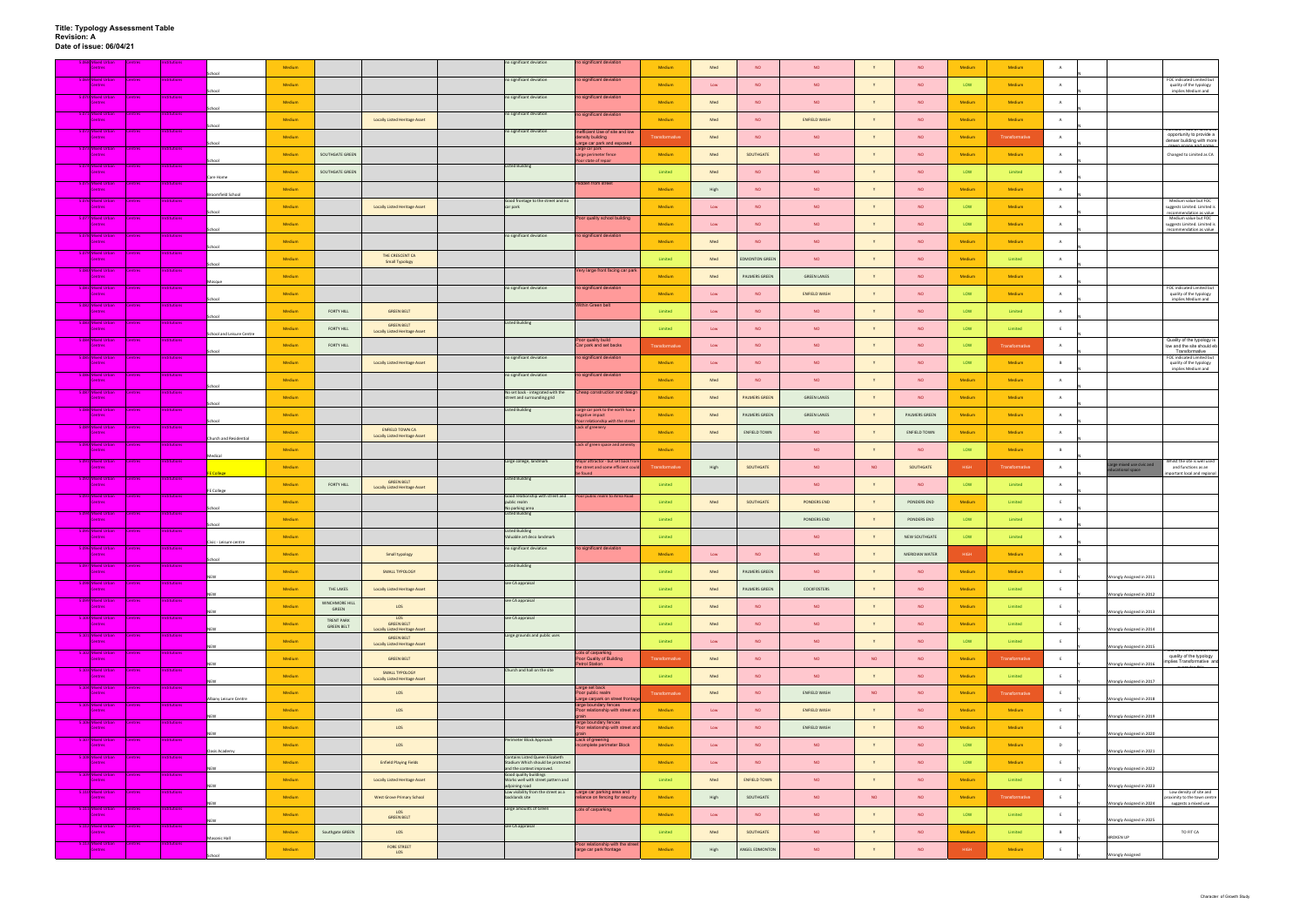**Title: Typology Assessment Table**
**Revision: A**
**Date of issue: 06/04/21**

| | | | | | | | | | | | | | | | | | | | | | |
|---|---|---|---|---|---|---|---|---|---|---|---|---|---|---|---|---|---|---|---|---|---|
| 5.867 Mixed Urban Centres | Centres | Institutions | School | Medium | | | no significant deviation | no significant deviation | Medium | Med | NO | NO | Y | NO | Medium | Medium | A | N | | |
| 5.868 Mixed Urban Centres | Centres | Institutions | School | Medium | | | no significant deviation | no significant deviation | Medium | Low | NO | NO | Y | NO | LOW | Medium | A | N | | FOC indicated Limited but quality of the typology implies Medium and |
| 5.869 Mixed Urban Centres | Centres | Institutions | School | Medium | | | no significant deviation | no significant deviation | Medium | Med | NO | NO | Y | NO | Medium | Medium | A | N | | |
| 5.870 Mixed Urban Centres | Centres | Institutions | School | Medium | | Locally Listed Heritage Asset | no significant deviation | no significant deviation | Medium | Med | NO | ENFIELD WASH | Y | NO | Medium | Medium | A | N | | |
| 5.871 Mixed Urban Centres | Centres | Institutions | School | Medium | | | no significant deviation | Inefficient Use of site and low density building Large car park and exposed | Transformative | Med | NO | NO | Y | NO | Medium | Transformative | A | N | | opportunity to provide a denser building with more |
| 5.872 Mixed Urban Centres | Centres | Institutions | School | Medium | SOUTHGATE GREEN | | | Large car park Large perimeter fence Poor state of repair | Medium | Med | SOUTHGATE | NO | Y | NO | Medium | Medium | A | N | | Changed to Limited as CA |
| 5.873 Mixed Urban Centres | Centres | Institutions | Care Home | Medium | SOUTHGATE GREEN | | Listed Building | | Limited | Med | NO | NO | Y | NO | LOW | Limited | A | N | | |
| 5.874 Mixed Urban Centres | Centres | Institutions | Broomfield School | Medium | | | | Hidden from street | Medium | High | NO | NO | Y | NO | Medium | Medium | A | N | | |
| 5.875 Mixed Urban Centres | Centres | Institutions | School | Medium | | Locally Listed Heritage Asset | Good frontage to the street and no car park | | Medium | Low | NO | NO | Y | NO | LOW | Medium | A | N | | Medium value but FOC suggests Limited. Limited is recommendation as value |
| 5.876 Mixed Urban Centres | Centres | Institutions | School | Medium | | | | Poor quality school building | Medium | Low | NO | NO | Y | NO | LOW | Medium | A | N | | Medium value but FOC suggests Limited. Limited is recommendation as value |
| 5.877 Mixed Urban Centres | Centres | Institutions | School | Medium | | | no significant deviation | no significant deviation | Medium | Med | NO | NO | Y | NO | Medium | Medium | A | N | | |
| 5.878 Mixed Urban Centres | Centres | Institutions | School | Medium | | THE CRESCENT CA Small Typology | | | Limited | Med | EDMONTON GREEN | NO | Y | NO | Medium | Limited | A | N | | |
| 5.879 Mixed Urban Centres | Centres | Institutions | Mosque | Medium | | | | Very large front facing car park | Medium | Med | PALMERS GREEN | GREEN LANES | Y | NO | Medium | Medium | A | N | | |
| 5.880 Mixed Urban Centres | Centres | Institutions | School | Medium | | | no significant deviation | no significant deviation | Medium | Low | NO | ENFIELD WASH | Y | NO | LOW | Medium | A | N | | FOC indicated Limited but quality of the typology implies Medium and |
| 5.881 Mixed Urban Centres | Centres | Institutions | School | Medium | FORTY HILL | GREEN BELT | | Within Green belt | Limited | Low | NO | NO | Y | NO | LOW | Limited | A | N | | |
| 5.882 Mixed Urban Centres | Centres | Institutions | School and Leisure Centre | Medium | FORTY HILL | GREEN BELT Locally Listed Heritage Asset | Listed Building | | Limited | Low | NO | NO | Y | NO | LOW | Limited | E | N | | |
| 5.883 Mixed Urban Centres | Centres | Institutions | School | Medium | FORTY HILL | | | Poor quality build Car park and set backs | Transformative | Low | NO | NO | Y | NO | LOW | Transformative | A | N | | Quality of the typology is low and the site should eb Transformative |
| 5.884 Mixed Urban Centres | Centres | Institutions | | Medium | | Locally Listed Heritage Asset | no significant deviation | no significant deviation | Medium | Low | NO | NO | Y | NO | LOW | Medium | B | N | | FOC indicated Limited but quality of the typology implies Medium and |
| 5.885 Mixed Urban Centres | Centres | Institutions | School | Medium | | | no significant deviation | no significant deviation | Medium | Med | NO | NO | Y | NO | Medium | Medium | A | N | | |
| 5.886 Mixed Urban Centres | Centres | Institutions | School | Medium | | | No set back - integrated with the street and surrounding grid | Cheap construction and design | Medium | Med | PALMERS GREEN | GREEN LANES | Y | NO | Medium | Medium | A | N | | |
| 5.887 Mixed Urban Centres | Centres | Institutions | School | Medium | | | Listed Building | Large car park to the north has a negative impact Poor relationship with the street | Medium | Med | PALMERS GREEN | GREEN LANES | Y | PALMERS GREEN | Medium | Medium | A | N | | |
| 5.888 Mixed Urban Centres | Centres | Institutions | Church and Residential | Medium | | ENFIELD TOWN CA Locally Listed Heritage Asset | | Lack of greenery | Medium | Med | ENFIELD TOWN | NO | Y | ENFIELD TOWN | Medium | Medium | A | N | | |
| 5.889 Mixed Urban Centres | Centres | Institutions | Medical | Medium | | | | Lack of green space and amenity | Medium | | | NO | Y | NO | LOW | Medium | B | N | | |
| 5.890 Mixed Urban Centres | Centres | Institutions | FE College | Medium | | | Large college, landmark | Major attractor - but set back from the street and some efficient could be found | Transformative | High | SOUTHGATE | NO | NO | SOUTHGATE | HIGH | Transformative | A | N | Large mixed use civic and educational space | Whilst the site is well used and functions as an important local and regional |
| 5.891 Mixed Urban Centres | Centres | Institutions | FE College | Medium | FORTY HILL | GREEN BELT Locally Listed Heritage Asset | Listed Building | | Limited | | | NO | Y | NO | LOW | Limited | A | N | | |
| 5.892 Mixed Urban Centres | Centres | Institutions | School | Medium | | | Good relationship with street and public realm No parking area | Poor public realm to Arnos Road | Limited | Med | SOUTHGATE | PONDERS END | Y | PONDERS END | Medium | Limited | E | N | | |
| 5.893 Mixed Urban Centres | Centres | Institutions | School | Medium | | | Listed Building | | Limited | | | PONDERS END | Y | PONDERS END | LOW | Limited | A | N | | |
| 5.894 Mixed Urban Centres | Centres | Institutions | Civic - Leisure centre | Medium | | | Listed Building Valuable art deco landmark | | Limited | | | NO | Y | NEW SOUTHGATE | LOW | Limited | A | N | | |
| 5.895 Mixed Urban Centres | Centres | Institutions | School | Medium | | Small typology | no significant deviation | no significant deviation | Medium | Low | NO | NO | Y | MERIDIAN WATER | HIGH | Medium | A | N | | |
| 5.896 Mixed Urban Centres | Centres | Institutions | NEW | Medium | | SMALL TYPOLOGY | Listed Building | | Limited | Med | PALMERS GREEN | NO | Y | NO | Medium | Medium | E | Y | Wrongly Assigned in 2011 | |
| 5.897 Mixed Urban Centres | Centres | Institutions | NEW | Medium | THE LAKES | Locally Listed Heritage Asset | See CA appraisal | | Limited | Med | PALMERS GREEN | COCKFOSTERS | Y | NO | Medium | Limited | E | Y | Wrongly Assigned in 2012 | |
| 5.898 Mixed Urban Centres | Centres | Institutions | NEW | Medium | WINCHMORE HILL GREEN | LOS | See CA appraisal | | Limited | Med | NO | NO | Y | NO | Medium | Limited | E | Y | Wrongly Assigned in 2013 | |
| 5.899 Mixed Urban Centres | Centres | Institutions | NEW | Medium | TRENT PARK GREEN BELT | LOS GREEN BELT Locally Listed Heritage Asset | See CA appraisal | | Limited | Med | NO | NO | Y | NO | Medium | Limited | E | Y | Wrongly Assigned in 2014 | |
| 5.900 Mixed Urban Centres | Centres | Institutions | NEW | Medium | | GREEN BELT Locally Listed Heritage Asset | Large grounds and public uses | | Limited | Low | NO | NO | Y | NO | LOW | Limited | E | Y | Wrongly Assigned in 2015 | |
| 5.901 Mixed Urban Centres | Centres | Institutions | NEW | Medium | | GREEN BELT | | Lots of carparking Poor Quality of Building Petrol Station | Transformative | Med | NO | NO | NO | NO | Medium | Transformative | E | Y | Wrongly Assigned in 2016 | quality of the typology implies Transformative and |
| 5.902 Mixed Urban Centres | Centres | Institutions | NEW | Medium | | SMALL TYPOLOGY Locally Listed Heritage Asset | Church and hall on the site | | Limited | Med | NO | NO | Y | NO | Medium | Limited | E | Y | Wrongly Assigned in 2017 | |
| 5.903 Mixed Urban Centres | Centres | Institutions | Albany Leisure Centre | Medium | | LOS | | Large set back Poor public realm Large carpark on street frontage | Transformative | Med | NO | ENFIELD WASH | NO | NO | Medium | Transformative | E | Y | Wrongly Assigned in 2018 | |
| 5.904 Mixed Urban Centres | Centres | Institutions | NEW | Medium | | LOS | | Large boundary fences Poor relationship with street and grain | Medium | Low | NO | ENFIELD WASH | Y | NO | Medium | Medium | E | Y | Wrongly Assigned in 2019 | |
| 5.905 Mixed Urban Centres | Centres | Institutions | NEW | Medium | | LOS | | Large boundary fences Poor relationship with street and grain | Medium | Low | NO | ENFIELD WASH | Y | NO | Medium | Medium | E | Y | Wrongly Assigned in 2020 | |
| 5.906 Mixed Urban Centres | Centres | Institutions | Oasis Academy | Medium | | LOS | Perimeter Block Approach | Lack of greening Incomplete perimeter Block | Medium | Low | NO | NO | Y | NO | LOW | Medium | D | Y | Wrongly Assigned in 2021 | |
| 5.907 Mixed Urban Centres | Centres | Institutions | NEW | Medium | | Enfield Playing Fields | Contains Listed Queen Elizabeth Stadium Which should be protected and the context improved | | Medium | Low | NO | NO | Y | NO | LOW | Medium | E | Y | Wrongly Assigned in 2022 | |
| 5.908 Mixed Urban Centres | Centres | Institutions | NEW | Medium | | Locally Listed Heritage Asset | Good quality buildings Works well with street pattern and adjoining road | | Limited | Med | ENFIELD TOWN | NO | Y | NO | Medium | Limited | E | Y | Wrongly Assigned in 2023 | |
| 5.909 Mixed Urban Centres | Centres | Institutions | NEW | Medium | | West Grove Primary School | Low visibility from the street as a backlands site | Large car parking area and reliance on fencing for security | Medium | High | SOUTHGATE | NO | NO | NO | Medium | Transformative | E | Y | Wrongly Assigned in 2024 | Low density of site and proximity to the town centre suggests a mixed use |
| 5.910 Mixed Urban Centres | Centres | Institutions | NEW | Medium | | LOS GREEN BELT | Large amounts of Green | Lots of carparking | Medium | Low | NO | NO | Y | NO | LOW | Limited | E | Y | Wrongly Assigned in 2025 | |
| 5.911 Mixed Urban Centres | Centres | Institutions | Masonic Hall | Medium | Southgate GREEN | LOS | See CA appraisal | | Limited | Med | SOUTHGATE | NO | Y | NO | Medium | Limited | B | Y | BROKEN UP | TO FIT CA |
| 5.912 Mixed Urban Centres | Centres | Institutions | School | Medium | | FORE STREET LOS | | Poor relationship with the street Large car park frontage | Medium | High | ANGEL EDMONTON | NO | Y | NO | HIGH | Medium | E | Y | Wrongly Assigned | |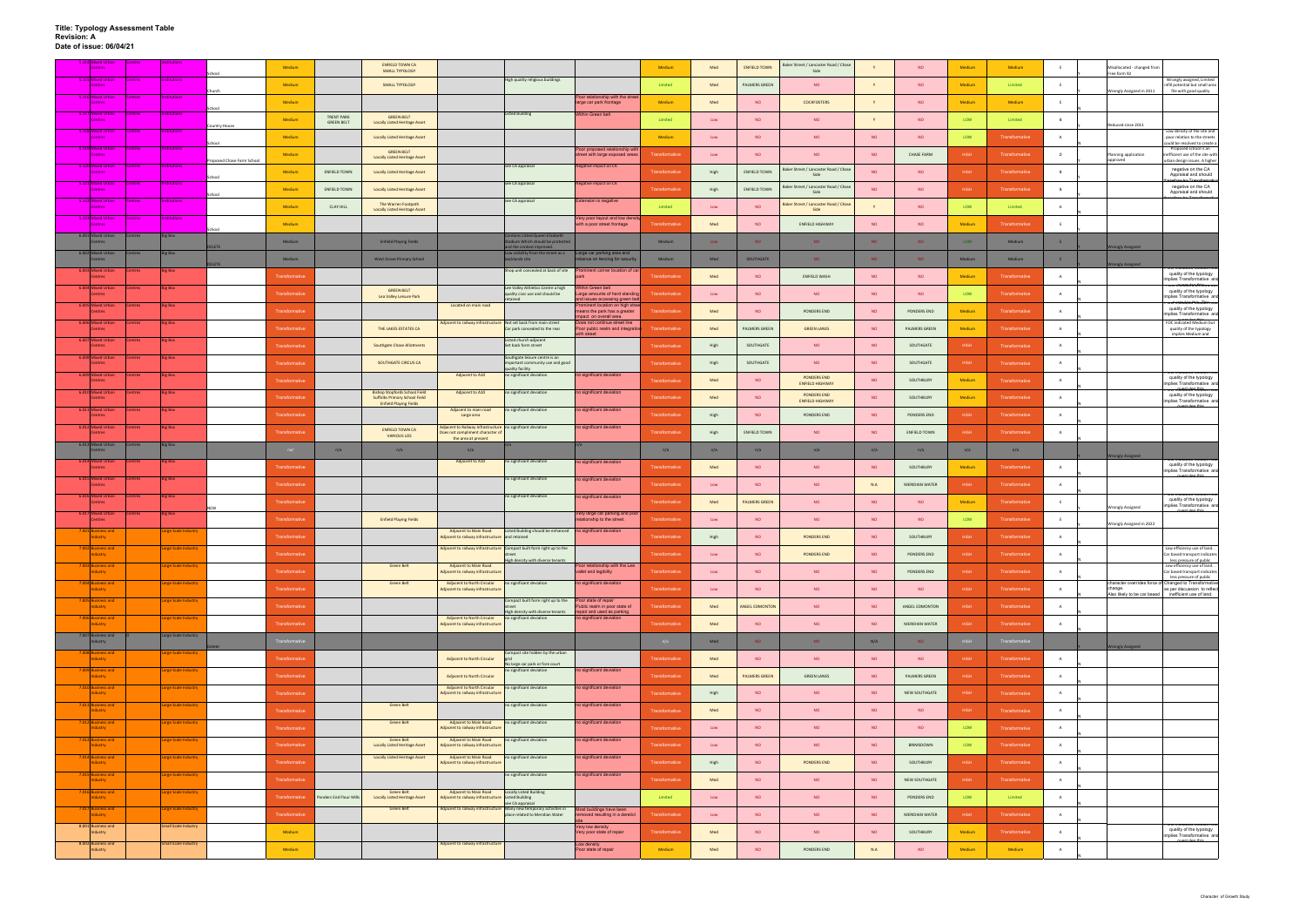**Title: Typology Assessment Table**
**Revision: A**
**Date of issue: 06/04/21**

| | | | | | | | | | | | | | | | | | | | | | |
|---|---|---|---|---|---|---|---|---|---|---|---|---|---|---|---|---|---|---|---|---|---|
| 5.417 Mixed Urban Centres | Centres | Institutions | School | Medium | | ENFIELD TOWN CA SMALL TYPOLOGY | | | | Medium | Med | ENFIELD TOWN | Baker Street / Lancaster Road / Chase Side | Y | NO | Medium | Medium | E | | Misallocated - changed from Tree form 92 | |
| 5.418 Mixed Urban Centres | Centres | Institutions | Church | Medium | | SMALL TYPOLOGY | | High quality religious buildings | | Limited | Med | PALMERS GREEN | NO | Y | NO | Medium | Limited | E | | Wrongly Assigned in 2011 | Wrongly assigned, Limited infill potential but small area fits with good quality. |
| 5.419 Mixed Urban Centres | Centres | Institutions | School | Medium | | | | | Poor relationship with the street. Large car park frontage | Medium | Med | NO | COCKFOSTERS | Y | NO | Medium | Medium | E | | | |
| 5.420 Mixed Urban Centres | Centres | Institutions | Country House | Medium | TRENT PARK GREEN BELT | GREEN BELT Locally Listed Heritage Asset | | Listed Building | Within Green belt | Limited | Low | NO | NO | Y | NO | LOW | Limited | B | | Reduced since 2011 | |
| 5.421 Mixed Urban Centres | Centres | Institutions | School | Medium | | Locally Listed Heritage Asset | | | | Medium | Low | NO | NO | NO | NO | LOW | Transformative | A | | | Low density of the site and poor relation to the streets could be resolved to create a |
| 5.422 Mixed Urban Centres | Centres | Institutions | Proposed Chase Farm School | Medium | | GREEN BELT Locally Listed Heritage Asset | | | Poor proposed relationship with street with large exposed areas | Transformative | Low | NO | NO | NO | CHASE FARM | HIGH | Transformative | D | | Planning application approved | Proposed school is an inefficient use of the site with urban design issues. A higher |
| 5.423 Mixed Urban Centres | Centres | Institutions | School | Medium | ENFIELD TOWN | Locally Listed Heritage Asset | | See CA appraisal | Negative impact on CA | Transformative | High | ENFIELD TOWN | Baker Street / Lancaster Road / Chase Side | NO | NO | HIGH | Transformative | B | | | negative on the CA Appraisal and should |
| 5.424 Mixed Urban Centres | Centres | Institutions | School | Medium | ENFIELD TOWN | Locally Listed Heritage Asset | | See CA appraisal | Negative impact on CA | Transformative | High | ENFIELD TOWN | Baker Street / Lancaster Road / Chase Side | NO | NO | HIGH | Transformative | B | | | negative on the CA Appraisal and should |
| 5.425 Mixed Urban Centres | Centres | Institutions | | Medium | CLAY HILL | The Warren Footpath Locally Listed Heritage Asset | | See CA appraisal | Extension is negative | Limited | Low | NO | Baker Street / Lancaster Road / Chase Side | Y | NO | LOW | Limited | A | | | |
| 5.426 Mixed Urban Centres | Centres | Institutions | School | Medium | | | | | Very poor layout and low density with a poor street frontage | Transformative | Med | NO | ENFIELD HIGHWAY | NO | NO | Medium | Transformative | A | | | |
| 6.001 Mixed Urban Centres | Centres | Big Box | DELETE | Medium | | Enfield Playing Fields | | Contains Listed Queen Elizabeth Stadium Which should be protected and the context improved. | | Medium | Low | NO | NO | NO | NO | LOW | Medium | E | | Wrongly Assigned | |
| 6.002 Mixed Urban Centres | Centres | Big Box | DELETE | Medium | | West Grove Primary School | | Low visibility from the street as a backlands site | Large car parking area and reliance on fencing for security | Medium | Med | SOUTHGATE | NO | NO | NO | Medium | Medium | E | | Wrongly Assigned | |
| 6.003 Mixed Urban Centres | Centres | Big Box | | Transformative | | | | Shop and concealed at back of site | Prominent corner location of car park | Transformative | Med | NO | ENFIELD WASH | NO | NO | Medium | Transformative | A | | | quality of the typology implies Transformative and |
| 6.004 Mixed Urban Centres | Centres | Big Box | | Transformative | | GREEN BELT Lea Valley Leisure Park | | Lee Valley Athletics Centre a high quality civic use and should be retained | Within Green belt. Large amounts of hard standing and issues accessing green belt | Transformative | Low | NO | NO | NO | NO | LOW | Transformative | A | | | quality of the typology implies Transformative and |
| 6.005 Mixed Urban Centres | Centres | Big Box | | Transformative | | | Located on main road | | Prominent location on high street means the park has a greater impact on overall area | Transformative | Med | NO | PONDERS END | NO | PONDERS END | Medium | Transformative | A | | | quality of the typology implies Transformative and |
| 6.006 Mixed Urban Centres | Centres | Big Box | | Transformative | | THE LAKES ESTATES CA | Adjacent to railway infrastructure | Not set back from main street. Car park concealed to the rear | Does not continue street line. Poor public realm and integration with street | Transformative | Med | PALMERS GREEN | GREEN LANES | NO | PALMERS GREEN | Medium | Transformative | A | | | FOC indicated Medium but quality of the typology implies Medium and |
| 6.007 Mixed Urban Centres | Centres | Big Box | | Transformative | | Southgate Chase Allotments | | Listed church adjacent. Set back form street | | Transformative | High | SOUTHGATE | NO | NO | SOUTHGATE | HIGH | Transformative | A | | | |
| 6.008 Mixed Urban Centres | Centres | Big Box | | Transformative | | SOUTHGATE CIRCUS CA | | Southgate leisure centre is an important community use and good quality facility | | Transformative | High | SOUTHGATE | NO | NO | SOUTHGATE | HIGH | Transformative | A | | | |
| 6.009 Mixed Urban Centres | Centres | Big Box | | Transformative | | | Adjacent to A10 | no significant deviation | no significant deviation | Transformative | Med | NO | PONDERS END ENFIELD HIGHWAY | NO | SOUTHBURY | Medium | Transformative | A | | | quality of the typology implies Transformative and |
| 6.010 Mixed Urban Centres | Centres | Big Box | | Transformative | | Bishop Stopfords School Field Suffolks Primary School Field Enfield Playing Fields | Adjacent to A10 | no significant deviation | no significant deviation | Transformative | Med | NO | PONDERS END ENFIELD HIGHWAY | NO | SOUTHBURY | Medium | Transformative | A | | | quality of the typology implies Transformative and |
| 6.011 Mixed Urban Centres | Centres | Big Box | | Transformative | | | Adjacent to main road. Large area | no significant deviation | no significant deviation | Transformative | High | NO | PONDERS END | NO | PONDERS END | HIGH | Transformative | A | | | |
| 6.012 Mixed Urban Centres | Centres | Big Box | | Transformative | | ENFIELD TOWN CA VARIOUS LOS | Adjacent to Railway Infrastructure. Does not compliment character of the area at present | no significant deviation | no significant deviation | Transformative | High | ENFIELD TOWN | NO | NO | ENFIELD TOWN | HIGH | Transformative | A | | | |
| 6.013 Mixed Urban Centres | Centres | Big Box | | n/a | n/a | n/a | n/a | n/a | n/a | n/a | n/a | n/a | n/a | n/a | n/a | n/a | n/a | | | Wrongly Assigned | |
| 6.014 Mixed Urban Centres | Centres | Big Box | | Transformative | | | Adjacent to A10 | no significant deviation | no significant deviation | Transformative | Med | NO | NO | NO | SOUTHBURY | Medium | Transformative | A | | | quality of the typology implies Transformative and |
| 6.015 Mixed Urban Centres | Centres | Big Box | | Transformative | | | | no significant deviation | no significant deviation | Transformative | Low | NO | NO | N.A | MERIDIAN WATER | HIGH | Transformative | A | | | |
| 6.016 Mixed Urban Centres | Centres | Big Box | NEW | Transformative | | | | no significant deviation | no significant deviation | Transformative | Med | PALMERS GREEN | NO | NO | NO | Medium | Transformative | E | | Wrongly Assigned | quality of the typology implies Transformative and |
| 6.017 Mixed Urban Centres | Centres | Big Box | | Transformative | | Enfield Playing Fields | | | Very large car parking and poor relationship to the street | Transformative | Low | NO | NO | NO | NO | LOW | Transformative | E | | Wrongly Assigned in 2022 | |
| 7.001 Business and Industry | | Large Scale Industry | | Transformative | | | Adjacent to Main Road. Adjacent to railway infrastructure | Listed Building should be enhanced and retained | no significant deviation | Transformative | High | NO | PONDERS END | NO | SOUTHBURY | HIGH | Transformative | A | | | |
| 7.002 Business and Industry | | Large Scale Industry | | Transformative | | | Adjacent to railway infrastructure | Compact built form right up to the street. High density with diverse tenants | | Transformative | Low | NO | PONDERS END | NO | PONDERS END | HIGH | Transformative | A | | | Low efficiency use of land. Car based transport indicates less pressure of public |
| 7.003 Business and Industry | | Large Scale Industry | | Transformative | | Green Belt | Adjacent to Main Road. Adjacent to railway infrastructure | | Poor relationship with the Lee Valley and legibility | Transformative | Low | NO | NO | NO | PONDERS END | HIGH | Transformative | A | | | Low efficiency use of land. Car based transport indicates less pressure of public |
| 7.004 Business and Industry | | Large Scale Industry | | Transformative | | Green Belt | Adjacent to North Circular. Adjacent to railway infrastructure | no significant deviation | no significant deviation | Transformative | Low | NO | NO | NO | NO | HIGH | Transformative | A | | Character override force of change. Also likely to be car based | Changed to Transformative as per discussion to reflect inefficient use of land. |
| 7.005 Business and Industry | | Large Scale Industry | | Transformative | | | | Compact built form right up to the street. High density with diverse tenants | Poor state of repair. Public realm in poor state of repair and used as parking | Transformative | Med | ANGEL EDMONTON | NO | NO | ANGEL EDMONTON | HIGH | Transformative | A | | | |
| 7.006 Business and Industry | | Large Scale Industry | | Transformative | | | Adjacent to North Circular. Adjacent to railway infrastructure | no significant deviation | no significant deviation | Transformative | Med | NO | NO | NO | MERIDIAN WATER | HIGH | Transformative | A | | | |
| 7.007 Business and Industry | | Large Scale Industry | Delete | Transformative | | | | | | n/a | Med | NO | NO | N/A | NO | HIGH | Transformative | | | Wrongly Assigned | |
| 7.008 Business and Industry | | Large Scale Industry | | Transformative | | | Adjacent to North Circular | Compact site hidden by the urban grid. No large car park or fore-court | | Transformative | Med | NO | NO | NO | NO | HIGH | Transformative | A | | | |
| 7.009 Business and Industry | | Large Scale Industry | | Transformative | | | Adjacent to North Circular | no significant deviation | no significant deviation | Transformative | Med | PALMERS GREEN | GREEN LANES | NO | PALMERS GREEN | HIGH | Transformative | A | | | |
| 7.010 Business and Industry | | Large Scale Industry | | Transformative | | | Adjacent to North Circular. Adjacent to railway infrastructure | no significant deviation | no significant deviation | Transformative | High | NO | NO | NO | NEW SOUTHGATE | HIGH | Transformative | A | | | |
| 7.011 Business and Industry | | Large Scale Industry | | Transformative | | Green Belt | | no significant deviation | no significant deviation | Transformative | Med | NO | NO | NO | NO | HIGH | Transformative | A | | | |
| 7.012 Business and Industry | | Large Scale Industry | | Transformative | | Green Belt | Adjacent to Main Road. Adjacent to railway infrastructure | no significant deviation | no significant deviation | Transformative | Low | NO | NO | NO | NO | LOW | Transformative | A | | | |
| 7.013 Business and Industry | | Large Scale Industry | | Transformative | | Green Belt Locally Listed Heritage Asset | Adjacent to Main Road. Adjacent to railway infrastructure | no significant deviation | no significant deviation | Transformative | Low | NO | NO | NO | BRIMSDOWN | LOW | Transformative | A | | | |
| 7.014 Business and Industry | | Large Scale Industry | | Transformative | | Locally Listed Heritage Asset | Adjacent to Main Road. Adjacent to railway infrastructure | no significant deviation | no significant deviation | Transformative | High | NO | PONDERS END | NO | SOUTHBURY | HIGH | Transformative | A | | | |
| 7.015 Business and Industry | | Large Scale Industry | | Transformative | | | | no significant deviation | no significant deviation | Transformative | Med | NO | NO | NO | NEW SOUTHGATE | HIGH | Transformative | A | | | |
| 7.016 Business and Industry | | Large Scale Industry | | Transformative | Ponders End Flour Mills | Green Belt Locally Listed Heritage Asset | Adjacent to Main Road. Adjacent to railway infrastructure | Locally Listed Building. Listed Building. See CA appraisal | | Limited | Low | NO | NO | NO | PONDERS END | LOW | Limited | A | | | |
| 7.017 Business and Industry | | Large Scale Industry | | Transformative | | Green Belt | Adjacent to railway infrastructure | Many new temporary activities in place related to Meridian Water | Most buildings have been removed resulting in a derelict site | Transformative | Low | NO | NO | NO | MERIDIAN WATER | HIGH | Transformative | A | | | |
| 8.001 Business and Industry | | Small Scale Industry | | Medium | | | | | Very low density. Very poor state of repair | Transformative | Med | NO | NO | NO | SOUTHBURY | Medium | Transformative | A | | | quality of the typology implies Transformative and |
| 8.002 Business and Industry | | Small Scale Industry | | Medium | | | Adjacent to railway infrastructure | | Low density. Poor state of repair | Medium | Med | NO | PONDERS END | N.A | NO | Medium | Medium | A | | | |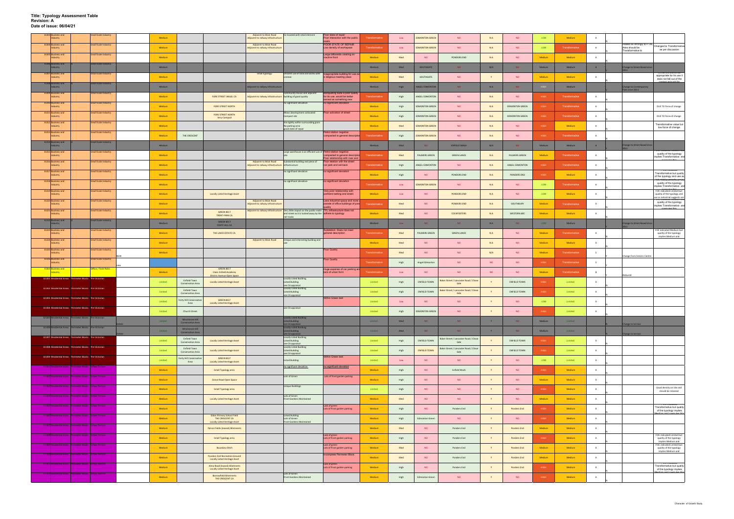# Title: Typology Assessment Table
**Revision: A**
**Date of issue: 06/04/21**

| | | | | | | | | | | | | | | | | | | | | | |
|---|---|---|---|---|---|---|---|---|---|---|---|---|---|---|---|---|---|---|---|---|---|
| 8.003 | Business and Industry | | Small Scale Industry | | Medium | | | Adjacent to Main Road Adjacent to railway infrastructure | Co-located with retail element | Poor state of repair Poor interaction with the public realm | Transformative | Low | EDMONTON GREEN | NO | N.A | NO | LOW | Medium | A | | |
| 8.004 | Business and Industry | | Small Scale Industry | | Medium | | | Adjacent to Main Road Adjacent to railway infrastructure | | POOR STATE OF REPAIR Low density of workspace | Transformative | Low | EDMONTON GREEN | NO | N.A | NO | LOW | Transformative | A | Noted as strongly to PTAL Area should be Transformative | Changed to Transformative as per discussion |
| 8.005 | Business and Industry | | Small Scale Industry | | Medium | | | | | Large billboards creating an inactive front | Medium | Med | EDMONTON GREEN | PONDERS END | N.A | NO | Medium | Medium | A | | |
| 8.006 | Business and Industry | G | Small Scale Industry | | Medium | | | | | | Medium | Med | SOUTHGATE | NO | N/A | NO | Medium | Medium | A | Change to Street Based since 2011 | |
| 8.007 | Business and Industry | | Small Scale Industry | | Medium | | | Small Typology | Efficient use of cold and works with context | Inappropriate building for use as a religious meeting place | Medium | Med | SOUTHGATE | NO | Y | NO | Medium | Medium | A | | appropriate for its use it does not fall out of the |
| 8.008 | Business and Industry | G | Small Scale Industry | | Medium | | | Adjacent to railway infrastructure | | | Medium | High | ANGEL EDMONTON | NO | N.A | NO | HIGH | Medium | | Change to Contemporary Flats since 2011 | |
| 8.009 | Business and Industry | | Small Scale Industry | | Medium | | FORE STREET ANGEL CA | Adjacent to railway infrastructure | Community House and adjacent building of good quality | Dilapidating store is poor quality for its use, would be better served as something new | Transformative | High | ANGEL EDMONTON | NO | N.A | NO | HIGH | Transformative | A | | |
| 8.010 | Business and Industry | | Small Scale Industry | | Medium | | FORE STREET NORTH | | No significant deviation | No significant deviation | Medium | High | EDMONTON GREEN | NO | N.A | EDMONTON GREEN | HIGH | Transformative | A | | DUE TO force of change |
| 8.011 | Business and Industry | | Small Scale Industry | | Medium | | FORE STREET NORTH Very Compact | | Mews development colocated Compact site | Poor activation of street | Medium | High | EDMONTON GREEN | NO | N.A | EDMONTON GREEN | HIGH | Transformative | A | | DUE TO force of change |
| 8.012 | Business and Industry | | Small Scale Industry | | Medium | | | | Sits tightly within surrounding grain No parking area good state of repair | | Medium | Med | EDMONTON GREEN | NO | N.A | NO | HIGH | Medium | A | | Transformative value but low force of change. |
| 8.013 | Business and Industry | | Small Scale Industry | | Medium | THE CRESCENT | | | | Petrol station negative compacted to general description | Transformative | High | EDMONTON GREEN | NO | N.A | NO | HIGH | Transformative | A | | |
| 8.014 | Business and Industry | G | Small Scale Industry | | Medium | | | | | | Medium | Med | NO | ENFIELD WASH | N/A | NO | Medium | Medium | A | Change to Street Based since 2011 | |
| 8.015 | Business and Industry | | Small Scale Industry | | Medium | | | | Large warehouse is an efficient use of site | Petrol station negative compacted to general description | Transformative | Med | PALMERS GREEN | GREEN LANES | N.A | PALMERS GREEN | Medium | Transformative | A | | quality of the typology implies Transformative and |
| 8.016 | Business and Industry | | Small Scale Industry | | Medium | | | Adjacent to Main Road Adjacent to railway infrastructure | Substantial building and piece of infrastructure | Poor relationship with river and Poor relation with the street car park and set back | Transformative | High | ANGEL EDMONTON | NO | N.A | ANGEL EDMONTON | HIGH | Transformative | A | | |
| 8.017 | Business and Industry | | Small Scale Industry | | Medium | | | | No significant deviation | No significant deviation | Medium | High | NO | PONDERS END | N.A | PONDERS END | HIGH | Medium | A | | Transformative but quality of the typology and use as |
| 8.018 | Business and Industry | | Small Scale Industry | | Medium | | | | No significant deviation | No significant deviation | Transformative | Low | EDMONTON GREEN | NO | N.A | NO | LOW | Transformative | A | | quality of the typology implies Transformative and |
| 8.019 | Business and Industry | | Small Scale Industry | | Medium | | Locally Listed Heritage Asset | | | Very poor relationship with parkland setting and street. | Medium | Low | NO | PONDERS END | N.A | NO | LOW | Medium | A | | FOE indicated Limited but quality of the typology and use as industrial suggests use |
| 8.020 | Business and Industry | | Small Scale Industry | | Medium | | | Adjacent to Main Road Adjacent to railway infrastructure | | Less industrial space and more parade of office buildings of poor quality | Transformative | Med | NO | PONDERS END | N.A | SOUTHBURY | Medium | Transformative | A | | quality of the typology implies Transformative and overrules this |
| 8.021 | Business and Industry | | Small Scale Industry | | Medium | | GREEN BELT TRENT PARK CA | Adjacent to railway infrastructure | Very little impact on the public realm and street as it is tucked away by the rail tracks | TFL infrastructure does not adhere to typology | Medium | Med | NO | COCKFOSTERS | N.A | WESTERN ARC | Medium | Medium | A | | |
| 8.022 | Business and Industry | G | Small Scale Industry | | Medium | | GREEN BELT FORTY HILL CA | | | | Medium | Low | NO | NO | N.A | NO | LOW | Medium | A | Change to Street Based since 2011 | |
| 8.023 | Business and Industry | | Small Scale Industry | | Medium | | THE LAKES ESTATE CA | | | Substation. Does not meet general description | Transformative | Med | PALMERS GREEN | GREEN LANES | N.A | NO | Medium | Transformative | A | | FOE indicated Medium but quality of the typology implies Medium and |
| 8.024 | Business and Industry | | Small Scale Industry | | Medium | | | Adjacent to Main Road | Unique and interesting building and use | | Medium | Med | NO | NO | N.A | NO | Medium | Medium | A | | |
| 8.025 | Business and Industry | | Small Scale Industry | | Medium | | | | | Poor Quality | Transformative | Med | NO | NO | N/A | NO | Medium | Transformative | E | | |
| 8.026 | Business and Industry | | Small Scale Industry | NEW | | | | | | Poor Quality | Transformative | High | Angel Edmonton | NO | NO | NO | HIGH | Transformative | E | Change from historic Centre | |
| 9.001 | Business and Industry | | Office / Tech Parks | new | Medium | | GREEN BELT Oasis Enfield Academy Electric Avenue Open Space | | | Huge expanse of car parking and lack of urban form | Transformative | Low | NO | NO | NO | NO | Medium | Transformative | B | Reduced | |
| 10.001 | Residential Areas | Perimeter Blocks | Pre-Victorian | | Limited | Enfield Town Conservation Area | Locally Listed Heritage Asset | | Locally Listed Building Listed Building see CA appraisal | | Limited | High | ENFIELD TOWN | Baker Street / Lancaster Road / Chase Side | Y | ENFIELD TOWN | HIGH | Limited | A | | |
| 10.002 | Residential Areas | Perimeter Blocks | Pre-Victorian | | Limited | Enfield Town Conservation Area | | | Locally Listed Building Listed Building see CA appraisal | | Limited | High | ENFIELD TOWN | Baker Street / Lancaster Road / Chase Side | Y | ENFIELD TOWN | HIGH | Limited | A | | |
| 10.003 | Residential Areas | Perimeter Blocks | Pre-Victorian | | Limited | Forty Hill Conservation Area | GREEN BELT Locally Listed Heritage Asset | | see CA appraisal | Within Green belt | Limited | Low | NO | NO | Y | NO | LOW | Limited | A | | |
| 10.004 | Residential Areas | Perimeter Blocks | Pre-Victorian | | Limited | Church Street | | | see CA appraisal | | Limited | High | EDMONTON GREEN | NO | Y | NO | HIGH | Limited | A | | |
| 10.005 | Residential Areas | Perimeter Blocks | Pre-Victorian | Delete | Limited | Winchmore Hill Conservation Area | | | Locally Listed Building Listed Building see CA appraisal | | Limited | Med | NO | NO | Y | NO | Medium | Limited | | Change to terrace | |
| 10.006 | Residential Areas | Perimeter Blocks | Pre-Victorian | Delete | Limited | Winchmore Hill Conservation Area | | | Locally Listed Building Listed Building see CA appraisal | | Limited | Med | NO | NO | Y | NO | Medium | Limited | | Change to terrace | |
| 10.007 | Residential Areas | Perimeter Blocks | Pre-Victorian | | Limited | Enfield Town Conservation Area | Locally Listed Heritage Asset | | Locally Listed Building Listed Building see CA appraisal | | Limited | High | ENFIELD TOWN | Baker Street / Lancaster Road / Chase Side | Y | ENFIELD TOWN | HIGH | Limited | A | | |
| 10.008 | Residential Areas | Perimeter Blocks | Pre-Victorian | | Limited | Enfield Town Conservation Area | Locally Listed Heritage Asset | | Locally Listed Building Listed Building see CA appraisal | | Limited | High | ENFIELD TOWN | Baker Street / Lancaster Road / Chase Side | Y | ENFIELD TOWN | HIGH | Limited | A | | |
| 10.009 | Residential Areas | Perimeter Blocks | Pre-Victorian | | Limited | Forty Hill Conservation Area | GREEN BELT Locally Listed Heritage Asset | | Listed Building | Within Green belt | Limited | Low | NO | NO | Y | NO | LOW | Limited | A | | |
| 11.001 | Residential Areas | Perimeter Blocks | Urban Terrace | | Medium | | Small Typology area | | No significant deviation | No significant deviation | Medium | High | NO | Enfield Wash | Y | NO | HIGH | Medium | A | | |
| 11.002 | Residential Areas | Perimeter Blocks | Urban Terrace | | Medium | | Grove Road Open Space | | Lots of Green | Lots of front garden parking | Medium | High | NO | NO | Y | NO | Medium | Medium | A | | |
| 11.003 | Residential Areas | Perimeter Blocks | Urban Terrace | | Medium | | Small Typology area | | Unique Buildings | | Limited | High | NO | NO | Y | NO | HIGH | Medium | A | | Good density on site and should be retained |
| 11.004 | Residential Areas | Perimeter Blocks | Urban Terrace | | Medium | | Locally Listed Heritage Asset | | Lots of Green Front Gardens Maintained | | Medium | Med | NO | NO | Y | NO | Medium | Medium | A | | |
| 11.005 | Residential Areas | Perimeter Blocks | Urban Terrace | | Medium | | | | | Lack of green Lots of front garden parking | Medium | High | NO | Ponders End | Y | Ponders End | HIGH | Medium | A | | Transformative but quality of the typology implies Medium and overrules this |
| 11.006 | Residential Areas | Perimeter Blocks | Urban Terrace | | Medium | | Eldon Primary School Field THE CRESCENT CA Locally Listed Heritage Asset | | Listed Building Lots of Green Front Gardens Maintained | | Medium | High | Edmonton Green | NO | Y | NO | HIGH | Medium | A | | |
| 11.007 | Residential Areas | Perimeter Blocks | Urban Terrace | | Medium | | Falcon Fields (leased) Allotments | | | | Medium | Med | NO | Ponders End | Y | Ponders End | Medium | Medium | A | | |
| 11.008 | Residential Areas | Perimeter Blocks | Urban Terrace | | Medium | | Small Typology area | | | Lack of green Lots of front garden parking | Medium | High | NO | Ponders End | Y | Ponders End | HIGH | Medium | A | | FOE indicated Limited but quality of the typology implies Medium and |
| 11.009 | Residential Areas | Perimeter Blocks | Urban Terrace | | Medium | | Boundary Ditch | | | Lack of green Lots of front garden parking | Medium | Med | NO | Ponders End | Y | Ponders End | Medium | Medium | A | | FOE indicated Limited but quality of the typology implies Medium and |
| 11.010 | Residential Areas | Perimeter Blocks | Urban Terrace | | Medium | | Ponders End Recreation Ground Locally Listed Heritage Asset | | | Incomplete Perimeter Block | Medium | Med | NO | Ponders End | Y | Ponders End | Medium | Medium | A | | |
| 11.011 | Residential Areas | Perimeter Blocks | Urban Terrace | | Medium | | Alma Road (leased) Allotments Locally Listed Heritage Asset | | | Lack of green Lots of front garden parking | Medium | High | NO | Ponders End | Y | Ponders End | HIGH | Medium | A | | Transformative but quality of the typology implies Medium and overrules this |
| 11.012 | Residential Areas | Perimeter Blocks | Urban Terrace | | Medium | | Barrowfield Allotments THE CRESCENT CA | | Lots of Green Front Gardens Maintained | | Medium | High | Edmonton Green | NO | Y | NO | HIGH | Medium | A | | |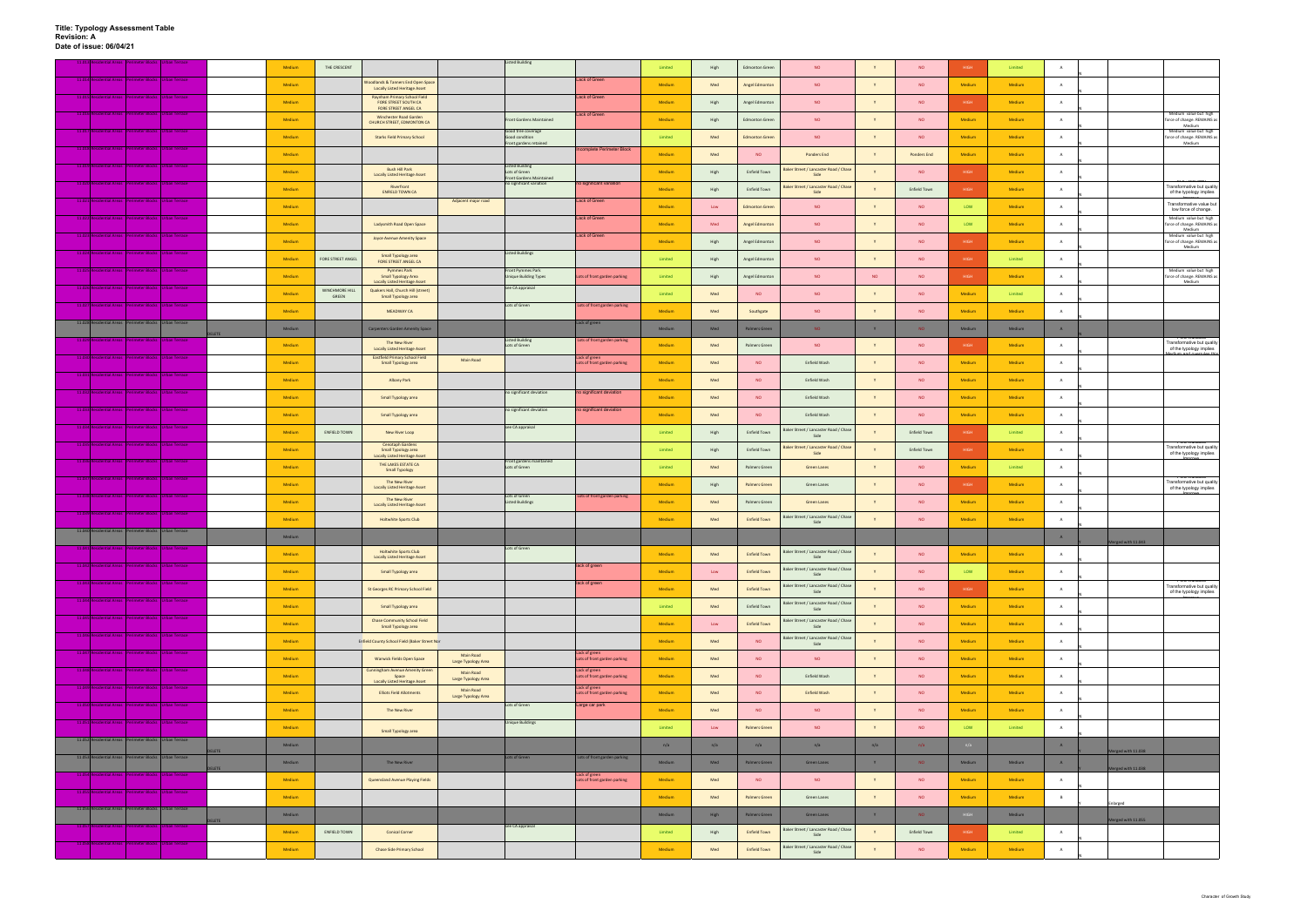**Title: Typology Assessment Table**
**Revision: A**
**Date of issue: 06/04/21**

| | | | | | | | | | | | | | | | | | | | | | | |
|---|---|---|---|---|---|---|---|---|---|---|---|---|---|---|---|---|---|---|---|---|---|---|
| 11.017 | Residential Areas | Perimeter Blocks | Urban Terrace | | Medium | THE CRESCENT | | | Listed Building | | Limited | High | Edmonton Green | NO | Y | NO | HIGH | Limited | A | N | | |
| 11.018 | Residential Areas | Perimeter Blocks | Urban Terrace | | Medium | | Woodlands & Tanners End Open Space Locally Listed Heritage Asset | | | Lack of Green | Medium | Med | Angel Edmonton | NO | Y | NO | Medium | Medium | A | N | | |
| 11.019 | Residential Areas | Perimeter Blocks | Urban Terrace | | Medium | | Raynham Primary School Field FORE STREET SOUTH CA FORE STREET ANGEL CA | | | Lack of Green | Medium | High | Angel Edmonton | NO | Y | NO | HIGH | Medium | A | N | | |
| 11.020 | Residential Areas | Perimeter Blocks | Urban Terrace | | Medium | | Winchester Road Garden CHURCH STREET, EDMONTON CA | | Front Gardens Maintained | Lack of Green | Medium | High | Edmonton Green | NO | Y | NO | Medium | Medium | A | N | | Medium value but high force of change. REMAINS as Medium |
| 11.021 | Residential Areas | Perimeter Blocks | Urban Terrace | | Medium | | Starks Field Primary School | | Good tree coverage Good condition Front gardens retained | | Limited | Med | Edmonton Green | NO | Y | NO | Medium | Medium | A | N | | Medium value but high force of change. REMAINS as Medium |
| 11.022 | Residential Areas | Perimeter Blocks | Urban Terrace | | Medium | | | | | Incomplete Perimeter Block | Medium | Med | NO | Ponders End | Y | Ponders End | Medium | Medium | A | N | | |
| 11.023 | Residential Areas | Perimeter Blocks | Urban Terrace | | Medium | | Bush Hill Park Locally Listed Heritage Asset | | Listed building Lots of Green Front Gardens Maintained | | Medium | High | Enfield Town | Baker Street / Lancaster Road / Chase Side | Y | NO | HIGH | Medium | A | N | | |
| 11.024 | Residential Areas | Perimeter Blocks | Urban Terrace | | Medium | | Riverfront ENFIELD TOWN CA | | no significant variation | no significant variation | Medium | High | Enfield Town | Baker Street / Lancaster Road / Chase Side | Y | Enfield Town | HIGH | Medium | A | N | | Transformative but quality of the typology implies |
| 11.025 | Residential Areas | Perimeter Blocks | Urban Terrace | | Medium | | | Adjacent major road | | Lack of Green | Medium | Low | Edmonton Green | NO | Y | NO | LOW | Medium | A | N | | Transformative value but low force of change. |
| 11.026 | Residential Areas | Perimeter Blocks | Urban Terrace | | Medium | | Ladysmith Road Open Space | | | Lack of Green | Medium | Med | Angel Edmonton | NO | Y | NO | LOW | Medium | A | N | | Medium value but high force of change. REMAINS as Medium |
| 11.027 | Residential Areas | Perimeter Blocks | Urban Terrace | | Medium | | Joyce Avenue Amenity Space | | | Lack of Green | Medium | High | Angel Edmonton | NO | Y | NO | HIGH | Medium | A | N | | Medium value but high force of change. REMAINS as Medium |
| 11.028 | Residential Areas | Perimeter Blocks | Urban Terrace | | Medium | FORE STREET ANGEL | Small Typology area FORE STREET ANGEL CA | | Listed buildings | | Limited | High | Angel Edmonton | NO | Y | NO | HIGH | Limited | A | N | | |
| 11.029 | Residential Areas | Perimeter Blocks | Urban Terrace | | Medium | | Pymmes Park Small Typology Area Locally Listed Heritage Asset | | Front Pymmes Park Unique Building Types | Lots of front garden parking | Limited | High | Angel Edmonton | NO | NO | NO | HIGH | Medium | A | N | | Medium value but high force of change. REMAINS as Medium |
| 11.030 | Residential Areas | Perimeter Blocks | Urban Terrace | | Medium | WINCHMORE HILL GREEN | Quakers Hall, Church Hill (street) Small Typology area | | See CA appraisal | | Limited | Med | NO | NO | Y | NO | Medium | Limited | A | N | | |
| 11.031 | Residential Areas | Perimeter Blocks | Urban Terrace | | Medium | | MEADWAY CA | | Lots of Green | Lots of front garden parking | Medium | Med | Southgate | NO | Y | NO | Medium | Medium | A | N | | |
| 11.032 | Residential Areas | Perimeter Blocks | Urban Terrace | DELETE | Medium | | Carpenters Garden Amenity Space | | | Lack of green | Medium | Med | Palmers Green | NO | Y | NO | Medium | Medium | A | | | |
| 11.033 | Residential Areas | Perimeter Blocks | Urban Terrace | | Medium | | The New River Locally Listed Heritage Asset | | Listed building Lots of Green | Lots of front garden parking | Medium | Med | Palmers Green | NO | Y | NO | HIGH | Medium | A | N | | Transformative but quality of the typology implies |
| 11.034 | Residential Areas | Perimeter Blocks | Urban Terrace | | Medium | | Eastfield Primary School Field Small Typology area | Main Road | | Lack of green Lots of front garden parking | Medium | Med | NO | Enfield Wash | Y | NO | Medium | Medium | A | N | | Medium and ... |
| 11.035 | Residential Areas | Perimeter Blocks | Urban Terrace | | Medium | | Albany Park | | | | Medium | Med | NO | Enfield Wash | Y | NO | Medium | Medium | A | N | | |
| 11.036 | Residential Areas | Perimeter Blocks | Urban Terrace | | Medium | | Small Typology area | | no significant deviation | no significant deviation | Medium | Med | NO | Enfield Wash | Y | NO | Medium | Medium | A | N | | |
| 11.037 | Residential Areas | Perimeter Blocks | Urban Terrace | | Medium | | Small Typology area | | no significant deviation | no significant deviation | Medium | Med | NO | Enfield Wash | Y | NO | Medium | Medium | A | N | | |
| 11.038 | Residential Areas | Perimeter Blocks | Urban Terrace | | Medium | ENFIELD TOWN | New River Loop | | See CA appraisal | | Limited | High | Enfield Town | Baker Street / Lancaster Road / Chase Side | Y | Enfield Town | HIGH | Limited | A | N | | |
| 11.039 | Residential Areas | Perimeter Blocks | Urban Terrace | | Medium | | Cenotaph Gardens Small Typology area Locally Listed Heritage Asset | | | | Limited | High | Enfield Town | Baker Street / Lancaster Road / Chase Side | Y | Enfield Town | HIGH | Medium | A | N | | Transformative but quality of the typology implies |
| 11.040 | Residential Areas | Perimeter Blocks | Urban Terrace | | Medium | | THE LAKES ESTATE CA Small Typology | | Front gardens maintained Lots of Green | | Limited | Med | Palmers Green | Green Lanes | Y | NO | Medium | Limited | A | N | | |
| 11.041 | Residential Areas | Perimeter Blocks | Urban Terrace | | Medium | | The New River Locally Listed Heritage Asset | | | | Medium | High | Palmers Green | Green Lanes | Y | NO | HIGH | Medium | A | N | | Transformative but quality of the typology implies |
| 11.042 | Residential Areas | Perimeter Blocks | Urban Terrace | | Medium | | The New River Locally Listed Heritage Asset | | Lots of Green Listed Buildings | Lots of front garden parking | Medium | Med | Palmers Green | Green Lanes | Y | NO | Medium | Medium | A | N | | |
| 11.043 | Residential Areas | Perimeter Blocks | Urban Terrace | | Medium | | Holtwhite Sports Club | | | | Medium | Med | Enfield Town | Baker Street / Lancaster Road / Chase Side | Y | NO | Medium | Medium | A | N | | |
| 11.044 | Residential Areas | Perimeter Blocks | Urban Terrace | | Medium | | | | | | | | | | | | | | A | | Merged with 11.033 | |
| 11.045 | Residential Areas | Perimeter Blocks | Urban Terrace | | Medium | | Holtwhite Sports Club Locally Listed Heritage Asset | | Lots of Green | | Medium | Med | Enfield Town | Baker Street / Lancaster Road / Chase Side | Y | NO | Medium | Medium | A | N | | |
| 11.046 | Residential Areas | Perimeter Blocks | Urban Terrace | | Medium | | Small Typology area | | | lack of green | Medium | Low | Enfield Town | Baker Street / Lancaster Road / Chase Side | Y | NO | LOW | Medium | A | N | | |
| 11.047 | Residential Areas | Perimeter Blocks | Urban Terrace | | Medium | | St Georges RC Primary School Field | | | lack of green | Medium | Med | Enfield Town | Baker Street / Lancaster Road / Chase Side | Y | NO | HIGH | Medium | A | N | | Transformative but quality of the typology implies |
| 11.048 | Residential Areas | Perimeter Blocks | Urban Terrace | | Medium | | Small Typology area | | | | Limited | Med | Enfield Town | Baker Street / Lancaster Road / Chase Side | Y | NO | Medium | Medium | A | N | | |
| 11.049 | Residential Areas | Perimeter Blocks | Urban Terrace | | Medium | | Chase Community School Field Small Typology area | | | | Medium | Low | Enfield Town | Baker Street / Lancaster Road / Chase Side | Y | NO | Medium | Medium | A | N | | |
| 11.050 | Residential Areas | Perimeter Blocks | Urban Terrace | | Medium | | Enfield County School Field (Baker Street Nor | | | | Medium | Med | NO | Baker Street / Lancaster Road / Chase Side | Y | NO | Medium | Medium | A | N | | |
| 11.051 | Residential Areas | Perimeter Blocks | Urban Terrace | | Medium | | Warwick Fields Open Space | Main Road Large Typology Area | | Lack of green Lots of front garden parking | Medium | Med | NO | NO | Y | NO | Medium | Medium | A | N | | |
| 11.052 | Residential Areas | Perimeter Blocks | Urban Terrace | | Medium | | Cunningham Avenue Amenity Green Space Locally Listed Heritage Asset | Main Road Large Typology Area | | Lack of green Lots of front garden parking | Medium | Med | NO | Enfield Wash | Y | NO | Medium | Medium | A | N | | |
| 11.053 | Residential Areas | Perimeter Blocks | Urban Terrace | | Medium | | Elliots Field Allotments | Main Road Large Typology Area | | Lack of green Lots of front garden parking | Medium | Med | NO | Enfield Wash | Y | NO | Medium | Medium | A | N | | |
| 11.054 | Residential Areas | Perimeter Blocks | Urban Terrace | | Medium | | The New River | | Lots of Green | Large car park | Medium | Med | NO | NO | Y | NO | Medium | Medium | A | N | | |
| 11.055 | Residential Areas | Perimeter Blocks | Urban Terrace | | Medium | | Small Typology area | | Unique Buildings | | Limited | Low | Palmers Green | NO | Y | NO | LOW | Limited | A | N | | |
| 11.056 | Residential Areas | Perimeter Blocks | Urban Terrace | DELETE | Medium | | | | | | n/a | n/a | n/a | n/a | n/a | n/a | n/a | | A | | Merged with 11.038 | |
| 11.057 | Residential Areas | Perimeter Blocks | Urban Terrace | DELETE | Medium | | The New River | | Lots of Green | Lots of front garden parking | Medium | Med | Palmers Green | Green Lanes | Y | NO | Medium | Medium | A | | Merged with 11.038 | |
| 11.058 | Residential Areas | Perimeter Blocks | Urban Terrace | | Medium | | Queensland Avenue Playing Fields | | | Lack of green Lots of front garden parking | Medium | Med | NO | NO | Y | NO | Medium | Medium | A | N | | |
| 11.059 | Residential Areas | Perimeter Blocks | Urban Terrace | | Medium | | | | | | Medium | Med | Palmers Green | Green Lanes | Y | NO | Medium | Medium | B | | Enlarged | |
| 11.060 | Residential Areas | Perimeter Blocks | Urban Terrace | DELETE | Medium | | | | | | Medium | High | Palmers Green | Green Lanes | Y | NO | HIGH | Medium | | | Merged with 11.053 | |
| 11.061 | Residential Areas | Perimeter Blocks | Urban Terrace | | Medium | ENFIELD TOWN | Conical Corner | | See CA appraisal | | Limited | High | Enfield Town | Baker Street / Lancaster Road / Chase Side | Y | Enfield Town | HIGH | Limited | A | N | | |
| 11.062 | Residential Areas | Perimeter Blocks | Urban Terrace | | Medium | | Chase Side Primary School | | | | Medium | Med | Enfield Town | Baker Street / Lancaster Road / Chase Side | Y | NO | Medium | Medium | A | N | | |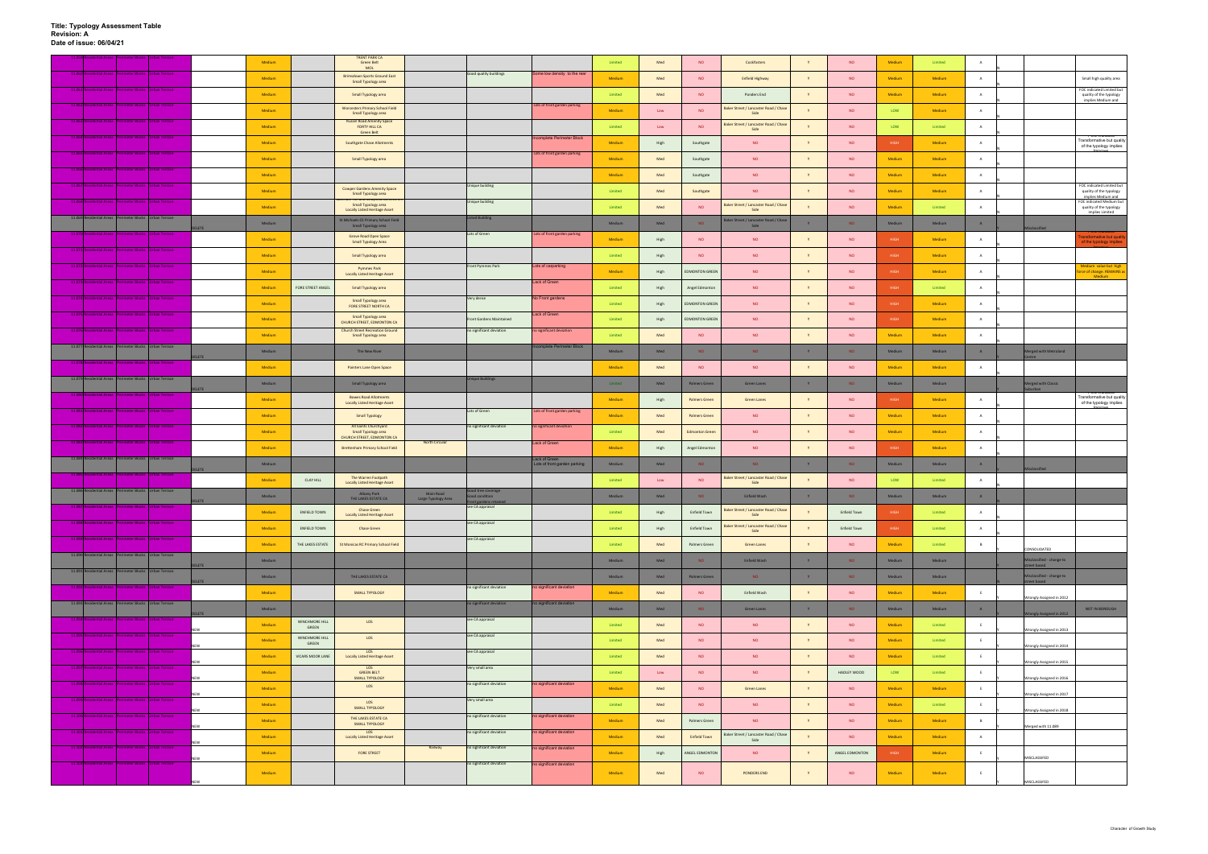**Title: Typology Assessment Table**
**Revision: A**
**Date of issue: 06/04/21**

| ID | | | | | | | | | | | | | | | | | | | | | | | |
|---|---|---|---|---|---|---|---|---|---|---|---|---|---|---|---|---|---|---|---|---|---|---|---|
| 11.859 | Residential Areas | Perimeter Blocks | Urban Terrace | | Medium | | TRENT PARK CA Green Belt MOL | | | | Limited | Med | NO | Cockfosters | Y | NO | Medium | Limited | A | | | |
| 11.860 | Residential Areas | Perimeter Blocks | Urban Terrace | | Medium | | Winnstown Sports Ground East Small Typology area | | Good quality buildings | Some low density to the rear | Medium | Med | NO | Enfield Highway | Y | NO | Medium | Medium | A | | | Small high quality area |
| 11.861 | Residential Areas | Perimeter Blocks | Urban Terrace | | Medium | | Small Typology area | | | | Limited | Med | NO | Ponders End | Y | NO | Medium | Medium | A | | | FOC indicated Limited but quality of the typology implies Medium and |
| 11.862 | Residential Areas | Perimeter Blocks | Urban Terrace | | Medium | | Worcesters Primary School Field Small Typology area | | | Lots of front garden parking | Medium | Low | NO | Baker Street / Lancaster Road / Chase Side | Y | NO | LOW | Medium | A | | | |
| 11.863 | Residential Areas | Perimeter Blocks | Urban Terrace | | Medium | | Russet Road Amenity Space FORTY HILL CA Green Belt | | | | Limited | Low | NO | Baker Street / Lancaster Road / Chase Side | Y | NO | LOW | Limited | A | | | |
| 11.864 | Residential Areas | Perimeter Blocks | Urban Terrace | | Medium | | Southgate Chase Allotments | | | Incomplete Perimeter Block | Medium | High | Southgate | NO | Y | NO | HIGH | Medium | A | | | Transformative but quality of the typology implies Improve |
| 11.865 | Residential Areas | Perimeter Blocks | Urban Terrace | | Medium | | Small Typology area | | | Lots of front garden parking | Medium | Med | Southgate | NO | Y | NO | Medium | Medium | A | | | |
| 11.866 | Residential Areas | Perimeter Blocks | Urban Terrace | | Medium | | | | | | Medium | Med | Southgate | NO | Y | NO | Medium | Medium | A | | | |
| 11.867 | Residential Areas | Perimeter Blocks | Urban Terrace | | Medium | | Cowper Gardens Amenity Space Small Typology area | | Unique building | | Limited | Med | Southgate | NO | Y | NO | Medium | Medium | A | | | FOC indicated Limited but quality of the typology implies Medium and |
| 11.868 | Residential Areas | Perimeter Blocks | Urban Terrace | | Medium | | Small Typology area Locally Listed Heritage Asset | | Unique building | | Limited | Med | NO | Baker Street / Lancaster Road / Chase Side | Y | NO | Medium | Limited | A | | | FOC indicated Medium but quality of the typology implies Limited |
| 11.869 | Residential Areas | Perimeter Blocks | Urban Terrace | DELETE | Medium | | St Michaels CE Primary School Field Small Typology area | | Listed Building | | Medium | Med | NO | Baker Street / Lancaster Road / Chase Side | Y | NO | Medium | Medium | A | | Misclassified | |
| 11.870 | Residential Areas | Perimeter Blocks | Urban Terrace | | Medium | | Grove Road Open Space Small Typology Area | | Lots of Green | Lots of front garden parking | Medium | High | NO | NO | Y | NO | HIGH | Medium | A | | | Transformative but quality of the typology implies |
| 11.871 | Residential Areas | Perimeter Blocks | Urban Terrace | | Medium | | Small Typology area | | | | Limited | High | NO | NO | Y | NO | HIGH | Medium | A | | | |
| 11.872 | Residential Areas | Perimeter Blocks | Urban Terrace | | Medium | | Pymmes Park Locally Listed Heritage Asset | | Front Pymmes Park | Lots of carparking | Medium | High | EDMONTON GREEN | NO | Y | NO | HIGH | Medium | A | | | Medium value but high force of change. REMAINS as Medium |
| 11.873 | Residential Areas | Perimeter Blocks | Urban Terrace | | Medium | FORE STREET ANGEL | Small Typology area | | | Lack of Green | Limited | High | Angel Edmonton | NO | Y | NO | HIGH | Limited | A | | | |
| 11.874 | Residential Areas | Perimeter Blocks | Urban Terrace | | Medium | | Small Typology area FORE STREET NORTH CA | | Very dense | No Front gardens | Limited | High | EDMONTON GREEN | NO | Y | NO | HIGH | Medium | A | | | |
| 11.875 | Residential Areas | Perimeter Blocks | Urban Terrace | | Medium | | Small Typology area CHURCH STREET, EDMONTON CA | | Front Gardens Maintained | Lack of Green | Limited | High | EDMONTON GREEN | NO | Y | NO | HIGH | Medium | A | | | |
| 11.876 | Residential Areas | Perimeter Blocks | Urban Terrace | | Medium | | Church Street Recreation Ground Small Typology area | | No significant deviation | No significant deviation | Limited | Med | NO | NO | Y | NO | Medium | Medium | A | | | |
| 11.877 | Residential Areas | Perimeter Blocks | Urban Terrace | DELETE | Medium | | The New River | | | Incomplete Perimeter Block | Medium | Med | NO | NO | Y | NO | Medium | Medium | A | | Merged with Metroland Centre | |
| 11.878 | Residential Areas | Perimeter Blocks | Urban Terrace | | Medium | | Painters Lane Open Space | | | | Medium | Med | NO | NO | Y | NO | Medium | Medium | A | | | |
| 11.879 | Residential Areas | Perimeter Blocks | Urban Terrace | DELETE | Medium | | Small Typology area | | Unique Buildings | | Limited | Med | Palmers Green | Green Lanes | Y | NO | Medium | Medium | | | Merged with Classic Suburban | |
| 11.880 | Residential Areas | Perimeter Blocks | Urban Terrace | | Medium | | Bowes Road Allotments Locally Listed Heritage Asset | | | | Medium | High | Palmers Green | Green Lanes | Y | NO | HIGH | Medium | A | | | Transformative but quality of the typology implies Improve |
| 11.881 | Residential Areas | Perimeter Blocks | Urban Terrace | | Medium | | Small Typology | | Lots of Green | Lots of front garden parking | Medium | Med | Palmers Green | NO | Y | NO | Medium | Medium | A | | | |
| 11.882 | Residential Areas | Perimeter Blocks | Urban Terrace | | Medium | | All Saints Churchyard Small Typology area CHURCH STREET, EDMONTON CA | | No significant deviation | No significant deviation | Limited | Med | Edmonton Green | NO | Y | NO | Medium | Medium | A | | | |
| 11.883 | Residential Areas | Perimeter Blocks | Urban Terrace | | Medium | | Brettenham Primary School Field | North Circular | | Lack of Green | Medium | High | Angel Edmonton | NO | Y | NO | HIGH | Medium | A | | | |
| 11.884 | Residential Areas | Perimeter Blocks | Urban Terrace | DELETE | Medium | | | | | Lack of Green Lots of front garden parking | Medium | Med | NO | NO | Y | NO | Medium | Medium | A | | Misclassified | |
| 11.885 | Residential Areas | Perimeter Blocks | Urban Terrace | | Medium | CLAY HILL | The Warren Footpath Locally Listed Heritage Asset | | | | Limited | Low | NO | Baker Street / Lancaster Road / Chase Side | Y | NO | LOW | Limited | A | | | |
| 11.886 | Residential Areas | Perimeter Blocks | Urban Terrace | DELETE | Medium | | Albany Park THE LAKES ESTATE CA | Main Road Large Typology Area | Good tree coverage Good condition Front gardens retained | | Medium | Med | NO | Enfield Wash | Y | NO | Medium | Medium | A | | | |
| 11.887 | Residential Areas | Perimeter Blocks | Urban Terrace | | Medium | ENFIELD TOWN | Chase Green Locally Listed Heritage Asset | | See CA appraisal | | Limited | High | Enfield Town | Baker Street / Lancaster Road / Chase Side | Y | Enfield Town | HIGH | Limited | A | | | |
| 11.888 | Residential Areas | Perimeter Blocks | Urban Terrace | | Medium | ENFIELD TOWN | Chase Green | | See CA appraisal | | Limited | High | Enfield Town | Baker Street / Lancaster Road / Chase Side | Y | Enfield Town | HIGH | Limited | A | | | |
| 11.889 | Residential Areas | Perimeter Blocks | Urban Terrace | | Medium | THE LAKES ESTATE | St Monicas RC Primary School Field | | See CA appraisal | | Limited | Med | Palmers Green | Green Lanes | Y | NO | Medium | Limited | B | | CONSOLIDATED | |
| 11.890 | Residential Areas | Perimeter Blocks | Urban Terrace | DELETE | Medium | | | | | | Medium | Med | NO | Enfield Wash | Y | NO | Medium | Medium | | | Misclassified - change to street based | |
| 11.891 | Residential Areas | Perimeter Blocks | Urban Terrace | DELETE | Medium | | THE LAKES ESTATE CA | | | | Medium | Med | Palmers Green | NO | Y | NO | Medium | Medium | | | Misclassified - change to street based | |
| 11.892 | Residential Areas | Perimeter Blocks | Urban Terrace | | Medium | | SMALL TYPOLOGY | | No significant deviation | No significant deviation | Medium | Med | NO | Enfield Wash | Y | NO | Medium | Medium | E | | Wrongly Assigned in 2012 | |
| 11.894 | Residential Areas | Perimeter Blocks | Urban Terrace | DELETE | Medium | | | | No significant deviation | No significant deviation | Medium | Med | NO | Green Lanes | Y | NO | Medium | Medium | A | | Wrongly Assigned in 2012 | NOT IN BOROUGH |
| 11.895 | Residential Areas | Perimeter Blocks | Urban Terrace | NEW | Medium | WINCHMORE HILL GREEN | LOS | | See CA appraisal | | Limited | Med | NO | NO | Y | NO | Medium | Limited | E | | Wrongly Assigned in 2013 | |
| 11.895 | Residential Areas | Perimeter Blocks | Urban Terrace | NEW | Medium | WINCHMORE HILL GREEN | LOS | | See CA appraisal | | Limited | Med | NO | NO | Y | NO | Medium | Limited | E | | Wrongly Assigned in 2013 | |
| 11.896 | Residential Areas | Perimeter Blocks | Urban Terrace | NEW | Medium | VICARS MOOR LANE | LOS Locally Listed Heritage Asset | | See CA appraisal | | Limited | Med | NO | NO | Y | NO | Medium | Limited | E | | Wrongly Assigned in 2014 | |
| 11.897 | Residential Areas | Perimeter Blocks | Urban Terrace | NEW | Medium | | LOS GREEN BELT SMALL TYPOLOGY | | Very small area | | Limited | Low | NO | NO | Y | HADLEY WOOD | LOW | Limited | E | | Wrongly Assigned in 2015 | |
| 11.898 | Residential Areas | Perimeter Blocks | Urban Terrace | NEW | Medium | | LOS | | No significant deviation | No significant deviation | Medium | Med | NO | Green Lanes | Y | NO | Medium | Medium | E | | Wrongly Assigned in 2016 | |
| 11.899 | Residential Areas | Perimeter Blocks | Urban Terrace | NEW | Medium | | LOS SMALL TYPOLOGY | | Very small area | | Limited | Med | NO | NO | Y | NO | Medium | Limited | E | | Wrongly Assigned in 2017 | |
| 11.900 | Residential Areas | Perimeter Blocks | Urban Terrace | NEW | Medium | | THE LAKES ESTATE CA SMALL TYPOLOGY | | No significant deviation | No significant deviation | Medium | Med | Palmers Green | NO | Y | NO | Medium | Medium | B | | Merged with 11.889 | |
| 11.901 | Residential Areas | Perimeter Blocks | Urban Terrace | NEW | Medium | | LOS Locally Listed Heritage Asset | | No significant deviation | No significant deviation | Medium | Med | Enfield Town | Baker Street / Lancaster Road / Chase Side | Y | NO | Medium | Medium | A | | | |
| 11.902 | Residential Areas | Perimeter Blocks | Urban Terrace | NEW | Medium | | FORE STREET | Railway | No significant deviation | No significant deviation | Medium | High | ANGEL EDMONTON | NO | Y | ANGEL EDMONTON | HIGH | Medium | E | | MISCLASSIFIED | |
| 11.903 | Residential Areas | Perimeter Blocks | Urban Terrace | NEW | Medium | | | | No significant deviation | No significant deviation | Medium | Med | NO | PONDERS END | Y | NO | Medium | Medium | E | | MISCLASSIFIED | |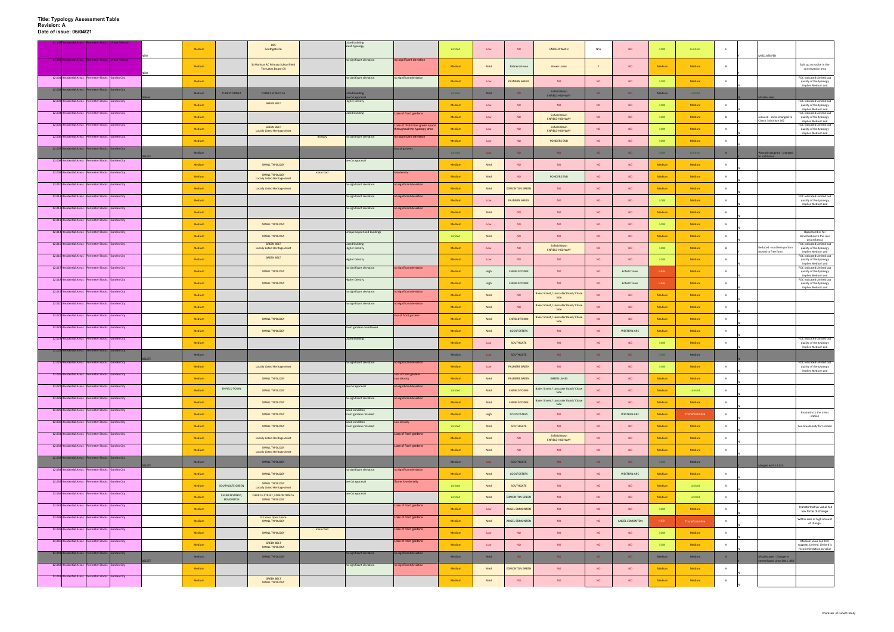**Title: Typology Assessment Table**
**Revision: A**
**Date of issue: 06/04/21**

| ID | Area | Typology | Sub-typology | Note | Value | Town Centre | Designations | Road | Character | Issues | Value | Location | Town Centre | Flood | Strategic | Growth | Sensitivity | Capacity | Grade | | Comment | Notes |
|---|---|---|---|---|---|---|---|---|---|---|---|---|---|---|---|---|---|---|---|---|---|---|
| 11.305 | Residential Areas | Perimeter Blocks | Urban Terrace | NEW | Medium | | LOS Southgate CA | | Listed building Small typology | | Limited | Low | NO | ENFIELD WASH | N/A | NO | LOW | Limited | E | | MISCLASSIFIED | |
| 11.306 | Residential Areas | Perimeter Blocks | Urban Terrace | NEW | Medium | | St Monicas RC Primary School Field The Lakes Estate CA | | no significant deviation | no significant deviation | Medium | Med | Palmers Green | Green Lanes | Y | NO | Medium | Medium | B | | | Split up to exclude in the conservation area |
| 12.001 | Residential Areas | Perimeter Blocks | Garden City | | Medium | | | | no significant deviation | no significant deviation | Medium | Low | PALMERS GREEN | NO | NO | NO | LOW | Medium | A | | | FOC indicated Limited but quality of the typology implies Medium and |
| 12.002 | Residential Areas | Perimeter Blocks | Garden City | Delete | Medium | TURKEY STREET | TURKEY STREET CA | | Listed building see CA appraisal | | Limited | Med | NO | Enfield Wash ENFIELD HIGHWAY | NO | NO | Medium | Limited | | | Misallocated | |
| 12.003 | Residential Areas | Perimeter Blocks | Garden City | | Medium | | GREEN BELT | | Higher density | | Medium | Low | NO | NO | NO | NO | LOW | Medium | A | | | FOC indicated Limited but quality of the typology implies Medium and |
| 12.004 | Residential Areas | Perimeter Blocks | Garden City | | Medium | | | | Listed building | Loss of front gardens | Medium | Low | NO | Enfield Wash ENFIELD HIGHWAY | NO | NO | LOW | Medium | B | | reduced - some changed to Classic Suburban 162 | FOC indicated Limited but quality of the typology implies Medium and |
| 12.005 | Residential Areas | Perimeter Blocks | Garden City | | Medium | | GREEN BELT Locally Listed Heritage Asset | | | Loss of distinctive green space throughout the typology area | Medium | Low | NO | Enfield Wash ENFIELD HIGHWAY | NO | NO | LOW | Medium | A | | | FOC indicated Limited but quality of the typology implies Medium and |
| 12.006 | Residential Areas | Perimeter Blocks | Garden City | | Medium | | | Railway | no significant deviation | no significant deviation | Medium | Low | NO | PONDERS END | NO | NO | LOW | Medium | A | | | |
| 12.007 | Residential Areas | Perimeter Blocks | Garden City | DELETE | Medium | | | | | loss of gardens | Limited | Low | NO | NO | NO | NO | LOW | Limited | A | | Wrongly assigned - changed to Institution | |
| 12.008 | Residential Areas | Perimeter Blocks | Garden City | | Medium | | SMALL TYPOLOGY | | See CA appraisal | | Medium | Med | NO | NO | NO | NO | Medium | Medium | A | | | |
| 12.009 | Residential Areas | Perimeter Blocks | Garden City | | Medium | | SMALL TYPOLOGY Locally Listed Heritage Asset | main road | | Low density | Medium | Med | NO | PONDERS END | NO | NO | Medium | Medium | A | | | |
| 12.010 | Residential Areas | Perimeter Blocks | Garden City | | Medium | | Locally Listed Heritage Asset | | no significant deviation | no significant deviation | Medium | Med | EDMONTON GREEN | NO | NO | NO | Medium | Medium | A | | | |
| 12.011 | Residential Areas | Perimeter Blocks | Garden City | | Medium | | | | no significant deviation | no significant deviation | Medium | Low | PALMERS GREEN | NO | NO | NO | LOW | Medium | A | | | FOC indicated Limited but quality of the typology implies Medium and |
| 12.012 | Residential Areas | Perimeter Blocks | Garden City | | Medium | | | | no significant deviation | no significant deviation | Medium | Med | NO | NO | NO | NO | Medium | Medium | A | | | |
| 12.013 | Residential Areas | Perimeter Blocks | Garden City | | Medium | | SMALL TYPOLOGY | | | | Medium | Low | NO | NO | NO | NO | LOW | Medium | A | | | |
| 12.014 | Residential Areas | Perimeter Blocks | Garden City | | Medium | | SMALL TYPOLOGY | | Unique Layout and Buildings | | Limited | Med | NO | NO | NO | NO | Medium | Medium | A | | | Opportunities for densification to the rear around grass |
| 12.015 | Residential Areas | Perimeter Blocks | Garden City | | Medium | | GREEN BELT Locally Listed Heritage Asset | | Listed Building Higher Density | | Medium | Low | NO | Enfield Wash ENFIELD HIGHWAY | NO | NO | LOW | Medium | B | | Reduced - southern portion moved to free form | FOC indicated Limited but quality of the typology implies Medium and |
| 12.016 | Residential Areas | Perimeter Blocks | Garden City | | Medium | | GREEN BELT | | Higher Density | | Medium | Low | NO | NO | NO | NO | LOW | Medium | A | | | FOC indicated Limited but quality of the typology implies Medium and |
| 12.017 | Residential Areas | Perimeter Blocks | Garden City | | Medium | | SMALL TYPOLOGY | | no significant deviation | no significant deviation | Medium | High | ENFIELD TOWN | NO | NO | Enfield Town | HIGH | Medium | A | | | FOC indicated Limited but quality of the typology implies Medium and |
| 12.018 | Residential Areas | Perimeter Blocks | Garden City | | Medium | | SMALL TYPOLOGY | | Higher Density | | Medium | High | ENFIELD TOWN | NO | NO | Enfield Town | HIGH | Medium | A | | | FOC indicated Limited but quality of the typology implies Medium and |
| 12.019 | Residential Areas | Perimeter Blocks | Garden City | | Medium | | | | no significant deviation | no significant deviation | Medium | Med | NO | Baker Street / Lancaster Road / Chase Side | NO | NO | Medium | Medium | A | | | |
| 12.020 | Residential Areas | Perimeter Blocks | Garden City | | Medium | | | | no significant deviation | no significant deviation | Medium | Med | NO | Baker Street / Lancaster Road / Chase Side | NO | NO | Medium | Medium | A | | | |
| 12.021 | Residential Areas | Perimeter Blocks | Garden City | | Medium | | SMALL TYPOLOGY | | | loss of front gardens | Medium | Med | ENFIELD TOWN | Baker Street / Lancaster Road / Chase Side | NO | NO | Medium | Medium | A | | | |
| 12.022 | Residential Areas | Perimeter Blocks | Garden City | | Medium | | SMALL TYPOLOGY | | Front gardens maintained | | Medium | Med | COCKFOSTERS | NO | NO | WESTERN ARC | Medium | Medium | A | | | |
| 12.023 | Residential Areas | Perimeter Blocks | Garden City | | Medium | | | | Listed building | | Medium | Low | SOUTHGATE | NO | NO | NO | LOW | Medium | A | | | FOC indicated Limited but quality of the typology implies Medium and |
| 12.024 | Residential Areas | Perimeter Blocks | Garden City | DELETE | Medium | | | | | | Medium | Low | SOUTHGATE | NO | NO | NO | LOW | Medium | | | | |
| 12.025 | Residential Areas | Perimeter Blocks | Garden City | | Medium | | Locally Listed Heritage Asset | | no significant deviation | no significant deviation | Medium | Low | PALMERS GREEN | NO | NO | NO | LOW | Medium | A | | | FOC indicated Limited but quality of the typology implies Medium and |
| 12.026 | Residential Areas | Perimeter Blocks | Garden City | | Medium | | SMALL TYPOLOGY | | | Loss of front gardens Low density | Medium | Med | PALMERS GREEN | GREEN LANES | NO | NO | Medium | Medium | A | | | |
| 12.027 | Residential Areas | Perimeter Blocks | Garden City | | Medium | ENFIELD TOWN | SMALL TYPOLOGY | | See CA appraisal | no significant deviation | Limited | Med | ENFIELD TOWN | Baker Street / Lancaster Road / Chase Side | NO | NO | Medium | Limited | A | | | |
| 12.028 | Residential Areas | Perimeter Blocks | Garden City | | Medium | | SMALL TYPOLOGY | | no significant deviation | no significant deviation | Medium | Med | ENFIELD TOWN | Baker Street / Lancaster Road / Chase Side | NO | NO | Medium | Medium | A | | | |
| 12.029 | Residential Areas | Perimeter Blocks | Garden City | | Medium | | SMALL TYPOLOGY | | Good condition Front gardens retained | | Medium | High | COCKFOSTERS | NO | NO | WESTERN ARC | Medium | Transformative | A | | | Proximity to the trains station |
| 12.030 | Residential Areas | Perimeter Blocks | Garden City | | Medium | | SMALL TYPOLOGY | | Good condition Front gardens retained | Low density | Limited | Med | SOUTHGATE | NO | NO | NO | Medium | Medium | A | | | Too low density for Limited |
| 12.031 | Residential Areas | Perimeter Blocks | Garden City | | Medium | | Locally Listed Heritage Asset | | | Loss of front gardens | Medium | Med | NO | Enfield Wash ENFIELD HIGHWAY | NO | NO | Medium | Medium | A | | | |
| 12.032 | Residential Areas | Perimeter Blocks | Garden City | | Medium | | SMALL TYPOLOGY Locally Listed Heritage Asset | | | Loss of front gardens | Medium | Med | NO | NO | NO | NO | Medium | Medium | A | | | |
| 12.033 | Residential Areas | Perimeter Blocks | Garden City | DELETE | Medium | | SMALL TYPOLOGY | | | | Medium | Low | SOUTHGATE | NO | NO | NO | LOW | Medium | | | Merged with 12.023 | |
| 12.034 | Residential Areas | Perimeter Blocks | Garden City | | Medium | | SMALL TYPOLOGY | | no significant deviation | no significant deviation | Medium | Med | COCKFOSTERS | NO | NO | WESTERN ARC | Medium | Medium | A | | | |
| 12.035 | Residential Areas | Perimeter Blocks | Garden City | | Medium | SOUTHGATE GREEN | SMALL TYPOLOGY Locally Listed Heritage Asset | | see CA appraisal | Some low density | Limited | Med | SOUTHGATE | NO | NO | NO | Medium | Limited | A | | | |
| 12.036 | Residential Areas | Perimeter Blocks | Garden City | | Medium | CHURCH STREET, EDMONTON | CHURCH STREET, EDMONTON CA SMALL TYPOLOGY | | see CA appraisal | | Limited | Med | EDMONTON GREEN | NO | NO | NO | Medium | Limited | A | | | |
| 12.037 | Residential Areas | Perimeter Blocks | Garden City | | Medium | | | | | Loss of front gardens | Medium | Low | ANGEL EDMONTON | NO | NO | NO | LOW | Medium | A | | | Transformative value but low force of change. |
| 12.038 | Residential Areas | Perimeter Blocks | Garden City | | Medium | | St James Open Space SMALL TYPOLOGY | | | Loss of front gardens | Medium | Med | ANGEL EDMONTON | NO | NO | ANGEL EDMONTON | HIGH | Transformative | A | | | Within area of high amount of change. |
| 12.039 | Residential Areas | Perimeter Blocks | Garden City | | Medium | | SMALL TYPOLOGY | main road | | Loss of front gardens | Medium | Low | NO | NO | NO | NO | LOW | Medium | A | | | |
| 12.040 | Residential Areas | Perimeter Blocks | Garden City | | Medium | | GREEN BELT SMALL TYPOLOGY | | | Loss of front gardens | Medium | Low | NO | NO | NO | NO | LOW | Medium | A | | | Medium value but FOC suggests Limited. Limited is recommendation as value |
| 12.041 | Residential Areas | Perimeter Blocks | Garden City | DELETE | Medium | | SMALL TYPOLOGY | | no significant deviation | no significant deviation | Medium | Med | NO | NO | NO | NO | Medium | Medium | A | | Misallocated - Change to Greenbased since 2011, 468 | |
| 12.042 | Residential Areas | Perimeter Blocks | Garden City | | Medium | | | | no significant deviation | no significant deviation | Medium | Med | EDMONTON GREEN | NO | NO | NO | Medium | Medium | A | | | |
| 12.043 | Residential Areas | Perimeter Blocks | Garden City | | Medium | | GREEN BELT SMALL TYPOLOGY | | | | Medium | Med | NO | NO | NO | NO | Medium | Medium | A | | | |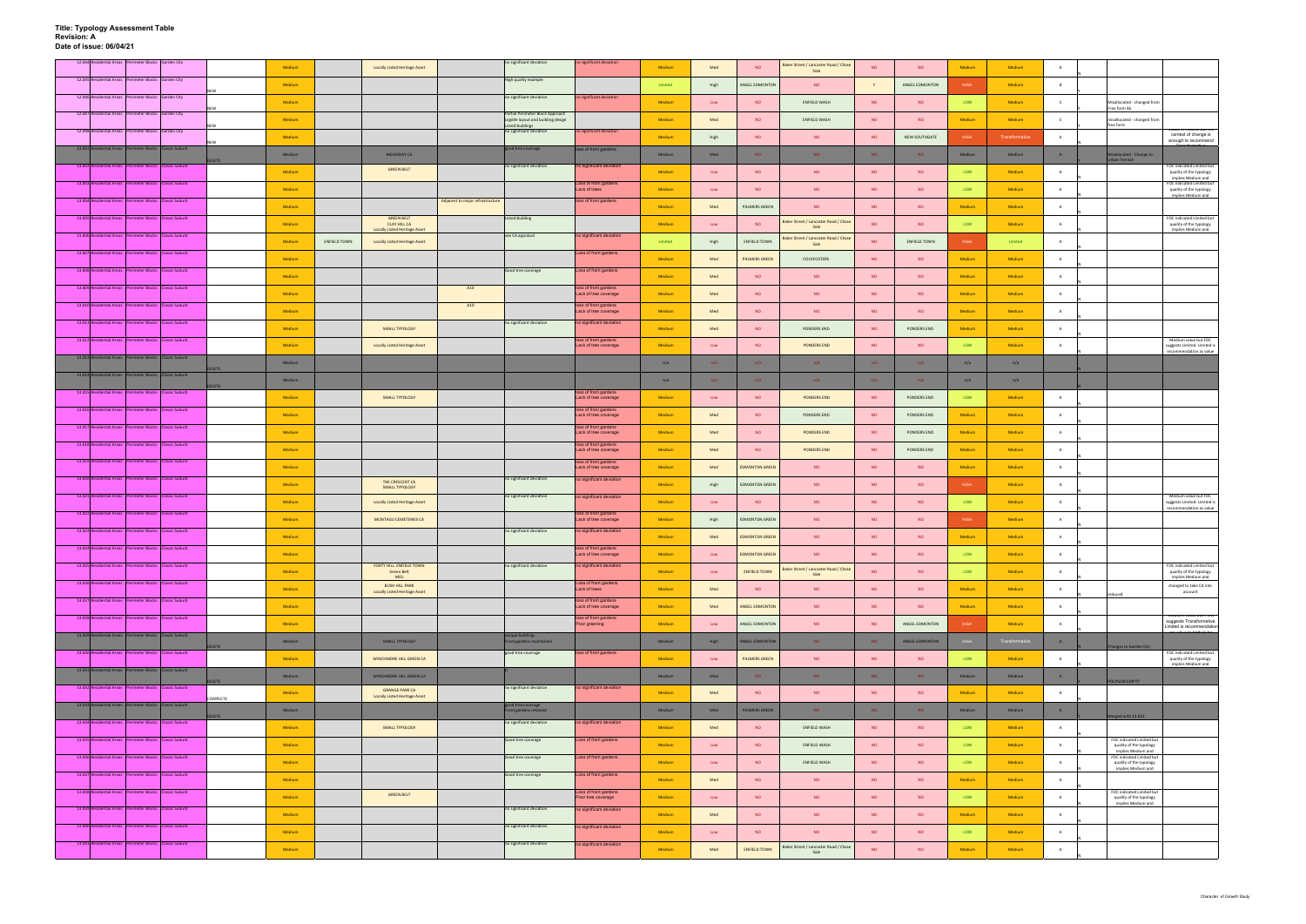**Title: Typology Assessment Table**
**Revision: A**
**Date of issue: 06/04/21**

| ID | Area | Type | Typology | Status | | | | | | | | | | | | | | | | | | | |
|---|---|---|---|---|---|---|---|---|---|---|---|---|---|---|---|---|---|---|---|---|---|---|---|
| 12.044 | Residential Areas | Perimeter Blocks | Garden City | | Medium | | Locally Listed Heritage Asset | | no significant deviation | no significant deviation | Medium | Med | NO | Baker Street / Lancaster Road / Chase Side | NO | NO | Medium | Medium | A | | | |
| 12.045 | Residential Areas | Perimeter Blocks | Garden City | NEW | Medium | | | | High quality example | | Limited | High | ANGEL EDMONTON | NO | Y | ANGEL EDMONTON | HIGH | Medium | B | | | |
| 12.046 | Residential Areas | Perimeter Blocks | Garden City | NEW | Medium | | | | no significant deviation | no significant deviation | Medium | Low | NO | ENFIELD WASH | NO | NO | LOW | Medium | E | | Misallocated - changed from free form 4b | |
| 12.047 | Residential Areas | Perimeter Blocks | Garden City | NEW | Medium | | | | Partial Perimeter Block Approach Legible layout and building design Listed Buildings | | Medium | Med | NO | ENFIELD WASH | NO | NO | Medium | Medium | E | | misallocated - changed from free form | |
| 12.048 | Residential Areas | Perimeter Blocks | Garden City | NEW | Medium | | | | no significant deviation | no significant deviation | Medium | High | NO | NO | NO | NEW SOUTHGATE | HIGH | Transformative | A | | | context of change is enough to recommend |
| 13.001 | Residential Areas | Perimeter Blocks | Classic Suburb | DELETE | Medium | | MEADWAY CA | | good tree coverage | loss of front gardens | Medium | Med | NO | NO | NO | NO | Medium | Medium | A | | Misallocated - Change to Urban Terrace | |
| 13.002 | Residential Areas | Perimeter Blocks | Classic Suburb | | Medium | | GREEN BELT | | no significant deviation | no significant deviation | Medium | Low | NO | NO | NO | NO | LOW | Medium | A | | | FOC indicated Limited but quality of the typology implies Medium and |
| 13.003 | Residential Areas | Perimeter Blocks | Classic Suburb | | Medium | | | | | Loss of front gardens Lack of trees | Medium | Low | NO | NO | NO | NO | LOW | Medium | A | | | FOC indicated Limited but quality of the typology implies Medium and |
| 13.004 | Residential Areas | Perimeter Blocks | Classic Suburb | | Medium | | | Adjacent to major infrastructure | | loss of front gardens | Medium | Med | PALMERS GREEN | NO | NO | NO | Medium | Medium | A | | | |
| 13.005 | Residential Areas | Perimeter Blocks | Classic Suburb | | Medium | | GREEN BELT CLAY HILL CA Locally Listed Heritage Asset | | Listed building | | Medium | Low | NO | Baker Street / Lancaster Road / Chase Side | NO | NO | LOW | Medium | A | | | FOC indicated Limited but quality of the typology implies Medium and |
| 13.006 | Residential Areas | Perimeter Blocks | Classic Suburb | | Medium | ENFIELD TOWN | Locally Listed Heritage Asset | | See CA appraisal | no significant deviation | Limited | High | ENFIELD TOWN | Baker Street / Lancaster Road / Chase Side | NO | ENFIELD TOWN | HIGH | Limited | A | | | |
| 13.007 | Residential Areas | Perimeter Blocks | Classic Suburb | | Medium | | | | | Loss of front gardens | Medium | Med | PALMERS GREEN | COCKFOSTERS | NO | NO | Medium | Medium | A | | | |
| 13.008 | Residential Areas | Perimeter Blocks | Classic Suburb | | Medium | | | | Good tree coverage | Loss of front gardens | Medium | Med | NO | NO | NO | NO | Medium | Medium | A | | | |
| 13.009 | Residential Areas | Perimeter Blocks | Classic Suburb | | Medium | | | A10 | | loss of front gardens Lack of tree coverage | Medium | Med | NO | NO | NO | NO | Medium | Medium | A | | | |
| 13.010 | Residential Areas | Perimeter Blocks | Classic Suburb | | Medium | | | A10 | | loss of front gardens Lack of tree coverage | Medium | Med | NO | NO | NO | NO | Medium | Medium | A | | | |
| 13.011 | Residential Areas | Perimeter Blocks | Classic Suburb | | Medium | | SMALL TYPOLOGY | | no significant deviation | no significant deviation | Medium | Med | NO | PONDERS END | NO | PONDERS END | Medium | Medium | A | | | |
| 13.012 | Residential Areas | Perimeter Blocks | Classic Suburb | | Medium | | Locally Listed Heritage Asset | | | loss of front gardens Lack of tree coverage | Medium | Low | NO | PONDERS END | NO | NO | LOW | Medium | A | | | Medium value but FOC suggests Limited. Limited is recommendation as value |
| 13.013 | Residential Areas | Perimeter Blocks | Classic Suburb | DELETE | Medium | | | | | | n/a | n/a | n/a | n/a | n/a | n/a | n/a | n/a | | | | |
| 13.014 | Residential Areas | Perimeter Blocks | Classic Suburb | DELETE | Medium | | | | | | n/a | n/a | n/a | n/a | n/a | n/a | n/a | n/a | | | | |
| 13.015 | Residential Areas | Perimeter Blocks | Classic Suburb | | Medium | | SMALL TYPOLOGY | | | loss of front gardens Lack of tree coverage | Medium | Low | NO | PONDERS END | NO | PONDERS END | LOW | Medium | A | | | |
| 13.016 | Residential Areas | Perimeter Blocks | Classic Suburb | | Medium | | | | | loss of front gardens Lack of tree coverage | Medium | Med | NO | PONDERS END | NO | PONDERS END | Medium | Medium | A | | | |
| 13.017 | Residential Areas | Perimeter Blocks | Classic Suburb | | Medium | | | | | loss of front gardens Lack of tree coverage | Medium | Med | NO | PONDERS END | NO | PONDERS END | Medium | Medium | A | | | |
| 13.018 | Residential Areas | Perimeter Blocks | Classic Suburb | | Medium | | | | | loss of front gardens Lack of tree coverage | Medium | Med | NO | PONDERS END | NO | PONDERS END | Medium | Medium | A | | | |
| 13.019 | Residential Areas | Perimeter Blocks | Classic Suburb | | Medium | | | | | loss of front gardens Lack of tree coverage | Medium | Med | EDMONTON GREEN | NO | NO | NO | Medium | Medium | A | | | |
| 13.020 | Residential Areas | Perimeter Blocks | Classic Suburb | | Medium | | THE CRESCENT CA SMALL TYPOLOGY | | no significant deviation | no significant deviation | Medium | High | EDMONTON GREEN | NO | NO | NO | HIGH | Medium | A | | | |
| 13.021 | Residential Areas | Perimeter Blocks | Classic Suburb | | Medium | | Locally Listed Heritage Asset | | no significant deviation | no significant deviation | Medium | Low | NO | NO | NO | NO | LOW | Medium | A | | | Medium value but FOC suggests Limited. Limited is recommendation as value |
| 13.022 | Residential Areas | Perimeter Blocks | Classic Suburb | | Medium | | MONTAGU CEMETERIES CA | | | loss of front gardens Lack of tree coverage | Medium | High | EDMONTON GREEN | NO | NO | NO | HIGH | Medium | A | | | |
| 13.023 | Residential Areas | Perimeter Blocks | Classic Suburb | | Medium | | | | no significant deviation | no significant deviation | Medium | Med | EDMONTON GREEN | NO | NO | NO | Medium | Medium | A | | | |
| 13.024 | Residential Areas | Perimeter Blocks | Classic Suburb | | Medium | | | | | loss of front gardens Lack of tree coverage | Medium | Low | EDMONTON GREEN | NO | NO | NO | LOW | Medium | A | | | |
| 13.025 | Residential Areas | Perimeter Blocks | Classic Suburb | | Medium | | FORTY HILL, ENFIELD TOWN Green Belt MOL | | no significant deviation | no significant deviation | Medium | Low | ENFIELD TOWN | Baker Street / Lancaster Road / Chase Side | NO | NO | LOW | Medium | A | | | FOC indicated Limited but quality of the typology implies Medium and |
| 13.026 | Residential Areas | Perimeter Blocks | Classic Suburb | | Medium | | BUSH HILL PARK Locally Listed Heritage Asset | | | Loss of front gardens Lack of trees | Medium | Med | NO | NO | NO | NO | Medium | Medium | A | | reduced | changed to take CA into account |
| 13.027 | Residential Areas | Perimeter Blocks | Classic Suburb | | Medium | | | | | loss of front gardens Lack of tree coverage | Medium | Med | ANGEL EDMONTON | NO | NO | NO | Medium | Medium | A | | | |
| 13.028 | Residential Areas | Perimeter Blocks | Classic Suburb | | Medium | | | | | loss of front gardens Poor greening | Medium | Low | ANGEL EDMONTON | NO | NO | ANGEL EDMONTON | HIGH | Medium | A | | | suggests Transformative. Limited is recommendation |
| 13.029 | Residential Areas | Perimeter Blocks | Classic Suburb | DELETE | Medium | | SMALL TYPOLOGY | | unique buildings Front gardens maintained | | Medium | High | ANGEL EDMONTON | NO | NO | ANGEL EDMONTON | HIGH | Transformative | A | | Changes to Garden City | |
| 13.030 | Residential Areas | Perimeter Blocks | Classic Suburb | | Medium | | WINCHMORE HILL GREEN CA | | good tree coverage | loss of front gardens | Medium | Low | PALMERS GREEN | NO | NO | NO | LOW | Medium | A | | | FOC indicated Limited but quality of the typology implies Medium and |
| 13.031 | Residential Areas | Perimeter Blocks | Classic Suburb | DELETE | Medium | | WINCHMORE HILL GREEN CA | | 0 | | Medium | Med | NO | NO | NO | NO | Medium | Medium | A | | POLYGON EMPTY | |
| 13.032 | Residential Areas | Perimeter Blocks | Classic Suburb | COMPLETE | Medium | | GRANGE PARK CA Locally Listed Heritage Asset | | no significant deviation | no significant deviation | Medium | Med | NO | NO | NO | NO | Medium | Medium | A | | | |
| 13.033 | Residential Areas | Perimeter Blocks | Classic Suburb | DELETE | Medium | | | | good tree coverage Front gardens retained | | Medium | Med | PALMERS GREEN | NO | NO | NO | Medium | Medium | A | | Merged with 13.032 | |
| 13.034 | Residential Areas | Perimeter Blocks | Classic Suburb | | Medium | | SMALL TYPOLOGY | | no significant deviation | no significant deviation | Medium | Med | NO | ENFIELD WASH | NO | NO | LOW | Medium | A | | | |
| 13.035 | Residential Areas | Perimeter Blocks | Classic Suburb | | Medium | | | | Good tree coverage | Loss of front gardens | Medium | Low | NO | ENFIELD WASH | NO | NO | LOW | Medium | A | | FOC indicated Limited but quality of the typology implies Medium and | |
| 13.036 | Residential Areas | Perimeter Blocks | Classic Suburb | | Medium | | | | Good tree coverage | Loss of front gardens | Medium | Low | NO | ENFIELD WASH | NO | NO | LOW | Medium | A | | FOC indicated Limited but quality of the typology implies Medium and | |
| 13.037 | Residential Areas | Perimeter Blocks | Classic Suburb | | Medium | | | | Good tree coverage | Loss of front gardens | Medium | Med | NO | NO | NO | NO | Medium | Medium | A | | | |
| 13.038 | Residential Areas | Perimeter Blocks | Classic Suburb | | Medium | | GREEN BELT | | | Loss of front gardens Poor tree coverage | Medium | Low | NO | NO | NO | NO | LOW | Medium | A | | FOC indicated Limited but quality of the typology implies Medium and | |
| 13.039 | Residential Areas | Perimeter Blocks | Classic Suburb | | Medium | | | | no significant deviation | no significant deviation | Medium | Med | NO | NO | NO | NO | Medium | Medium | A | | | |
| 13.040 | Residential Areas | Perimeter Blocks | Classic Suburb | | Medium | | | | no significant deviation | no significant deviation | Medium | Low | NO | NO | NO | NO | LOW | Medium | A | | | |
| 13.041 | Residential Areas | Perimeter Blocks | Classic Suburb | | Medium | | | | no significant deviation | no significant deviation | Medium | Med | ENFIELD TOWN | Baker Street / Lancaster Road / Chase Side | NO | NO | Medium | Medium | A | | | |

Character of Growth Study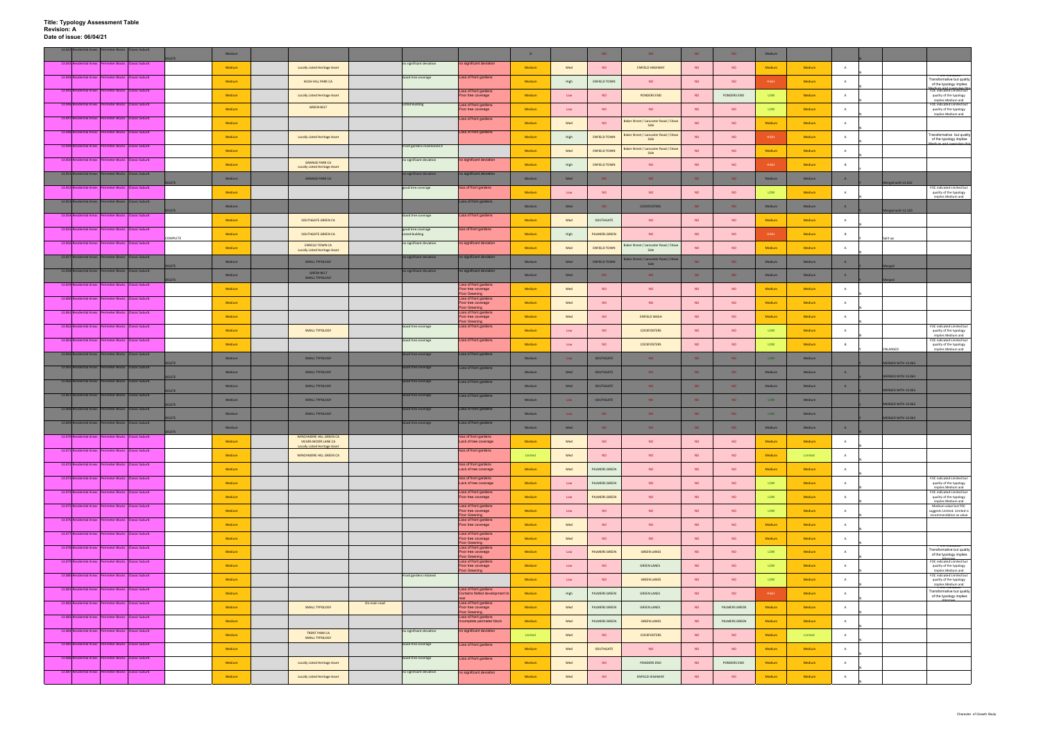**Title: Typology Assessment Table**
**Revision: A**
**Date of issue: 06/04/21**

| | | | | | | | | | | | | | | | | | | | | | |
|---|---|---|---|---|---|---|---|---|---|---|---|---|---|---|---|---|---|---|---|---|---|
| 13.042 | Residential Areas | Perimeter Blocks | Classic Suburb | DELETE | Medium | | | | | D | | NO | NO | NO | NO | Medium | | | | | |
| 13.044 | Residential Areas | Perimeter Blocks | Classic Suburb | | Medium | Locally Listed Heritage Asset | | No significant deviation | No significant deviation | Medium | Med | NO | ENFIELD HIGHWAY | NO | NO | Medium | Medium | A | N | | |
| 13.045 | Residential Areas | Perimeter Blocks | Classic Suburb | | Medium | BUSH HILL PARK CA | | Good tree coverage | Loss of front gardens | Medium | High | ENFIELD TOWN | NO | NO | NO | HIGH | Medium | A | N | | Transformative but quality of the typology implies Medium and overrides this |
| 13.045 | Residential Areas | Perimeter Blocks | Classic Suburb | | Medium | Locally Listed Heritage Asset | | | Loss of front gardens Poor tree coverage | Medium | Low | NO | PONDERS END | NO | PONDERS END | LOW | Medium | A | | | FOE indicated Limited but quality of the typology implies Medium and |
| 13.046 | Residential Areas | Perimeter Blocks | Classic Suburb | | Medium | GREEN BELT | | Listed building | Loss of front gardens Poor tree coverage | Medium | Low | NO | NO | NO | NO | LOW | Medium | A | N | | FOE indicated Limited but quality of the typology implies Medium and |
| 13.047 | Residential Areas | Perimeter Blocks | Classic Suburb | | Medium | | | | Loss of front gardens | Medium | Med | NO | Baker Street / Lancaster Road / Chase Side | NO | NO | Medium | Medium | A | N | | |
| 13.048 | Residential Areas | Perimeter Blocks | Classic Suburb | | Medium | Locally Listed Heritage Asset | | | Loss of front gardens | Medium | High | ENFIELD TOWN | Baker Street / Lancaster Road / Chase Side | NO | NO | HIGH | Medium | A | N | | Transformative but quality of the typology implies Medium and overrides this |
| 13.049 | Residential Areas | Perimeter Blocks | Classic Suburb | | Medium | | | Front gardens maintained | | Medium | Med | ENFIELD TOWN | Baker Street / Lancaster Road / Chase Side | NO | NO | Medium | Medium | A | N | | |
| 13.050 | Residential Areas | Perimeter Blocks | Classic Suburb | | Medium | GRANGE PARK CA Locally Listed Heritage Asset | | No significant deviation | No significant deviation | Medium | High | ENFIELD TOWN | NO | NO | NO | HIGH | Medium | B | N | | |
| 13.051 | Residential Areas | Perimeter Blocks | Classic Suburb | DELETE | Medium | GRANGE PARK CA | | No significant deviation | No significant deviation | Medium | Med | NO | NO | NO | NO | Medium | Medium | A | N | Merged with 13.050 | |
| 13.052 | Residential Areas | Perimeter Blocks | Classic Suburb | | Medium | | | Good tree coverage | Loss of front gardens | Medium | Low | NO | NO | NO | NO | LOW | Medium | A | N | | FOE indicated Limited but quality of the typology implies Medium and |
| 13.053 | Residential Areas | Perimeter Blocks | Classic Suburb | DELETE | Medium | | | | Loss of front gardens | Medium | Med | NO | COCKFOSTERS | NO | NO | Medium | Medium | A | N | Merged with 13.120 | |
| 13.054 | Residential Areas | Perimeter Blocks | Classic Suburb | | Medium | SOUTHGATE GREEN CA | | Good tree coverage | Loss of front gardens | Medium | Med | SOUTHGATE | NO | NO | NO | Medium | Medium | A | N | | |
| 13.055 | Residential Areas | Perimeter Blocks | Classic Suburb | COMPLETE | Medium | SOUTHGATE GREEN CA | | Good tree coverage Listed building | Loss of front gardens | Medium | High | PALMERS GREEN | NO | NO | NO | HIGH | Medium | B | Y | Split up | |
| 13.056 | Residential Areas | Perimeter Blocks | Classic Suburb | | Medium | ENFIELD TOWN CA Locally Listed Heritage Asset | | No significant deviation | No significant deviation | Medium | Med | ENFIELD TOWN | Baker Street / Lancaster Road / Chase Side | NO | NO | Medium | Medium | A | N | | |
| 13.057 | Residential Areas | Perimeter Blocks | Classic Suburb | DELETE | Medium | SMALL TYPOLOGY | | No significant deviation | No significant deviation | Medium | Med | ENFIELD TOWN | Baker Street / Lancaster Road / Chase Side | NO | NO | Medium | Medium | A | N | Merged | |
| 13.058 | Residential Areas | Perimeter Blocks | Classic Suburb | DELETE | Medium | GREEN BELT SMALL TYPOLOGY | | No significant deviation | No significant deviation | Medium | Med | NO | NO | NO | NO | Medium | Medium | A | N | Merged | |
| 13.059 | Residential Areas | Perimeter Blocks | Classic Suburb | | Medium | | | | Loss of front gardens Poor tree coverage Poor Greening | Medium | Med | NO | NO | NO | NO | Medium | Medium | A | N | | |
| 13.060 | Residential Areas | Perimeter Blocks | Classic Suburb | | Medium | | | | Loss of front gardens Poor tree coverage Poor Greening | Medium | Med | NO | NO | NO | NO | Medium | Medium | A | N | | |
| 13.061 | Residential Areas | Perimeter Blocks | Classic Suburb | | Medium | | | | Loss of front gardens Poor tree coverage Poor Greening | Medium | Med | NO | ENFIELD WASH | NO | NO | Medium | Medium | A | N | | |
| 13.062 | Residential Areas | Perimeter Blocks | Classic Suburb | | Medium | SMALL TYPOLOGY | | Good tree coverage | Loss of front gardens | Medium | Low | NO | COCKFOSTERS | NO | NO | LOW | Medium | A | N | | FOE indicated Limited but quality of the typology implies Medium and |
| 13.063 | Residential Areas | Perimeter Blocks | Classic Suburb | | Medium | | | Good tree coverage | Loss of front gardens | Medium | Low | NO | COCKFOSTERS | NO | NO | LOW | Medium | B | | ENLARGED | FOE indicated Limited but quality of the typology implies Medium and |
| 13.064 | Residential Areas | Perimeter Blocks | Classic Suburb | DELETE | Medium | SMALL TYPOLOGY | | Good tree coverage | Loss of front gardens | Medium | Low | SOUTHGATE | NO | NO | NO | LOW | Medium | | | MERGED WITH 13.063 | |
| 13.065 | Residential Areas | Perimeter Blocks | Classic Suburb | DELETE | Medium | SMALL TYPOLOGY | | Good tree coverage | Loss of front gardens | Medium | Med | SOUTHGATE | NO | NO | NO | Medium | Medium | A | | MERGED WITH 13.063 | |
| 13.066 | Residential Areas | Perimeter Blocks | Classic Suburb | DELETE | Medium | SMALL TYPOLOGY | | Good tree coverage | Loss of front gardens | Medium | Med | SOUTHGATE | NO | NO | NO | Medium | Medium | A | | MERGED WITH 13.063 | |
| 13.067 | Residential Areas | Perimeter Blocks | Classic Suburb | DELETE | Medium | SMALL TYPOLOGY | | Good tree coverage | Loss of front gardens | Medium | Low | SOUTHGATE | NO | NO | NO | LOW | Medium | | | MERGED WITH 13.063 | |
| 13.068 | Residential Areas | Perimeter Blocks | Classic Suburb | DELETE | Medium | SMALL TYPOLOGY | | Good tree coverage | Loss of front gardens | Medium | Low | NO | NO | NO | NO | LOW | Medium | | | MERGED WITH 13.063 | |
| 13.069 | Residential Areas | Perimeter Blocks | Classic Suburb | DELETE | Medium | | | Good tree coverage | Loss of front gardens | Medium | Med | NO | NO | NO | NO | Medium | Medium | B | N | | |
| 13.070 | Residential Areas | Perimeter Blocks | Classic Suburb | | Medium | WINCHMORE HILL GREEN CA VICARS MOOR LANE CA Locally Listed Heritage Asset | | | Loss of front gardens Lack of tree coverage | Medium | Med | NO | NO | NO | NO | Medium | Medium | A | N | | |
| 13.071 | Residential Areas | Perimeter Blocks | Classic Suburb | | Medium | WINCHMORE HILL GREEN CA | | | Loss of front gardens | Limited | Med | NO | NO | NO | NO | Medium | Limited | A | N | | |
| 13.072 | Residential Areas | Perimeter Blocks | Classic Suburb | | Medium | | | | Loss of front gardens Lack of tree coverage | Medium | Med | PALMERS GREEN | NO | NO | NO | Medium | Medium | A | N | | |
| 13.073 | Residential Areas | Perimeter Blocks | Classic Suburb | | Medium | | | | Loss of front gardens Lack of tree coverage | Medium | Low | PALMERS GREEN | NO | NO | NO | LOW | Medium | A | N | | FOE indicated Limited but quality of the typology implies Medium and |
| 13.074 | Residential Areas | Perimeter Blocks | Classic Suburb | | Medium | | | | Loss of front gardens Poor tree coverage | Medium | Low | PALMERS GREEN | NO | NO | NO | LOW | Medium | A | N | | FOE indicated Limited but quality of the typology implies Medium and |
| 13.075 | Residential Areas | Perimeter Blocks | Classic Suburb | | Medium | | | | Loss of front gardens Poor tree coverage Poor Greening | Medium | Low | NO | NO | NO | NO | LOW | Medium | A | N | | Medium value but FOE suggests Limited. Limited is recommendation as value |
| 13.076 | Residential Areas | Perimeter Blocks | Classic Suburb | | Medium | | | | Loss of front gardens Poor tree coverage | Medium | Med | NO | NO | NO | NO | Medium | Medium | A | N | | |
| 13.077 | Residential Areas | Perimeter Blocks | Classic Suburb | | Medium | | | | Loss of front gardens Poor tree coverage Poor Greening | Medium | Med | NO | NO | NO | NO | Medium | Medium | A | N | | |
| 13.078 | Residential Areas | Perimeter Blocks | Classic Suburb | | Medium | | | | Loss of front gardens Poor tree coverage Poor Greening | Medium | Low | PALMERS GREEN | GREEN LANES | NO | NO | LOW | Medium | A | N | | Transformative but quality of the typology implies Medium |
| 13.079 | Residential Areas | Perimeter Blocks | Classic Suburb | | Medium | | | | Loss of front gardens Poor tree coverage Poor Greening | Medium | Low | NO | GREEN LANES | NO | NO | LOW | Medium | A | N | | FOE indicated Limited but quality of the typology implies Medium and |
| 13.080 | Residential Areas | Perimeter Blocks | Classic Suburb | | Medium | | | Front gardens retained | | Medium | Low | NO | GREEN LANES | NO | NO | LOW | Medium | A | N | | FOE indicated Limited but quality of the typology implies Medium and |
| 13.081 | Residential Areas | Perimeter Blocks | Classic Suburb | | Medium | | | | Loss of front gardens Contains flatted development to rear | Medium | High | PALMERS GREEN | GREEN LANES | NO | NO | HIGH | Medium | A | N | | Transformative but quality of the typology implies Medium |
| 13.082 | Residential Areas | Perimeter Blocks | Classic Suburb | | Medium | SMALL TYPOLOGY | On main road | | Loss of front gardens Poor tree coverage Poor Greening | Medium | Med | PALMERS GREEN | GREEN LANES | NO | PALMERS GREEN | Medium | Medium | A | N | | |
| 13.083 | Residential Areas | Perimeter Blocks | Classic Suburb | | Medium | | | | Loss of front gardens Incomplete perimeter block | Medium | Med | PALMERS GREEN | GREEN LANES | NO | PALMERS GREEN | Medium | Medium | A | N | | |
| 13.084 | Residential Areas | Perimeter Blocks | Classic Suburb | | Medium | TRENT PARK CA SMALL TYPOLOGY | | No significant deviation | No significant deviation | Limited | Med | NO | COCKFOSTERS | NO | NO | Medium | Limited | A | N | | |
| 13.085 | Residential Areas | Perimeter Blocks | Classic Suburb | | Medium | | | Good tree coverage | Loss of front gardens | Medium | Med | SOUTHGATE | NO | NO | NO | Medium | Medium | A | N | | |
| 13.086 | Residential Areas | Perimeter Blocks | Classic Suburb | | Medium | Locally Listed Heritage Asset | | Good tree coverage | Loss of front gardens | Medium | Med | NO | PONDERS END | NO | PONDERS END | Medium | Medium | A | N | | |
| 13.087 | Residential Areas | Perimeter Blocks | Classic Suburb | | Medium | Locally Listed Heritage Asset | | No significant deviation | No significant deviation | Medium | Med | NO | ENFIELD HIGHWAY | NO | NO | Medium | Medium | A | N | | |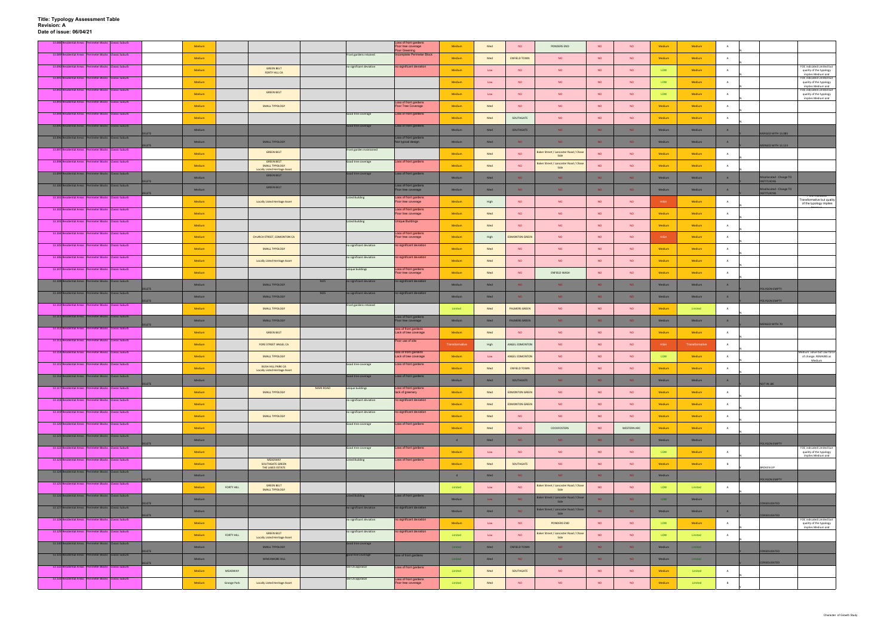**Title: Typology Assessment Table**
**Revision: A**
**Date of issue: 06/04/21**

| ID | Area | Typology | Sub-typology | Delete | Value | Place | Designation | Other | Observation | Condition | Comment | Assessment | Sensitivity | Town Centre | Local Centre | Area | Strategic | Other | Overall | Capacity | Rev | | Note | Comment |
|---|---|---|---|---|---|---|---|---|---|---|---|---|---|---|---|---|---|---|---|---|---|---|---|---|
| 13.088 | Residential Areas | Perimeter Blocks | Classic Suburb | | Medium | | | | | | Loss of front gardens Poor tree coverage | Medium | Med | NO | PONDERS END | NO | NO | Medium | Medium | A | N | | | |
| 13.089 | Residential Areas | Perimeter Blocks | Classic Suburb | | Medium | | | | | Front gardens retained | Poor Greening Incomplete Perimeter Block | Medium | Med | ENFIELD TOWN | NO | NO | NO | Medium | Medium | A | N | | | |
| 13.090 | Residential Areas | Perimeter Blocks | Classic Suburb | | Medium | | GREEN BELT FORTY HILL CA | | | no significant deviation | no significant deviation | Medium | Low | NO | NO | NO | NO | LOW | Medium | A | N | | | FOC indicated Limited but quality of the typology implies Medium and |
| 13.091 | Residential Areas | Perimeter Blocks | Classic Suburb | | Medium | | | | | | | Medium | Low | NO | NO | NO | NO | LOW | Medium | A | N | | | FOC indicated Limited but quality of the typology implies Medium and |
| 13.092 | Residential Areas | Perimeter Blocks | Classic Suburb | | Medium | | GREEN BELT | | | | | Medium | Low | NO | NO | NO | NO | LOW | Medium | A | N | | | FOC indicated Limited but quality of the typology implies Medium and |
| 13.093 | Residential Areas | Perimeter Blocks | Classic Suburb | | Medium | | SMALL TYPOLOGY | | | | Loss of front gardens Poor Tree Coverage | Medium | Med | NO | NO | NO | NO | Medium | Medium | A | N | | | |
| 13.094 | Residential Areas | Perimeter Blocks | Classic Suburb | | Medium | | | | | Good tree coverage | Loss of front gardens | Medium | Med | SOUTHGATE | NO | NO | NO | Medium | Medium | A | N | | | |
| 13.095 | Residential Areas | Perimeter Blocks | Classic Suburb | DELETE | Medium | | | | | Good tree coverage | Loss of front gardens | Medium | Med | SOUTHGATE | NO | NO | NO | Medium | Medium | A | Y | | MERGED WITH 13.085 | |
| 13.096 | Residential Areas | Perimeter Blocks | Classic Suburb | DELETE | Medium | | SMALL TYPOLOGY | | | | Loss of front gardens Not typical design | Medium | Med | NO | NO | NO | NO | Medium | Medium | A | Y | | MERGED WITH 16.123 | |
| 13.097 | Residential Areas | Perimeter Blocks | Classic Suburb | | Medium | | GREEN BELT | | | Front garden maintained | | Medium | Med | NO | Baker Street / Lancaster Road / Chase Side | NO | NO | Medium | Medium | A | N | | | |
| 13.098 | Residential Areas | Perimeter Blocks | Classic Suburb | | Medium | | GREEN BELT SMALL TYPOLOGY Locally Listed Heritage Asset | | | Good tree coverage | Loss of front gardens | Medium | Med | NO | Baker Street / Lancaster Road / Chase Side | NO | NO | Medium | Medium | A | N | | | |
| 13.099 | Residential Areas | Perimeter Blocks | Classic Suburb | DELETE | Medium | | GREEN BELT | | | Good tree coverage | Loss of front gardens | Medium | Med | NO | NO | NO | NO | Medium | Medium | A | Y | | Misallocated - Change TO INSTITUTIONS | |
| 13.100 | Residential Areas | Perimeter Blocks | Classic Suburb | DELETE | Medium | | GREEN BELT | | | | Loss of front gardens Poor tree coverage | Medium | Med | NO | NO | NO | NO | Medium | Medium | A | Y | | Misallocated - Change TO INSTITUTIONS | |
| 13.101 | Residential Areas | Perimeter Blocks | Classic Suburb | | Medium | | Locally Listed Heritage Asset | | | Listed Building | Loss of front gardens Poor tree coverage | Medium | High | NO | NO | NO | NO | HIGH | Medium | A | N | | | Transformative but quality of the typology implies |
| 13.102 | Residential Areas | Perimeter Blocks | Classic Suburb | | Medium | | | | | | Loss of front gardens Poor tree coverage | Medium | Med | NO | NO | NO | NO | Medium | Medium | A | N | | | |
| 13.103 | Residential Areas | Perimeter Blocks | Classic Suburb | | Medium | | | | | Listed Building | Unique Buildings | Medium | Med | NO | NO | NO | NO | Medium | Medium | A | N | | | |
| 13.104 | Residential Areas | Perimeter Blocks | Classic Suburb | | Medium | | CHURCH STREET, EDMONTON CA | | | | Loss of front gardens Poor tree coverage | Medium | High | EDMONTON GREEN | NO | NO | NO | HIGH | Medium | A | N | | | |
| 13.105 | Residential Areas | Perimeter Blocks | Classic Suburb | | Medium | | SMALL TYPOLOGY | | | no significant deviation | no significant deviation | Medium | Med | NO | NO | NO | NO | Medium | Medium | A | N | | | |
| 13.106 | Residential Areas | Perimeter Blocks | Classic Suburb | | Medium | | Locally Listed Heritage Asset | | | no significant deviation | no significant deviation | Medium | Med | NO | NO | NO | NO | Medium | Medium | A | N | | | |
| 13.107 | Residential Areas | Perimeter Blocks | Classic Suburb | | Medium | | | | | unique buildings | Loss of front gardens Poor tree coverage | Medium | Med | NO | ENFIELD WASH | NO | NO | Medium | Medium | A | N | | | |
| 13.108 | Residential Areas | Perimeter Blocks | Classic Suburb | DELETE | Medium | | SMALL TYPOLOGY | MOS | | no significant deviation | no significant deviation | Medium | Med | NO | NO | NO | NO | Medium | Medium | A | Y | | POLYGON EMPTY | |
| 13.109 | Residential Areas | Perimeter Blocks | Classic Suburb | DELETE | Medium | | SMALL TYPOLOGY | MOS | | no significant deviation | no significant deviation | Medium | Med | NO | NO | NO | NO | Medium | Medium | A | Y | | POLYGON EMPTY | |
| 13.110 | Residential Areas | Perimeter Blocks | Classic Suburb | | Medium | | SMALL TYPOLOGY | | | Front gardens retained | | Limited | Med | PALMERS GREEN | NO | NO | NO | Medium | Limited | A | N | | | |
| 13.111 | Residential Areas | Perimeter Blocks | Classic Suburb | DELETE | Medium | | SMALL TYPOLOGY | | | | Loss of front gardens Poor tree coverage | Medium | Med | PALMERS GREEN | NO | NO | NO | Medium | Medium | A | Y | | MERGED WITH 70 | |
| 13.112 | Residential Areas | Perimeter Blocks | Classic Suburb | | Medium | | GREEN BELT | | | | loss of front gardens Lack of tree coverage | Medium | Med | NO | NO | NO | NO | Medium | Medium | A | N | | | |
| 13.113 | Residential Areas | Perimeter Blocks | Classic Suburb | | Medium | | FORE STREET ANGEL CA | | | | Poor use of site | Transformative | High | ANGEL EDMONTON | NO | NO | NO | HIGH | Transformative | A | N | | | |
| 13.114 | Residential Areas | Perimeter Blocks | Classic Suburb | | Medium | | SMALL TYPOLOGY | | | | loss of front gardens Lack of tree coverage | Medium | Low | ANGEL EDMONTON | NO | NO | NO | LOW | Medium | A | N | | | Medium value but low force of change. REMAINS as Medium |
| 13.115 | Residential Areas | Perimeter Blocks | Classic Suburb | | Medium | | BUSH HILL PARK CA Locally Listed Heritage Asset | | | Good tree coverage | Loss of front gardens | Medium | Med | ENFIELD TOWN | NO | NO | NO | Medium | Medium | A | N | | | |
| 13.116 | Residential Areas | Perimeter Blocks | Classic Suburb | DELETE | Medium | | | | | Good tree coverage | Loss of front gardens | Medium | Med | SOUTHGATE | NO | NO | NO | Medium | Medium | A | Y | | NOT IN LBE | |
| 13.117 | Residential Areas | Perimeter Blocks | Classic Suburb | | Medium | | SMALL TYPOLOGY | MAIN ROAD | | unique buildings | Loss of front gardens lack of greenery | Medium | Med | EDMONTON GREEN | NO | NO | NO | Medium | Medium | A | N | | | |
| 13.118 | Residential Areas | Perimeter Blocks | Classic Suburb | | Medium | | | | | no significant deviation | no significant deviation | Medium | Med | EDMONTON GREEN | NO | NO | NO | Medium | Medium | A | N | | | |
| 13.119 | Residential Areas | Perimeter Blocks | Classic Suburb | | Medium | | SMALL TYPOLOGY | | | no significant deviation | no significant deviation | Medium | Med | NO | NO | NO | NO | Medium | Medium | A | N | | | |
| 13.120 | Residential Areas | Perimeter Blocks | Classic Suburb | | Medium | | | | | Good tree coverage | Loss of front gardens | Medium | Med | NO | COCKFOSTERS | NO | WESTERN ARC | Medium | Medium | A | N | | | |
| 13.121 | Residential Areas | Perimeter Blocks | Classic Suburb | DELETE | Medium | | | | | | | 0 | Med | NO | NO | NO | NO | Medium | Medium | | Y | | POLYGON EMPTY | |
| 13.122 | Residential Areas | Perimeter Blocks | Classic Suburb | | Medium | | | | | Good tree coverage | Loss of front gardens | Medium | Low | NO | NO | NO | NO | LOW | Medium | A | N | | | FOC indicated Limited but quality of the typology implies Medium and |
| 13.123 | Residential Areas | Perimeter Blocks | Classic Suburb | | Medium | | MEADWAY SOUTHGATE GREEN THE LAKES ESTATE | | | Listed Building | Loss of front gardens | Medium | Med | SOUTHGATE | NO | NO | NO | Medium | Medium | B | Y | | BROKEN UP | |
| 13.124 | Residential Areas | Perimeter Blocks | Classic Suburb | DELETE | Medium | | | | | | | 0 | Med | NO | NO | NO | NO | Medium | | | Y | | POLYGON EMPTY | |
| 13.125 | Residential Areas | Perimeter Blocks | Classic Suburb | | Medium | FORTY HILL | GREEN BELT SMALL TYPOLOGY | | | | | Limited | Low | NO | Baker Street / Lancaster Road / Chase Side | NO | NO | LOW | Limited | A | N | | | |
| 13.126 | Residential Areas | Perimeter Blocks | Classic Suburb | DELETE | Medium | | | | | Listed Building | Loss of front gardens | Medium | Low | NO | Baker Street / Lancaster Road / Chase Side | NO | NO | LOW | Medium | | Y | | CONSOLIDATED | |
| 13.127 | Residential Areas | Perimeter Blocks | Classic Suburb | DELETE | Medium | | | | | no significant deviation | no significant deviation | Medium | Med | NO | Baker Street / Lancaster Road / Chase Side | NO | NO | Medium | Medium | A | Y | | CONSOLIDATED | |
| 13.128 | Residential Areas | Perimeter Blocks | Classic Suburb | | Medium | | | | | no significant deviation | no significant deviation | Medium | Low | NO | PONDERS END | NO | NO | LOW | Medium | A | N | | | FOC indicated Limited but quality of the typology implies Medium and |
| 13.129 | Residential Areas | Perimeter Blocks | Classic Suburb | | Medium | FORTY HILL | GREEN BELT Locally Listed Heritage Asset | | | no significant deviation | no significant deviation | Limited | Low | NO | Baker Street / Lancaster Road / Chase Side | NO | NO | LOW | Limited | A | N | | | |
| 13.130 | Residential Areas | Perimeter Blocks | Classic Suburb | DELETE | Medium | | SMALL TYPOLOGY | | | Good tree coverage | | Limited | Med | ENFIELD TOWN | NO | NO | NO | Medium | Limited | | Y | | CONSOLIDATED | |
| 13.131 | Residential Areas | Perimeter Blocks | Classic Suburb | DELETE | Medium | | WINCHMORE HILL | | | good tree coverage | loss of front gardens | Limited | Med | NO | NO | NO | NO | Medium | Limited | | Y | | CONSOLIDATED | |
| 13.132 | Residential Areas | Perimeter Blocks | Classic Suburb | | Medium | MEADWAY | | | | See CA appraisal | Loss of front gardens | Limited | Med | SOUTHGATE | NO | NO | NO | Medium | Limited | A | N | | | |
| 13.133 | Residential Areas | Perimeter Blocks | Classic Suburb | | Medium | Grange Park | Locally Listed Heritage Asset | | | See CA appraisal | Loss of front gardens Poor tree coverage | Limited | Med | NO | NO | NO | NO | Medium | Limited | B | Y | | | |

Character of Growth Study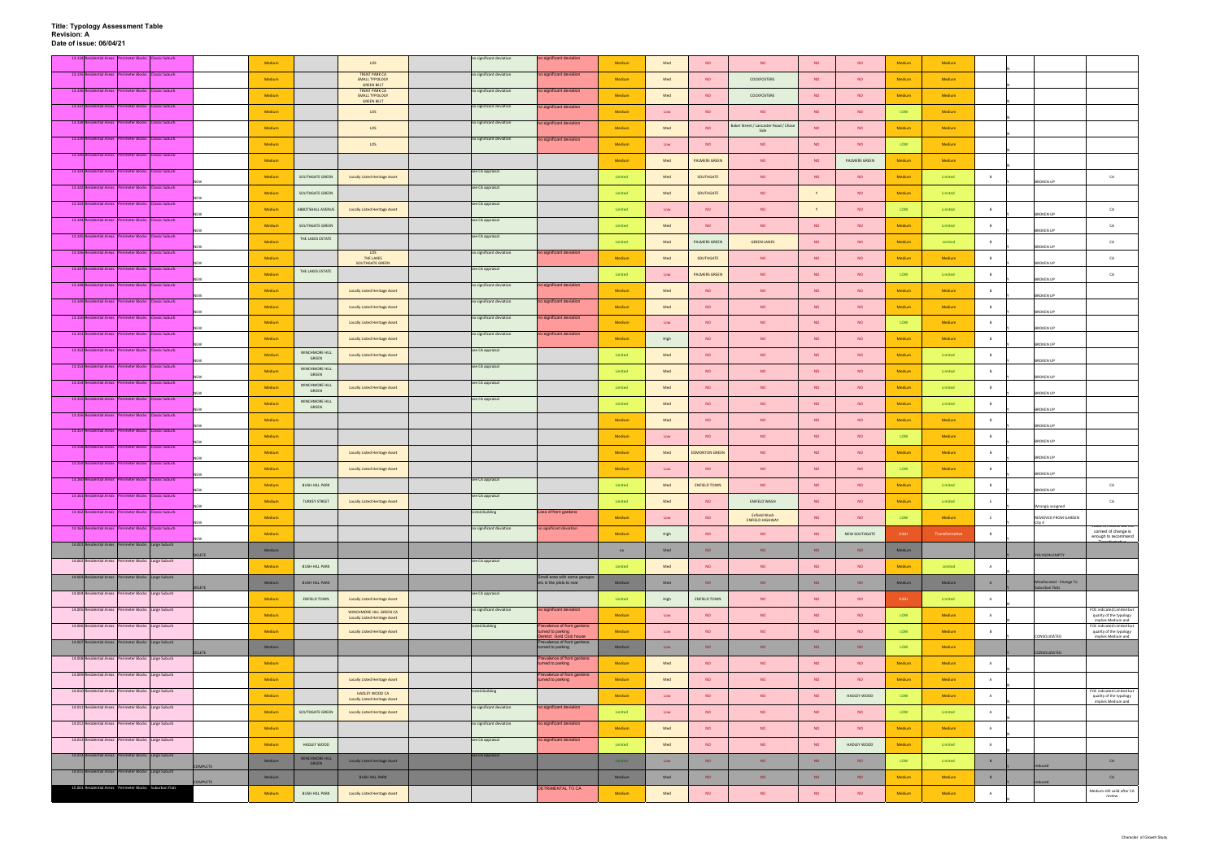**Title: Typology Assessment Table**
**Revision: A**
**Date of issue: 06/04/21**

| | | | | | | | | | | | | | | | | | | | | | | |
|---|---|---|---|---|---|---|---|---|---|---|---|---|---|---|---|---|---|---|---|---|---|---|
| 13.134 | Residential Areas | Perimeter Blocks | Classic Suburb | | Medium | | LOS | | no significant deviation | no significant deviation | Medium | Med | NO | NO | NO | NO | Medium | Medium | | N | | |
| 13.135 | Residential Areas | Perimeter Blocks | Classic Suburb | | Medium | | TRENT PARK CA SMALL TYPOLOGY GREEN BELT | | no significant deviation | no significant deviation | Medium | Med | NO | COCKFOSTERS | NO | NO | Medium | Medium | | N | | |
| 13.136 | Residential Areas | Perimeter Blocks | Classic Suburb | | Medium | | TRENT PARK CA SMALL TYPOLOGY GREEN BELT | | no significant deviation | no significant deviation | Medium | Med | NO | COCKFOSTERS | NO | NO | Medium | Medium | | N | | |
| 13.137 | Residential Areas | Perimeter Blocks | Classic Suburb | | Medium | | LOS | | no significant deviation | no significant deviation | Medium | Low | NO | NO | NO | NO | LOW | Medium | | N | | |
| 13.138 | Residential Areas | Perimeter Blocks | Classic Suburb | | Medium | | LOS | | no significant deviation | no significant deviation | Medium | Med | NO | Baker Street / Lancaster Road / Chase Side | NO | NO | Medium | Medium | | N | | |
| 13.139 | Residential Areas | Perimeter Blocks | Classic Suburb | | Medium | | LOS | | no significant deviation | no significant deviation | Medium | Low | NO | NO | NO | NO | LOW | Medium | | N | | |
| 13.140 | Residential Areas | Perimeter Blocks | Classic Suburb | | Medium | | | | | | Medium | Med | PALMERS GREEN | NO | NO | PALMERS GREEN | Medium | Medium | | N | | |
| 13.141 | Residential Areas | Perimeter Blocks | Classic Suburb | NEW | Medium | SOUTHGATE GREEN | Locally Listed Heritage Asset | | see CA appraisal | | Limited | Med | SOUTHGATE | NO | NO | NO | Medium | Limited | B | N | BROKEN UP | CA |
| 13.142 | Residential Areas | Perimeter Blocks | Classic Suburb | NEW | Medium | SOUTHGATE GREEN | | | see CA appraisal | | Limited | Med | SOUTHGATE | NO | Y | NO | Medium | Limited | | N | | |
| 13.143 | Residential Areas | Perimeter Blocks | Classic Suburb | NEW | Medium | ABBOTSHILL AVENUE | Locally Listed Heritage Asset | | see CA appraisal | | Limited | Low | NO | NO | Y | NO | LOW | Limited | B | N | BROKEN UP | CA |
| 13.144 | Residential Areas | Perimeter Blocks | Classic Suburb | NEW | Medium | SOUTHGATE GREEN | | | see CA appraisal | | Limited | Med | NO | NO | NO | NO | Medium | Limited | B | N | BROKEN UP | CA |
| 13.145 | Residential Areas | Perimeter Blocks | Classic Suburb | NEW | Medium | THE LAKES ESTATE | | | see CA appraisal | | Limited | Med | PALMERS GREEN | GREEN LANES | NO | NO | Medium | Limited | B | N | BROKEN UP | CA |
| 13.146 | Residential Areas | Perimeter Blocks | Classic Suburb | NEW | Medium | | LOS THE LAKES SOUTHGATE GREEN | | no significant deviation | no significant deviation | Medium | Med | SOUTHGATE | NO | NO | NO | Medium | Medium | B | N | BROKEN UP | CA |
| 13.147 | Residential Areas | Perimeter Blocks | Classic Suburb | NEW | Medium | THE LAKES ESTATE | | | see CA appraisal | | Limited | Low | PALMERS GREEN | NO | NO | NO | LOW | Limited | B | N | BROKEN UP | CA |
| 13.148 | Residential Areas | Perimeter Blocks | Classic Suburb | NEW | Medium | | Locally Listed Heritage Asset | | no significant deviation | no significant deviation | Medium | Med | NO | NO | NO | NO | Medium | Medium | B | N | BROKEN UP | |
| 13.149 | Residential Areas | Perimeter Blocks | Classic Suburb | NEW | Medium | | Locally Listed Heritage Asset | | no significant deviation | no significant deviation | Medium | Med | NO | NO | NO | NO | Medium | Medium | B | N | BROKEN UP | |
| 13.150 | Residential Areas | Perimeter Blocks | Classic Suburb | NEW | Medium | | Locally Listed Heritage Asset | | no significant deviation | no significant deviation | Medium | Low | NO | NO | NO | NO | LOW | Medium | B | N | BROKEN UP | |
| 13.151 | Residential Areas | Perimeter Blocks | Classic Suburb | NEW | Medium | | Locally Listed Heritage Asset | | no significant deviation | no significant deviation | Medium | High | NO | NO | NO | NO | Medium | Medium | B | N | BROKEN UP | |
| 13.152 | Residential Areas | Perimeter Blocks | Classic Suburb | NEW | Medium | WINCHMORE HILL GREEN | Locally Listed Heritage Asset | | see CA appraisal | | Limited | Med | NO | NO | NO | NO | Medium | Limited | B | N | BROKEN UP | |
| 13.153 | Residential Areas | Perimeter Blocks | Classic Suburb | NEW | Medium | WINCHMORE HILL GREEN | | | see CA appraisal | | Limited | Med | NO | NO | NO | NO | Medium | Limited | B | N | BROKEN UP | |
| 13.154 | Residential Areas | Perimeter Blocks | Classic Suburb | NEW | Medium | WINCHMORE HILL GREEN | Locally Listed Heritage Asset | | see CA appraisal | | Limited | Med | NO | NO | NO | NO | Medium | Limited | B | N | BROKEN UP | |
| 13.155 | Residential Areas | Perimeter Blocks | Classic Suburb | NEW | Medium | WINCHMORE HILL GREEN | | | see CA appraisal | | Limited | Med | NO | NO | NO | NO | Medium | Limited | B | N | BROKEN UP | |
| 13.156 | Residential Areas | Perimeter Blocks | Classic Suburb | NEW | Medium | | | | | | Medium | Med | NO | NO | NO | NO | Medium | Medium | B | N | BROKEN UP | |
| 13.157 | Residential Areas | Perimeter Blocks | Classic Suburb | NEW | Medium | | | | | | Medium | Low | NO | NO | NO | NO | LOW | Medium | B | N | BROKEN UP | |
| 13.158 | Residential Areas | Perimeter Blocks | Classic Suburb | NEW | Medium | | Locally Listed Heritage Asset | | | | Medium | Med | EDMONTON GREEN | NO | NO | NO | Medium | Medium | B | N | BROKEN UP | |
| 13.159 | Residential Areas | Perimeter Blocks | Classic Suburb | NEW | Medium | | Locally Listed Heritage Asset | | | | Medium | Low | NO | NO | NO | NO | LOW | Medium | B | N | BROKEN UP | |
| 13.160 | Residential Areas | Perimeter Blocks | Classic Suburb | NEW | Medium | BUSH HILL PARK | | | see CA appraisal | | Limited | Med | ENFIELD TOWN | NO | NO | NO | Medium | Limited | B | N | BROKEN UP | CA |
| 13.161 | Residential Areas | Perimeter Blocks | Classic Suburb | NEW | Medium | TURKEY STREET | Locally Listed Heritage Asset | | see CA appraisal | | Limited | Med | NO | ENFIELD WASH | NO | NO | Medium | Limited | E | N | Wrongly assigned | CA |
| 13.162 | Residential Areas | Perimeter Blocks | Classic Suburb | NEW | Medium | | | | Listed Building | Loss of front gardens | Medium | Low | NO | Enfield Wash ENFIELD HIGHWAY | NO | NO | LOW | Medium | E | N | REMOVED FROM GARDEN City 4 | |
| 13.163 | Residential Areas | Perimeter Blocks | Classic Suburb | NEW | Medium | | | | no significant deviation | no significant deviation | Medium | High | NO | NO | NO | NEW SOUTHGATE | HIGH | Transformative | B | N | | context of change is enough to recommend |
| 14.001 | Residential Areas | Perimeter Blocks | Large Suburb | DELETE | Medium | | | | | | n/a | Med | NO | NO | NO | NO | Medium | | | N | POLYGON EMPTY | |
| 14.002 | Residential Areas | Perimeter Blocks | Large Suburb | | Medium | BUSH HILL PARK | | | see CA appraisal | | Limited | Med | NO | NO | NO | NO | Medium | Limited | A | N | | |
| 14.003 | Residential Areas | Perimeter Blocks | Large Suburb | DELETE | Medium | BUSH HILL PARK | | | | Small area with some garages etc in the plots to rear | Medium | Med | NO | NO | NO | NO | Medium | Medium | A | N | Misallocated - Change To Suburban Flats | |
| 14.004 | Residential Areas | Perimeter Blocks | Large Suburb | | Medium | ENFIELD TOWN | Locally Listed Heritage Asset | | see CA appraisal | | Limited | High | ENFIELD TOWN | NO | NO | NO | HIGH | Limited | A | N | | |
| 14.005 | Residential Areas | Perimeter Blocks | Large Suburb | | Medium | | WINCHMORE HILL GREEN CA Locally Listed Heritage Asset | | no significant deviation | no significant deviation | Medium | Low | NO | NO | NO | NO | LOW | Medium | A | N | | FOE indicated Limited but quality of the typology implies Medium and |
| 14.006 | Residential Areas | Perimeter Blocks | Large Suburb | | Medium | | Locally Listed Heritage Asset | | Listed Building | Prevalence of front gardens turned to parking. Derelict Golf Club house | Medium | Low | NO | NO | NO | NO | LOW | Medium | B | N | CONSOLIDATED | FOE indicated Limited but quality of the typology implies Medium and |
| 14.007 | Residential Areas | Perimeter Blocks | Large Suburb | DELETE | Medium | | | | | Prevalence of front gardens turned to parking | Medium | Low | NO | NO | NO | NO | LOW | Medium | | N | CONSOLIDATED | |
| 14.008 | Residential Areas | Perimeter Blocks | Large Suburb | | Medium | | | | | Prevalence of front gardens turned to parking | Medium | Med | NO | NO | NO | NO | Medium | Medium | A | N | | |
| 14.009 | Residential Areas | Perimeter Blocks | Large Suburb | | Medium | | Locally Listed Heritage Asset | | | Prevalence of front gardens turned to parking | Medium | Med | NO | NO | NO | NO | Medium | Medium | A | N | | |
| 14.010 | Residential Areas | Perimeter Blocks | Large Suburb | | Medium | | HADLEY WOOD CA Locally Listed Heritage Asset | | Listed Building | | Medium | Low | NO | NO | NO | HADLEY WOOD | LOW | Medium | A | N | | FOE indicated Limited but quality of the typology implies Medium and |
| 14.011 | Residential Areas | Perimeter Blocks | Large Suburb | | Medium | SOUTHGATE GREEN | Locally Listed Heritage Asset | | no significant deviation | no significant deviation | Limited | Low | NO | NO | NO | NO | LOW | Limited | A | N | | |
| 14.012 | Residential Areas | Perimeter Blocks | Large Suburb | | Medium | | | | no significant deviation | no significant deviation | Medium | Med | NO | NO | NO | NO | Medium | Medium | A | N | | |
| 14.013 | Residential Areas | Perimeter Blocks | Large Suburb | | Medium | HADLEY WOOD | | | see CA appraisal | no significant deviation | Limited | Med | NO | NO | NO | HADLEY WOOD | Medium | Limited | A | N | | |
| 14.014 | Residential Areas | Perimeter Blocks | Large Suburb | COMPLETE | Medium | WINCHMORE HILL GREEN | Locally Listed Heritage Asset | | see CA appraisal | | Limited | Low | NO | NO | NO | NO | LOW | Limited | B | N | reduced | CA |
| 14.015 | Residential Areas | Perimeter Blocks | Large Suburb | COMPLETE | Medium | | BUSH HILL PARK | | | | Medium | Med | NO | NO | NO | NO | Medium | Medium | B | N | reduced | |
| 15.001 | Residential Areas | Perimeter Blocks | Suburban Flats | | Medium | BUSH HILL PARK | Locally Listed Heritage Asset | | | DETRIMENTAL TO CA | Medium | Med | NO | NO | NO | NO | Medium | Medium | A | N | | Medium still valid after CA review |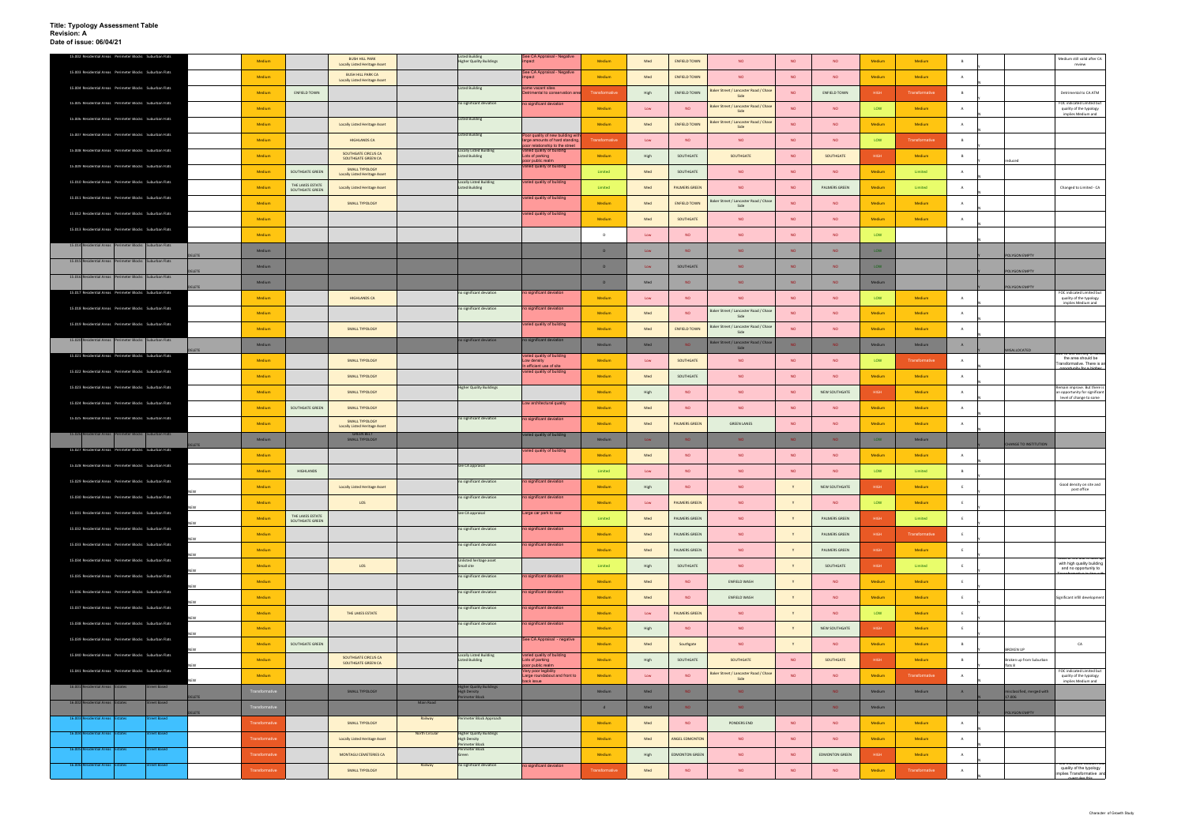**Title: Typology Assessment Table**
**Revision: A**
**Date of issue: 06/04/21**

| ID / Typology | | | | | | | | | | | | | | | | | | | |
|---|---|---|---|---|---|---|---|---|---|---|---|---|---|---|---|---|---|---|---|
| 15.002 Residential Areas Perimeter Blocks Suburban Flats | | Medium | | BUSH HILL PARK Locally Listed Heritage Asset | | Listed Building Higher Quality Buildings | See CA Appraisal - Negative impact | Medium | Med | ENFIELD TOWN | NO | NO | NO | Medium | Medium | B | | | Medium still valid after CA review |
| 15.003 Residential Areas Perimeter Blocks Suburban Flats | | Medium | | BUSH HILL PARK CA Locally Listed Heritage Asset | | | See CA Appraisal - Negative impact | Medium | Med | ENFIELD TOWN | NO | NO | NO | Medium | Medium | A | | | |
| 15.004 Residential Areas Perimeter Blocks Suburban Flats | | Medium | ENFIELD TOWN | | | Listed building | some vacant sites Detrimental to conservation area | Transformative | High | ENFIELD TOWN | Baker Street / Lancaster Road / Chase Side | NO | ENFIELD TOWN | HIGH | Transformative | B | | | Detrimental to CA ATM |
| 15.005 Residential Areas Perimeter Blocks Suburban Flats | | Medium | | | | no significant deviation | no significant deviation | Medium | Low | NO | Baker Street / Lancaster Road / Chase Side | NO | NO | LOW | Medium | A | | | FOE indicated Limited but quality of the typology implies Medium and |
| 15.006 Residential Areas Perimeter Blocks Suburban Flats | | Medium | | Locally Listed Heritage Asset | | Listed Building | | Medium | Med | ENFIELD TOWN | Baker Street / Lancaster Road / Chase Side | NO | NO | Medium | Medium | A | | | |
| 15.007 Residential Areas Perimeter Blocks Suburban Flats | | Medium | | HIGHLANDS CA | | Listed building | Poor quality of new building with large amounts of hard standing, poor relationship to the street | Transformative | Low | NO | NO | NO | NO | LOW | Transformative | B | | | |
| 15.008 Residential Areas Perimeter Blocks Suburban Flats | | Medium | | SOUTHGATE CIRCUS CA SOUTHGATE GREEN CA | | Locally Listed Building Listed Building | Varied quality of building Lots of parking poor public realm | Medium | High | SOUTHGATE | SOUTHGATE | NO | SOUTHGATE | HIGH | Medium | B | | reduced | |
| 15.009 Residential Areas Perimeter Blocks Suburban Flats | | Medium | SOUTHGATE GREEN | SMALL TYPOLOGY Locally Listed Heritage Asset | | | Varied quality of building | Limited | Med | SOUTHGATE | NO | NO | NO | Medium | Limited | A | | | |
| 15.010 Residential Areas Perimeter Blocks Suburban Flats | | Medium | THE LAKES ESTATE SOUTHGATE GREEN | Locally Listed Heritage Asset | | Locally Listed Building Listed Building | Varied quality of building | Limited | Med | PALMERS GREEN | NO | NO | PALMERS GREEN | Medium | Limited | A | | | Changed to Limited - CA |
| 15.011 Residential Areas Perimeter Blocks Suburban Flats | | Medium | | SMALL TYPOLOGY | | | Varied quality of building | Medium | Med | ENFIELD TOWN | Baker Street / Lancaster Road / Chase Side | NO | NO | Medium | Medium | A | | | |
| 15.012 Residential Areas Perimeter Blocks Suburban Flats | | Medium | | | | | Varied quality of building | Medium | Med | SOUTHGATE | NO | NO | NO | Medium | Medium | A | | | |
| 15.013 Residential Areas Perimeter Blocks Suburban Flats | | Medium | | | | | | 0 | Low | NO | NO | NO | NO | LOW | | | | | |
| 15.014 Residential Areas Perimeter Blocks Suburban Flats | DELETE | Medium | | | | | | 0 | Low | NO | NO | NO | NO | LOW | | | | POLYGON EMPTY | |
| 15.015 Residential Areas Perimeter Blocks Suburban Flats | DELETE | Medium | | | | | | 0 | Low | SOUTHGATE | NO | NO | NO | LOW | | | | POLYGON EMPTY | |
| 15.016 Residential Areas Perimeter Blocks Suburban Flats | DELETE | Medium | | | | | | 0 | Med | NO | NO | NO | NO | Medium | | | | POLYGON EMPTY | |
| 15.017 Residential Areas Perimeter Blocks Suburban Flats | | Medium | | HIGHLANDS CA | | no significant deviation | no significant deviation | Medium | Low | NO | NO | NO | NO | LOW | Medium | A | | | FOE indicated Limited but quality of the typology implies Medium and |
| 15.018 Residential Areas Perimeter Blocks Suburban Flats | | Medium | | | | no significant deviation | no significant deviation | Medium | Med | NO | Baker Street / Lancaster Road / Chase Side | NO | NO | Medium | Medium | A | | | |
| 15.019 Residential Areas Perimeter Blocks Suburban Flats | | Medium | | SMALL TYPOLOGY | | | Varied quality of building | Medium | Med | ENFIELD TOWN | Baker Street / Lancaster Road / Chase Side | NO | NO | Medium | Medium | A | | | |
| 15.020 Residential Areas Perimeter Blocks Suburban Flats | DELETE | Medium | | | | no significant deviation | no significant deviation | Medium | Med | NO | Baker Street / Lancaster Road / Chase Side | NO | NO | Medium | Medium | A | | MISALLOCATED | |
| 15.021 Residential Areas Perimeter Blocks Suburban Flats | | Medium | | SMALL TYPOLOGY | | | Varied quality of building Low density in efficient use of site | Medium | Low | SOUTHGATE | NO | NO | NO | LOW | Transformative | A | | | the area should be Transformative. There is an opportunity for a higher |
| 15.022 Residential Areas Perimeter Blocks Suburban Flats | | Medium | | SMALL TYPOLOGY | | | Varied quality of building | Medium | Med | SOUTHGATE | NO | NO | NO | Medium | Medium | A | | | |
| 15.023 Residential Areas Perimeter Blocks Suburban Flats | | Medium | | SMALL TYPOLOGY | | Higher Quality Buildings | | Medium | High | NO | NO | NO | NEW SOUTHGATE | HIGH | Medium | A | | | Remain improve. But there is an opportunity for significant level of change to some |
| 15.024 Residential Areas Perimeter Blocks Suburban Flats | | Medium | SOUTHGATE GREEN | SMALL TYPOLOGY | | | Low architectural quality | Medium | Med | NO | NO | NO | NO | Medium | Medium | A | | | |
| 15.025 Residential Areas Perimeter Blocks Suburban Flats | | Medium | | SMALL TYPOLOGY Locally Listed Heritage Asset | | no significant deviation | no significant deviation | Medium | Med | PALMERS GREEN | GREEN LANES | NO | NO | Medium | Medium | A | | | |
| 15.026 Residential Areas Perimeter Blocks Suburban Flats | DELETE | Medium | | GREEN BELT SMALL TYPOLOGY | | | Varied quality of building | Medium | Low | NO | NO | NO | NO | LOW | Medium | | | CHANGE TO INSTITUTION | |
| 15.027 Residential Areas Perimeter Blocks Suburban Flats | | Medium | | | | | Varied quality of building | Medium | Med | NO | NO | NO | NO | Medium | Medium | A | | | |
| 15.028 Residential Areas Perimeter Blocks Suburban Flats | | Medium | HIGHLANDS | | | See CA appraisal | | Limited | Low | NO | NO | NO | NO | LOW | Limited | B | | | |
| 15.029 Residential Areas Perimeter Blocks Suburban Flats | NEW | Medium | | Locally Listed Heritage Asset | | no significant deviation | no significant deviation | Medium | High | NO | NO | Y | NEW SOUTHGATE | HIGH | Medium | E | | | Good density on site and post office |
| 15.030 Residential Areas Perimeter Blocks Suburban Flats | NEW | Medium | | LOS | | no significant deviation | no significant deviation | Medium | Low | PALMERS GREEN | NO | Y | NO | LOW | Medium | E | | | |
| 15.031 Residential Areas Perimeter Blocks Suburban Flats | NEW | Medium | THE LAKES ESTATE SOUTHGATE GREEN | | | See CA appraisal | Large car park to rear | Limited | Med | PALMERS GREEN | NO | Y | PALMERS GREEN | HIGH | Limited | E | | | |
| 15.032 Residential Areas Perimeter Blocks Suburban Flats | NEW | Medium | | | | no significant deviation | no significant deviation | Medium | Med | PALMERS GREEN | NO | Y | PALMERS GREEN | HIGH | Transformative | E | | | |
| 15.033 Residential Areas Perimeter Blocks Suburban Flats | NEW | Medium | | | | no significant deviation | no significant deviation | Medium | Med | PALMERS GREEN | NO | Y | PALMERS GREEN | HIGH | Medium | E | | | |
| 15.034 Residential Areas Perimeter Blocks Suburban Flats | NEW | Medium | | LOS | | Unlisted heritage asset Small site | | Limited | High | SOUTHGATE | NO | Y | SOUTHGATE | HIGH | Limited | E | | | with high quality building and no opportunity to |
| 15.035 Residential Areas Perimeter Blocks Suburban Flats | NEW | Medium | | | | no significant deviation | no significant deviation | Medium | Med | NO | ENFIELD WASH | Y | NO | Medium | Medium | E | | | |
| 15.036 Residential Areas Perimeter Blocks Suburban Flats | NEW | Medium | | | | no significant deviation | no significant deviation | Medium | Med | NO | ENFIELD WASH | Y | NO | Medium | Medium | E | | | Significant infill development |
| 15.037 Residential Areas Perimeter Blocks Suburban Flats | NEW | Medium | | THE LAKES ESTATE | | no significant deviation | no significant deviation | Medium | Low | PALMERS GREEN | NO | Y | NO | LOW | Medium | E | | | |
| 15.038 Residential Areas Perimeter Blocks Suburban Flats | NEW | Medium | | | | no significant deviation | no significant deviation | Medium | High | NO | NO | Y | NEW SOUTHGATE | HIGH | Medium | E | | | |
| 15.039 Residential Areas Perimeter Blocks Suburban Flats | NEW | Medium | SOUTHGATE GREEN | | | | See CA Appraisal – negative impact | Medium | Med | Southgate | NO | Y | NO | Medium | Medium | B | | BROKEN UP | CA |
| 15.040 Residential Areas Perimeter Blocks Suburban Flats | NEW | Medium | | SOUTHGATE CIRCUS CA SOUTHGATE GREEN CA | | Locally Listed Building Listed Building | Varied quality of building Lots of parking poor public realm | Medium | High | SOUTHGATE | SOUTHGATE | NO | SOUTHGATE | HIGH | Medium | B | | Broken up from Suburban flats 8 | |
| 15.041 Residential Areas Perimeter Blocks Suburban Flats | NEW | Medium | | | | | Very poor legibility Large roundabout and front to back issue | Medium | Low | NO | Baker Street / Lancaster Road / Chase Side | NO | NO | Medium | Transformative | A | | | FOE indicated Limited but quality of the typology implies Medium and |
| 16.001 Residential Areas Estates Street Based | DELETE | Transformative | | SMALL TYPOLOGY | | Higher Quality Buildings High Density Perimeter Block | | Medium | Med | NO | NO | | NO | Medium | Medium | A | | misclassified, merged with 17.006 | |
| 16.002 Residential Areas Estates Street Based | DELETE | Transformative | | | Main Road | | | 0 | Med | NO | NO | | NO | Medium | | | | POLYGON EMPTY | |
| 16.003 Residential Areas Estates Street Based | | Transformative | | SMALL TYPOLOGY | Railway | Perimeter Block Approach | | Medium | Med | NO | PONDERS END | NO | NO | Medium | Medium | A | | | |
| 16.004 Residential Areas Estates Street Based | | Transformative | | Locally Listed Heritage Asset | North Circular | Higher Quality Buildings High Density Perimeter Block | | Medium | Med | ANGEL EDMONTON | NO | NO | NO | Medium | Medium | A | | | |
| 16.005 Residential Areas Estates Street Based | | Transformative | | MONTAGU CEMETERIES CA | | Perimeter Block Green | | Medium | High | EDMONTON GREEN | NO | NO | EDMONTON GREEN | HIGH | Medium | A | | | |
| 16.006 Residential Areas Estates Street Based | | Transformative | | SMALL TYPOLOGY | Railway | no significant deviation | no significant deviation | Transformative | Med | NO | NO | NO | NO | Medium | Transformative | A | | | quality of the typology implies Transformative and overrides this |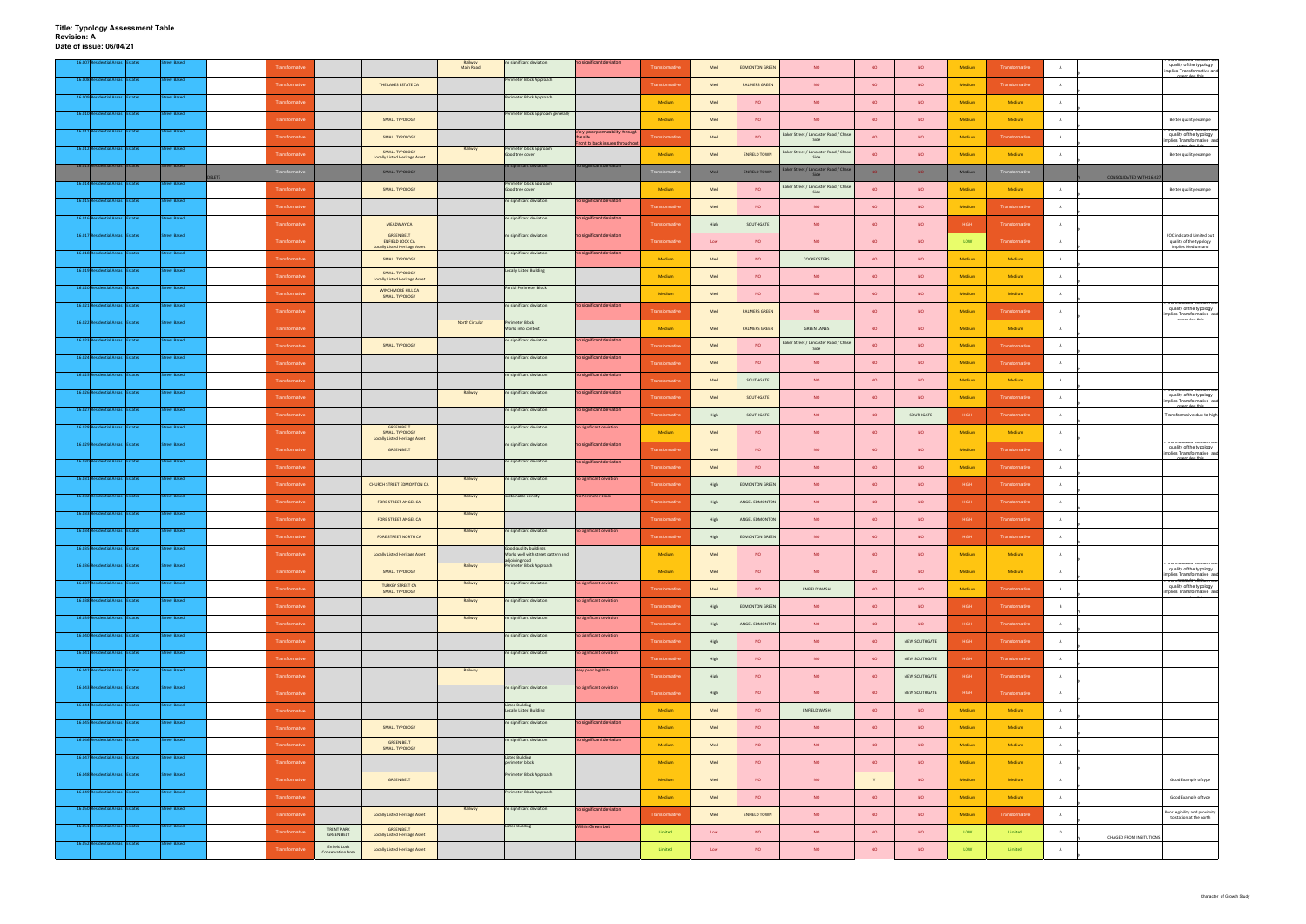# Title: Typology Assessment Table
**Revision: A**
**Date of issue: 06/04/21**

| ID | Type | Subtype | Approach | | Assessment | Designation | Heritage / Policy | Transport | Form | Legibility | Rating | Density | Town Centre | Centre | Other | Other | Capacity | Overall | Rev | | Notes | Comments |
|---|---|---|---|---|---|---|---|---|---|---|---|---|---|---|---|---|---|---|---|---|---|---|
| 16.007 | Residential Areas | Estates | Street Based | | Transformative | | | Railway Main Road | No significant deviation | No significant deviation | Transformative | Med | EDMONTON GREEN | NO | NO | NO | Medium | Transformative | A | | | quality of the typology implies Transformative and |
| 16.008 | Residential Areas | Estates | Street Based | | Transformative | | THE LAKES ESTATE CA | | Perimeter Block Approach | | Transformative | Med | PALMERS GREEN | NO | NO | NO | Medium | Transformative | A | | | |
| 16.009 | Residential Areas | Estates | Street Based | | Transformative | | | | Perimeter Block Approach | | Medium | Med | NO | NO | NO | NO | Medium | Medium | A | | | |
| 16.010 | Residential Areas | Estates | Street Based | | Transformative | | SMALL TYPOLOGY | | Perimeter block approach generally | | Medium | Med | NO | NO | NO | NO | Medium | Medium | A | | | Better quality example |
| 16.011 | Residential Areas | Estates | Street Based | | Transformative | | SMALL TYPOLOGY | | | Very poor permeability through the site Front to back issues throughout | Transformative | Med | NO | Baker Street / Lancaster Road / Chase Side | NO | NO | Medium | Transformative | A | | | quality of the typology implies Transformative and |
| 16.012 | Residential Areas | Estates | Street Based | | Transformative | | SMALL TYPOLOGY Locally Listed Heritage Asset | Railway | Perimeter block approach Good tree cover | | Medium | Med | ENFIELD TOWN | Baker Street / Lancaster Road / Chase Side | NO | NO | Medium | Medium | A | | | Better quality example |
| 16.013 | Residential Areas | Estates | Street Based | DELETE | Transformative | | SMALL TYPOLOGY | | No significant deviation | No significant deviation | Transformative | Med | ENFIELD TOWN | Baker Street / Lancaster Road / Chase Side | NO | NO | Medium | Transformative | | | CONSOLIDATED WITH 16.027 | |
| 16.014 | Residential Areas | Estates | Street Based | | Transformative | | SMALL TYPOLOGY | | Perimeter block approach Good tree cover | | Medium | Med | NO | Baker Street / Lancaster Road / Chase Side | NO | NO | Medium | Medium | A | | | Better quality example |
| 16.015 | Residential Areas | Estates | Street Based | | Transformative | | | | No significant deviation | No significant deviation | Transformative | Med | NO | NO | NO | NO | Medium | Transformative | A | | | |
| 16.016 | Residential Areas | Estates | Street Based | | Transformative | | MEADWAY CA | | No significant deviation | No significant deviation | Transformative | High | SOUTHGATE | NO | NO | NO | HIGH | Transformative | A | | | |
| 16.017 | Residential Areas | Estates | Street Based | | Transformative | | GREEN BELT ENFIELD LOCK CA Locally Listed Heritage Asset | | No significant deviation | No significant deviation | Transformative | Low | NO | NO | NO | NO | LOW | Transformative | A | | | FOE indicated Limited but quality of the typology implies Medium and |
| 16.018 | Residential Areas | Estates | Street Based | | Transformative | | SMALL TYPOLOGY | | No significant deviation | No significant deviation | Medium | Med | NO | COCKFOSTERS | NO | NO | Medium | Medium | A | | | |
| 16.019 | Residential Areas | Estates | Street Based | | Transformative | | SMALL TYPOLOGY Locally Listed Heritage Asset | | Locally Listed Building | | Medium | Med | NO | NO | NO | NO | Medium | Medium | A | | | |
| 16.020 | Residential Areas | Estates | Street Based | | Transformative | | WINCHMORE HILL CA SMALL TYPOLOGY | | Partial Perimeter Block | | Medium | Med | NO | NO | NO | NO | Medium | Medium | A | | | |
| 16.021 | Residential Areas | Estates | Street Based | | Transformative | | | | No significant deviation | No significant deviation | Transformative | Med | PALMERS GREEN | NO | NO | NO | Medium | Transformative | A | | | quality of the typology implies Transformative and |
| 16.022 | Residential Areas | Estates | Street Based | | Transformative | | | North Circular | Perimeter Block Works into context | | Medium | Med | PALMERS GREEN | GREEN LANES | NO | NO | Medium | Medium | A | | | |
| 16.023 | Residential Areas | Estates | Street Based | | Transformative | | SMALL TYPOLOGY | | No significant deviation | No significant deviation | Transformative | Med | NO | Baker Street / Lancaster Road / Chase Side | NO | NO | Medium | Transformative | A | | | |
| 16.024 | Residential Areas | Estates | Street Based | | Transformative | | | | No significant deviation | No significant deviation | Transformative | Med | NO | NO | NO | NO | Medium | Transformative | A | | | |
| 16.025 | Residential Areas | Estates | Street Based | | Transformative | | | | No significant deviation | No significant deviation | Transformative | Med | SOUTHGATE | NO | NO | NO | Medium | Medium | A | | | |
| 16.026 | Residential Areas | Estates | Street Based | | Transformative | | | Railway | No significant deviation | No significant deviation | Transformative | Med | SOUTHGATE | NO | NO | NO | Medium | Transformative | A | | | quality of the typology implies Transformative and |
| 16.027 | Residential Areas | Estates | Street Based | | Transformative | | | | No significant deviation | No significant deviation | Transformative | High | SOUTHGATE | NO | NO | SOUTHGATE | HIGH | Transformative | A | | | Transformative due to high |
| 16.028 | Residential Areas | Estates | Street Based | | Transformative | | GREEN BELT SMALL TYPOLOGY Locally Listed Heritage Asset | | No significant deviation | No significant deviation | Medium | Med | NO | NO | NO | NO | Medium | Medium | A | | | |
| 16.029 | Residential Areas | Estates | Street Based | | Transformative | | GREEN BELT | | No significant deviation | No significant deviation | Transformative | Med | NO | NO | NO | NO | Medium | Transformative | A | | | quality of the typology implies Transformative and |
| 16.030 | Residential Areas | Estates | Street Based | | Transformative | | | | No significant deviation | No significant deviation | Transformative | Med | NO | NO | NO | NO | Medium | Transformative | A | | | |
| 16.031 | Residential Areas | Estates | Street Based | | Transformative | | CHURCH STREET EDMONTON CA | Railway | No significant deviation | No significant deviation | Transformative | High | EDMONTON GREEN | NO | NO | NO | HIGH | Transformative | A | | | |
| 16.032 | Residential Areas | Estates | Street Based | | Transformative | | FORE STREET ANGEL CA | Railway | Sustainable density | No Perimeter Block | Transformative | High | ANGEL EDMONTON | NO | NO | NO | HIGH | Transformative | A | | | |
| 16.033 | Residential Areas | Estates | Street Based | | Transformative | | FORE STREET ANGEL CA | Railway | | | Transformative | High | ANGEL EDMONTON | NO | NO | NO | HIGH | Transformative | A | | | |
| 16.034 | Residential Areas | Estates | Street Based | | Transformative | | FORE STREET NORTH CA | Railway | No significant deviation | No significant deviation | Transformative | High | EDMONTON GREEN | NO | NO | NO | HIGH | Transformative | A | | | |
| 16.035 | Residential Areas | Estates | Street Based | | Transformative | | Locally Listed Heritage Asset | | Good quality buildings Works well with street pattern and adjoining road | | Medium | Med | NO | NO | NO | NO | Medium | Medium | A | | | |
| 16.036 | Residential Areas | Estates | Street Based | | Transformative | | SMALL TYPOLOGY | Railway | Perimeter Block Approach | | Medium | Med | NO | NO | NO | NO | Medium | Medium | A | | | quality of the typology implies Transformative and |
| 16.037 | Residential Areas | Estates | Street Based | | Transformative | | TURKEY STREET CA SMALL TYPOLOGY | Railway | No significant deviation | No significant deviation | Transformative | Med | NO | ENFIELD WASH | NO | NO | Medium | Transformative | A | | | quality of the typology implies Transformative and |
| 16.038 | Residential Areas | Estates | Street Based | | Transformative | | | Railway | No significant deviation | No significant deviation | Transformative | High | EDMONTON GREEN | NO | NO | NO | HIGH | Transformative | B | | | |
| 16.039 | Residential Areas | Estates | Street Based | | Transformative | | | Railway | No significant deviation | No significant deviation | Transformative | High | ANGEL EDMONTON | NO | NO | NO | HIGH | Transformative | A | | | |
| 16.040 | Residential Areas | Estates | Street Based | | Transformative | | | | No significant deviation | No significant deviation | Transformative | High | NO | NO | NO | NEW SOUTHGATE | HIGH | Transformative | A | | | |
| 16.041 | Residential Areas | Estates | Street Based | | Transformative | | | | No significant deviation | No significant deviation | Transformative | High | NO | NO | NO | NEW SOUTHGATE | HIGH | Transformative | A | | | |
| 16.042 | Residential Areas | Estates | Street Based | | Transformative | | | Railway | | Very poor legibility | Transformative | High | NO | NO | NO | NEW SOUTHGATE | HIGH | Transformative | A | | | |
| 16.043 | Residential Areas | Estates | Street Based | | Transformative | | | | No significant deviation | No significant deviation | Transformative | High | NO | NO | NO | NEW SOUTHGATE | HIGH | Transformative | A | | | |
| 16.044 | Residential Areas | Estates | Street Based | | Transformative | | | | Listed Building Locally Listed Building | | Medium | Med | NO | ENFIELD WASH | NO | NO | Medium | Medium | A | | | |
| 16.045 | Residential Areas | Estates | Street Based | | Transformative | | SMALL TYPOLOGY | | No significant deviation | No significant deviation | Medium | Med | NO | NO | NO | NO | Medium | Medium | A | | | |
| 16.046 | Residential Areas | Estates | Street Based | | Transformative | | GREEN BELT SMALL TYPOLOGY | | No significant deviation | No significant deviation | Medium | Med | NO | NO | NO | NO | Medium | Medium | A | | | |
| 16.047 | Residential Areas | Estates | Street Based | | Transformative | | | | Listed Building perimeter block | | Medium | Med | NO | NO | NO | NO | Medium | Medium | A | | | |
| 16.048 | Residential Areas | Estates | Street Based | | Transformative | | GREEN BELT | | Perimeter Block Approach | | Medium | Med | NO | NO | Y | NO | Medium | Medium | A | | | Good Example of type |
| 16.049 | Residential Areas | Estates | Street Based | | Transformative | | | | Perimeter Block Approach | | Medium | Med | NO | NO | NO | NO | Medium | Medium | A | | | Good Example of type |
| 16.050 | Residential Areas | Estates | Street Based | | Transformative | | Locally Listed Heritage Asset | Railway | No significant deviation | No significant deviation | Transformative | Med | ENFIELD TOWN | NO | NO | NO | Medium | Transformative | A | | | Poor legibility and proximity to station at the north |
| 16.051 | Residential Areas | Estates | Street Based | | Transformative | TRENT PARK GREEN BELT | GREEN BELT Locally Listed Heritage Asset | | Listed Building | Within Green belt | Limited | Low | NO | NO | NO | NO | LOW | Limited | D | | CHAGED FROM INSITUTIONS | |
| 16.052 | Residential Areas | Estates | Street Based | | Transformative | Enfield Lock Conservation Area | Locally Listed Heritage Asset | | | | Limited | Low | NO | NO | NO | NO | LOW | Limited | A | | | |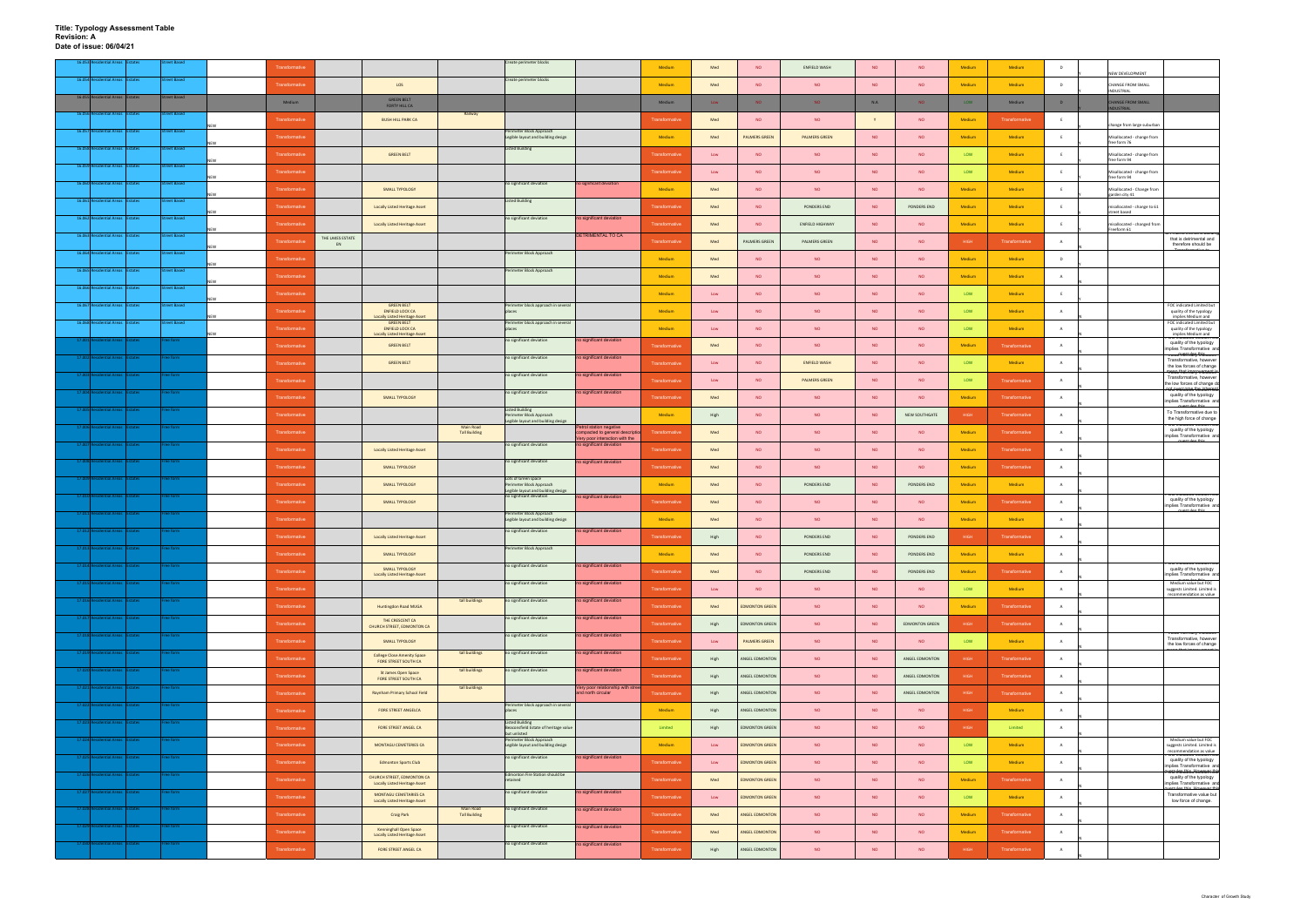**Title: Typology Assessment Table**
**Revision: A**
**Date of issue: 06/04/21**

| ID | Area | Type | Typology | New | Value | Estate | Designation | Other | Positive | Negative | Sensitivity | Change | Town Centre | Local Centre | Rail | Metro/Town | PTAL | Force of change | Category | Code | | Notes | Comment |
|---|---|---|---|---|---|---|---|---|---|---|---|---|---|---|---|---|---|---|---|---|---|---|---|
| 16.053 | Residential Areas | Estates | Street Based | | Transformative | | | | Create perimeter blocks | | Medium | Med | NO | ENFIELD WASH | NO | NO | Medium | Medium | D | | N | NEW DEVELOPMENT | |
| 16.054 | Residential Areas | Estates | Street Based | | Transformative | | LOS | | Create perimeter blocks | | Medium | Med | NO | NO | NO | NO | Medium | Medium | D | | Y | CHANGE FROM SMALL INDUSTRIAL | |
| 16.055 | Residential Areas | Estates | Street Based | | Medium | | GREEN BELT FORTY HILL CA | | | | Medium | Low | NO | NO | N/A | NO | LOW | Medium | D | | Y | CHANGE FROM SMALL INDUSTRIAL | |
| 16.056 | Residential Areas | Estates | Street Based | NEW | Transformative | | BUSH HILL PARK CA | Railway | | | Transformative | Med | NO | NO | Y | NO | Medium | Transformative | E | | Y | change from large suburban | |
| 16.057 | Residential Areas | Estates | Street Based | NEW | Transformative | | | | Perimeter Block Approach Legible layout and building design | | Medium | Med | PALMERS GREEN | PALMERS GREEN | NO | NO | Medium | Medium | E | | Y | Misallocated - change from free form 76 | |
| 16.058 | Residential Areas | Estates | Street Based | NEW | Transformative | | GREEN BELT | | Listed building | | Transformative | Low | NO | NO | NO | NO | LOW | Medium | E | | Y | Misallocated - change from free form 98 | |
| 16.059 | Residential Areas | Estates | Street Based | NEW | Transformative | | | | | | Transformative | Low | NO | NO | NO | NO | LOW | Medium | E | | Y | Misallocated - change from free form 98 | |
| 16.060 | Residential Areas | Estates | Street Based | NEW | Transformative | | SMALL TYPOLOGY | | no significant deviation | no significant deviation | Medium | Med | NO | NO | NO | NO | Medium | Medium | E | | Y | Misallocated - Change from garden city 41 | |
| 16.061 | Residential Areas | Estates | Street Based | NEW | Transformative | | Locally Listed Heritage Asset | | Listed building | | Transformative | Med | NO | PONDERS END | NO | PONDERS END | Medium | Medium | E | | Y | reallocated - change to 61 street based | |
| 16.062 | Residential Areas | Estates | Street Based | NEW | Transformative | | Locally Listed Heritage Asset | | no significant deviation | no significant deviation | Transformative | Med | NO | ENFIELD HIGHWAY | NO | NO | Medium | Medium | E | | Y | reallocated - changed from Freeform 61 | |
| 16.063 | Residential Areas | Estates | Street Based | NEW | Transformative | THE LAKES ESTATE EN | | | | DETRIMENTAL TO CA | Transformative | Med | PALMERS GREEN | PALMERS GREEN | NO | NO | HIGH | Transformative | A | | N | | that is detrimental and therefore should be |
| 16.064 | Residential Areas | Estates | Street Based | NEW | Transformative | | | | Perimeter Block Approach | | Medium | Med | NO | NO | NO | NO | Medium | Medium | D | | N | | |
| 16.065 | Residential Areas | Estates | Street Based | NEW | Transformative | | | | Perimeter Block Approach | | Medium | Med | NO | NO | NO | NO | Medium | Medium | A | | N | | |
| 16.066 | Residential Areas | Estates | Street Based | NEW | Transformative | | | | | | Medium | Low | NO | NO | NO | NO | LOW | Medium | E | | N | | |
| 16.067 | Residential Areas | Estates | Street Based | NEW | Transformative | | GREEN BELT ENFIELD LOCK CA Locally Listed Heritage Asset | | Perimeter block approach in several places | | Medium | Low | NO | NO | NO | NO | LOW | Medium | A | | N | | FOC indicated Limited but quality of the typology implies Medium and |
| 16.068 | Residential Areas | Estates | Street Based | NEW | Transformative | | GREEN BELT ENFIELD LOCK CA Locally Listed Heritage Asset | | Perimeter block approach in several places | | Medium | Low | NO | NO | NO | NO | LOW | Medium | A | | N | | FOC indicated Limited but quality of the typology implies Medium and |
| 17.001 | Residential Areas | Estates | Free form | | Transformative | | GREEN BELT | | no significant deviation | no significant deviation | Transformative | Med | NO | NO | NO | NO | Medium | Transformative | A | | N | | quality of the typology implies Transformative and |
| 17.002 | Residential Areas | Estates | Free form | | Transformative | | GREEN BELT | | no significant deviation | no significant deviation | Transformative | Low | NO | ENFIELD WASH | NO | NO | LOW | Medium | A | | N | | Transformative, however the low forces of change |
| 17.003 | Residential Areas | Estates | Free form | | Transformative | | | | no significant deviation | no significant deviation | Transformative | Low | NO | PALMERS GREEN | NO | NO | LOW | Transformative | A | | N | | Transformative, however the low forces of change do |
| 17.004 | Residential Areas | Estates | Free form | | Transformative | | SMALL TYPOLOGY | | no significant deviation | no significant deviation | Transformative | Med | NO | NO | NO | NO | Medium | Transformative | A | | N | | quality of the typology implies Transformative and |
| 17.005 | Residential Areas | Estates | Free form | | Transformative | | | | Listed building Perimeter Block Approach Legible layout and building design | | Medium | High | NO | NO | NO | NEW SOUTHGATE | HIGH | Transformative | A | | N | | To Transformative due to the high force of change |
| 17.006 | Residential Areas | Estates | Free form | | Transformative | | | Main Road Tall Building | | Petrol station negative compared to general description Very poor interaction with the | Transformative | Med | NO | NO | NO | NO | Medium | Transformative | A | | N | | quality of the typology implies Transformative and |
| 17.007 | Residential Areas | Estates | Free form | | Transformative | | Locally Listed Heritage Asset | | no significant deviation | no significant deviation | Transformative | Med | NO | NO | NO | NO | Medium | Transformative | A | | N | | |
| 17.008 | Residential Areas | Estates | Free form | | Transformative | | SMALL TYPOLOGY | | no significant deviation | no significant deviation | Transformative | Med | NO | NO | NO | NO | Medium | Transformative | A | | N | | |
| 17.009 | Residential Areas | Estates | Free form | | Transformative | | SMALL TYPOLOGY | | Lots of Green space Perimeter Block Approach Legible layout and building design | | Medium | Med | NO | PONDERS END | NO | PONDERS END | Medium | Medium | A | | N | | |
| 17.010 | Residential Areas | Estates | Free form | | Transformative | | SMALL TYPOLOGY | | no significant deviation | no significant deviation | Transformative | Med | NO | NO | NO | NO | Medium | Transformative | A | | N | | quality of the typology implies Transformative and |
| 17.011 | Residential Areas | Estates | Free form | | Transformative | | | | Perimeter Block Approach Legible layout and building design | | Medium | Med | NO | NO | NO | NO | Medium | Medium | A | | N | | |
| 17.012 | Residential Areas | Estates | Free form | | Transformative | | Locally Listed Heritage Asset | | no significant deviation | no significant deviation | Transformative | High | NO | PONDERS END | NO | PONDERS END | HIGH | Transformative | A | | N | | |
| 17.013 | Residential Areas | Estates | Free form | | Transformative | | SMALL TYPOLOGY | | Perimeter Block Approach | | Medium | Med | NO | PONDERS END | NO | PONDERS END | Medium | Medium | A | | N | | |
| 17.014 | Residential Areas | Estates | Free form | | Transformative | | SMALL TYPOLOGY Locally Listed Heritage Asset | | no significant deviation | no significant deviation | Transformative | Med | NO | PONDERS END | NO | PONDERS END | Medium | Transformative | A | | N | | quality of the typology implies Transformative and |
| 17.015 | Residential Areas | Estates | Free form | | Transformative | | | | no significant deviation | no significant deviation | Transformative | Low | NO | NO | NO | NO | LOW | Medium | A | | N | | Medium value but FOC suggests Limited. Limited is recommendation as value |
| 17.016 | Residential Areas | Estates | Free form | | Transformative | | Huntingdon Road MUGA | tall buildings | no significant deviation | no significant deviation | Transformative | Med | EDMONTON GREEN | NO | NO | NO | Medium | Transformative | A | | N | | |
| 17.017 | Residential Areas | Estates | Free form | | Transformative | | THE CRESCENT CA CHURCH STREET, EDMONTON CA | | no significant deviation | no significant deviation | Transformative | High | EDMONTON GREEN | NO | NO | EDMONTON GREEN | HIGH | Transformative | A | | N | | |
| 17.018 | Residential Areas | Estates | Free form | | Transformative | | SMALL TYPOLOGY | | no significant deviation | no significant deviation | Transformative | Low | PALMERS GREEN | NO | NO | NO | LOW | Medium | A | | N | | Transformative, however the low forces of change |
| 17.019 | Residential Areas | Estates | Free form | | Transformative | | College Close Amenity Space FORE STREET SOUTH CA | tall buildings | no significant deviation | no significant deviation | Transformative | High | ANGEL EDMONTON | NO | NO | ANGEL EDMONTON | HIGH | Transformative | A | | N | | |
| 17.020 | Residential Areas | Estates | Free form | | Transformative | | St James Open Space FORE STREET SOUTH CA | tall buildings | no significant deviation | no significant deviation | Transformative | High | ANGEL EDMONTON | NO | NO | ANGEL EDMONTON | HIGH | Transformative | A | | N | | |
| 17.021 | Residential Areas | Estates | Free form | | Transformative | | Raynham Primary School Field | tall buildings | | Very poor relationship with street and north circular | Transformative | High | ANGEL EDMONTON | NO | NO | ANGEL EDMONTON | HIGH | Transformative | A | | N | | |
| 17.022 | Residential Areas | Estates | Free form | | Transformative | | FORE STREET ANGEL CA | | Perimeter block approach in several places | | Medium | High | ANGEL EDMONTON | NO | NO | NO | HIGH | Medium | A | | N | | |
| 17.023 | Residential Areas | Estates | Free form | | Transformative | | FORE STREET ANGEL CA | | Listed Building Bessonfield Estate of heritage value but unlisted | | Limited | High | EDMONTON GREEN | NO | NO | NO | HIGH | Limited | A | | N | | |
| 17.024 | Residential Areas | Estates | Free form | | Transformative | | MONTAGU CEMETERIES CA | | Perimeter Block Approach Legible layout and building design | | Medium | Low | EDMONTON GREEN | NO | NO | NO | LOW | Medium | A | | N | | Medium value but FOC suggests Limited. Limited is recommendation as value |
| 17.025 | Residential Areas | Estates | Free form | | Transformative | | Edmonton Sports Club | | no significant deviation | no significant deviation | Transformative | Low | EDMONTON GREEN | NO | NO | NO | LOW | Medium | A | | N | | quality of the typology implies Transformative and |
| 17.026 | Residential Areas | Estates | Free form | | Transformative | | CHURCH STREET, EDMONTON CA Locally Listed Heritage Asset | | Edmonton Fire Station should be retained | | Transformative | Med | EDMONTON GREEN | NO | NO | NO | Medium | Transformative | A | | N | | quality of the typology implies Transformative and |
| 17.027 | Residential Areas | Estates | Free form | | Transformative | | MONTAGU CEMETERIES CA Locally Listed Heritage Asset | | no significant deviation | no significant deviation | Transformative | Low | EDMONTON GREEN | NO | NO | NO | LOW | Medium | A | | N | | Transformative value but low force of change. |
| 17.028 | Residential Areas | Estates | Free form | | Transformative | | Craig Park | Main Road Tall Building | no significant deviation | no significant deviation | Transformative | Med | ANGEL EDMONTON | NO | NO | NO | Medium | Transformative | A | | N | | |
| 17.029 | Residential Areas | Estates | Free form | | Transformative | | Keveraghall Open Space Locally Listed Heritage Asset | | no significant deviation | no significant deviation | Transformative | Med | ANGEL EDMONTON | NO | NO | NO | Medium | Transformative | A | | N | | |
| 17.030 | Residential Areas | Estates | Free form | | Transformative | | FORE STREET ANGEL CA | | no significant deviation | no significant deviation | Transformative | High | EDMONTON GREEN | NO | NO | NO | HIGH | Transformative | A | | N | | |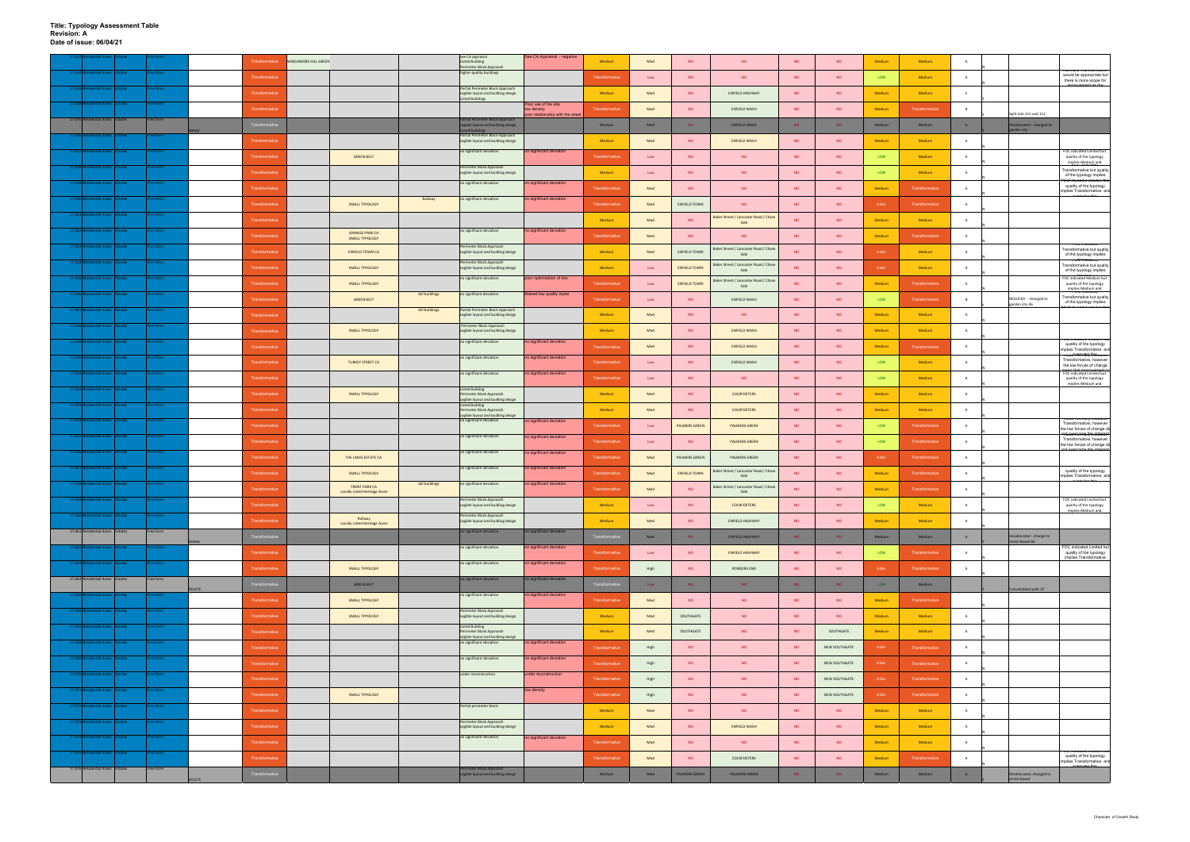# Title: Typology Assessment Table
**Revision: A**
**Date of issue: 06/04/21**

| ID | Area | Type | Form | Note | Typology | Location | Designation | Feature | Quality (positive) | Quality (negative) | Assessment | Density | Town Centre | Corridor | Flag | Station | Capacity | Potential | Grade | | Comment | Notes |
|---|---|---|---|---|---|---|---|---|---|---|---|---|---|---|---|---|---|---|---|---|---|---|
| 17.832 | Residential Areas | Estates | Free form | | Transformative | WINCHMORE HILL GREEN | | | See CA appraisal; Listed Building; Perimeter Block Approach | See CA Appraisal - negative | Medium | Med | NO | NO | NO | NO | Medium | Medium | A | | | |
| 17.832 | Residential Areas | Estates | Free form | | Transformative | | | | Higher quality buildings | | Transformative | Low | NO | NO | NO | NO | LOW | Medium | A | | | would be appropriate but there is more scope for improvement as the |
| 17.833 | Residential Areas | Estates | Free form | | Transformative | | | | Partial Perimeter Block Approach; Legible layout and building design; Listed Buildings | | Medium | Med | NO | ENFIELD HIGHWAY | NO | NO | Medium | Medium | E | | | |
| 17.834 | Residential Areas | Estates | Free form | | Transformative | | | | | Poor use of the site; low density; poor relationship with the street | Transformative | Med | NO | ENFIELD WASH | NO | NO | Medium | Transformative | B | | Split into 111 and 112 | |
| 17.835 | Residential Areas | Estates | Free form | delete | Transformative | | | | Partial Perimeter Block Approach; Legible layout and building design; Listed Buildings | | Medium | Med | NO | ENFIELD WASH | NO | NO | Medium | Medium | A | | Misallocated - changed to garden city | |
| 17.836 | Residential Areas | Estates | Free form | | Transformative | | | | Partial Perimeter Block Approach; Legible layout and building design | | Medium | Med | NO | ENFIELD WASH | NO | NO | Medium | Medium | A | | | |
| 17.837 | Residential Areas | Estates | Free form | | Transformative | | GREEN BELT | | no significant deviation | no significant deviation | Transformative | Low | NO | NO | NO | NO | LOW | Medium | A | | | FOE indicated Limited but quality of the typology implies Medium and |
| 17.838 | Residential Areas | Estates | Free form | | Transformative | | | | Perimeter Block Approach; Legible layout and building design | | Medium | Low | NO | NO | NO | NO | LOW | Medium | A | | | Transformative but quality of the typology implies |
| 17.839 | Residential Areas | Estates | Free form | | Transformative | | | | no significant deviation | no significant deviation | Transformative | Med | NO | NO | NO | NO | Medium | Transformative | A | | | quality of the typology implies Transformative and |
| 17.840 | Residential Areas | Estates | Free form | | Transformative | | SMALL TYPOLOGY | Railway | no significant deviation | no significant deviation | Transformative | Med | ENFIELD TOWN | NO | NO | NO | HIGH | Transformative | A | | | |
| 17.841 | Residential Areas | Estates | Free form | | Transformative | | | | | | Medium | Med | NO | Baker Street / Lancaster Road / Chase Side | NO | NO | Medium | Medium | A | | | |
| 17.842 | Residential Areas | Estates | Free form | | Transformative | | GRANGE PARK CA; SMALL TYPOLOGY | | no significant deviation | no significant deviation | Transformative | Med | NO | NO | NO | NO | Medium | Transformative | A | | | |
| 17.843 | Residential Areas | Estates | Free form | | Transformative | | ENFIELD TOWN CA | | Perimeter Block Approach; Legible layout and building design | | Medium | Med | ENFIELD TOWN | Baker Street / Lancaster Road / Chase Side | NO | NO | HIGH | Medium | A | | | Transformative but quality of the typology implies |
| 17.844 | Residential Areas | Estates | Free form | | Transformative | | SMALL TYPOLOGY | | Perimeter Block Approach; Legible layout and building design | | Medium | Low | ENFIELD TOWN | Baker Street / Lancaster Road / Chase Side | NO | NO | HIGH | Medium | A | | | Transformative but quality of the typology implies |
| 17.845 | Residential Areas | Estates | Free form | | Transformative | | SMALL TYPOLOGY | | no significant deviation | poor optimisation of site | Transformative | Low | ENFIELD TOWN | Baker Street / Lancaster Road / Chase Side | NO | NO | Medium | Transformative | A | | | FOE indicated Medium but quality of the typology implies Medium and |
| 17.846 | Residential Areas | Estates | Free form | | Transformative | | GREEN BELT | tall buildings | no significant deviation | Mixed low quality styles | Transformative | Low | NO | ENFIELD WASH | NO | NO | LOW | Transformative | B | | REDUCED - changed to garden city 46 | Transformative but quality of the typology implies |
| 17.847 | Residential Areas | Estates | Free form | | Transformative | | | tall buildings | Partial Perimeter Block Approach; Legible layout and building design | | Medium | Med | NO | NO | NO | NO | Medium | Medium | A | | | |
| 17.848 | Residential Areas | Estates | Free form | | Transformative | | SMALL TYPOLOGY | | Perimeter Block Approach; Legible layout and building design | | Medium | Med | NO | ENFIELD WASH | NO | NO | Medium | Medium | A | | | |
| 17.849 | Residential Areas | Estates | Free form | | Transformative | | | | no significant deviation | no significant deviation | Transformative | Med | NO | ENFIELD WASH | NO | NO | Medium | Transformative | A | | | quality of the typology implies Transformative and |
| 17.850 | Residential Areas | Estates | Free form | | Transformative | | TURKEY STREET CA | | no significant deviation | no significant deviation | Transformative | Low | NO | ENFIELD WASH | NO | NO | LOW | Medium | A | | | Transformative, however the low forces of change |
| 17.851 | Residential Areas | Estates | Free form | | Transformative | | | | no significant deviation | no significant deviation | Transformative | Low | NO | NO | NO | NO | LOW | Medium | A | | | FOE indicated Limited but quality of the typology implies Medium and |
| 17.852 | Residential Areas | Estates | Free form | | Transformative | | SMALL TYPOLOGY | | Listed Building; Perimeter Block Approach; Legible layout and building design | | Medium | Med | NO | COCKFOSTERS | NO | NO | Medium | Medium | A | | | |
| 17.853 | Residential Areas | Estates | Free form | | Transformative | | | | Listed Building; Perimeter Block Approach; Legible layout and building design | | Medium | Med | NO | COCKFOSTERS | NO | NO | Medium | Medium | A | | | |
| 17.854 | Residential Areas | Estates | Free form | | Transformative | | | | no significant deviation | no significant deviation | Transformative | Low | PALMERS GREEN | PALMERS GREEN | NO | NO | LOW | Transformative | A | | | Transformative, however the low forces of change do not overcome the inherent |
| 17.855 | Residential Areas | Estates | Free form | | Transformative | | | | no significant deviation | no significant deviation | Transformative | Low | NO | PALMERS GREEN | NO | NO | LOW | Transformative | A | | | Transformative, however the low forces of change do not overcome the inherent |
| 17.856 | Residential Areas | Estates | Free form | | Transformative | | THE LAKES ESTATE CA | | no significant deviation | no significant deviation | Transformative | Med | PALMERS GREEN | PALMERS GREEN | NO | NO | HIGH | Transformative | A | | | |
| 17.857 | Residential Areas | Estates | Free form | | Transformative | | SMALL TYPOLOGY | | no significant deviation | no significant deviation | Transformative | Med | ENFIELD TOWN | Baker Street / Lancaster Road / Chase Side | NO | NO | Medium | Transformative | A | | | quality of the typology implies Transformative and |
| 17.858 | Residential Areas | Estates | Free form | | Transformative | | TRENT PARK CA; Locally Listed Heritage Asset | tall buildings | no significant deviation | no significant deviation | Transformative | Med | NO | Baker Street / Lancaster Road / Chase Side | NO | NO | Medium | Transformative | A | | | |
| 17.859 | Residential Areas | Estates | Free form | | Transformative | | | | Perimeter Block Approach; Legible layout and building design | | Medium | Low | NO | COCKFOSTERS | NO | NO | LOW | Medium | A | | | FOE indicated Limited but quality of the typology implies Medium and |
| 17.860 | Residential Areas | Estates | Free form | | Transformative | | Railway; Locally Listed Heritage Asset | | Perimeter Block Approach; Legible layout and building design | | Medium | Med | NO | ENFIELD HIGHWAY | NO | NO | Medium | Medium | A | | | |
| 17.861 | Residential Areas | Estates | Free form | Delete | Transformative | | | | no significant deviation | no significant deviation | Transformative | Med | NO | ENFIELD HIGHWAY | NO | NO | Medium | Medium | A | | misallocated - change to street based 42 | |
| 17.862 | Residential Areas | Estates | Free form | | Transformative | | | | no significant deviation | no significant deviation | Transformative | Low | NO | ENFIELD HIGHWAY | NO | NO | LOW | Transformative | A | | | FOE indicated Limited but quality of the typology implies Transformative |
| 17.863 | Residential Areas | Estates | Free form | | Transformative | | SMALL TYPOLOGY | | no significant deviation | no significant deviation | Transformative | High | NO | PONDERS END | NO | NO | HIGH | Transformative | A | | | |
| 17.864 | Residential Areas | Estates | Free form | DELETE | Transformative | | GREEN BELT | | no significant deviation | no significant deviation | Transformative | Low | NO | NO | NO | NO | LOW | Medium | | | Consolidated with 37 | |
| 17.865 | Residential Areas | Estates | Free form | | Transformative | | SMALL TYPOLOGY | | no significant deviation | no significant deviation | Transformative | Med | NO | NO | NO | NO | Medium | Transformative | | | | |
| 17.866 | Residential Areas | Estates | Free form | | Transformative | | SMALL TYPOLOGY | | Perimeter Block Approach; Legible layout and building design | | Medium | Med | SOUTHGATE | NO | NO | NO | Medium | Medium | A | | | |
| 17.867 | Residential Areas | Estates | Free form | | Transformative | | | | Listed Building; Perimeter Block Approach; Legible layout and building design | | Medium | Med | SOUTHGATE | NO | NO | SOUTHGATE | Medium | Medium | A | | | |
| 17.868 | Residential Areas | Estates | Free form | | Transformative | | | | no significant deviation | no significant deviation | Transformative | High | NO | NO | NO | NEW SOUTHGATE | HIGH | Transformative | A | | | |
| 17.869 | Residential Areas | Estates | Free form | | Transformative | | | | no significant deviation | no significant deviation | Transformative | High | NO | NO | NO | NEW SOUTHGATE | HIGH | Transformative | A | | | |
| 17.870 | Residential Areas | Estates | Free form | | Transformative | | | | under reconstruction | under reconstruction | Transformative | High | NO | NO | NO | NEW SOUTHGATE | HIGH | Transformative | A | | | |
| 17.871 | Residential Areas | Estates | Free form | | Transformative | | SMALL TYPOLOGY | | | low density | Transformative | High | NO | NO | NO | NEW SOUTHGATE | HIGH | Transformative | A | | | |
| 17.872 | Residential Areas | Estates | Free form | | Transformative | | | | Partial perimeter block | | Medium | Med | NO | NO | NO | NO | Medium | Medium | A | | | |
| 17.873 | Residential Areas | Estates | Free form | | Transformative | | | | Perimeter Block Approach; Legible layout and building design | | Medium | Med | NO | ENFIELD WASH | NO | NO | Medium | Medium | A | | | |
| 17.874 | Residential Areas | Estates | Free form | | Transformative | | | | no significant deviation | no significant deviation | Transformative | Med | NO | NO | NO | NO | Medium | Medium | A | | | |
| 17.875 | Residential Areas | Estates | Free form | | Transformative | | | | | | Transformative | Med | NO | COCKFOSTERS | NO | NO | Medium | Transformative | A | | | quality of the typology implies Transformative and |
| 17.876 | Residential Areas | Estates | Free form | DELETE | Transformative | | | | Perimeter Block Approach; Legible layout and building design | | Medium | Med | PALMERS GREEN | PALMERS GREEN | NO | NO | Medium | Medium | A | | Misallocated, changed to street based | |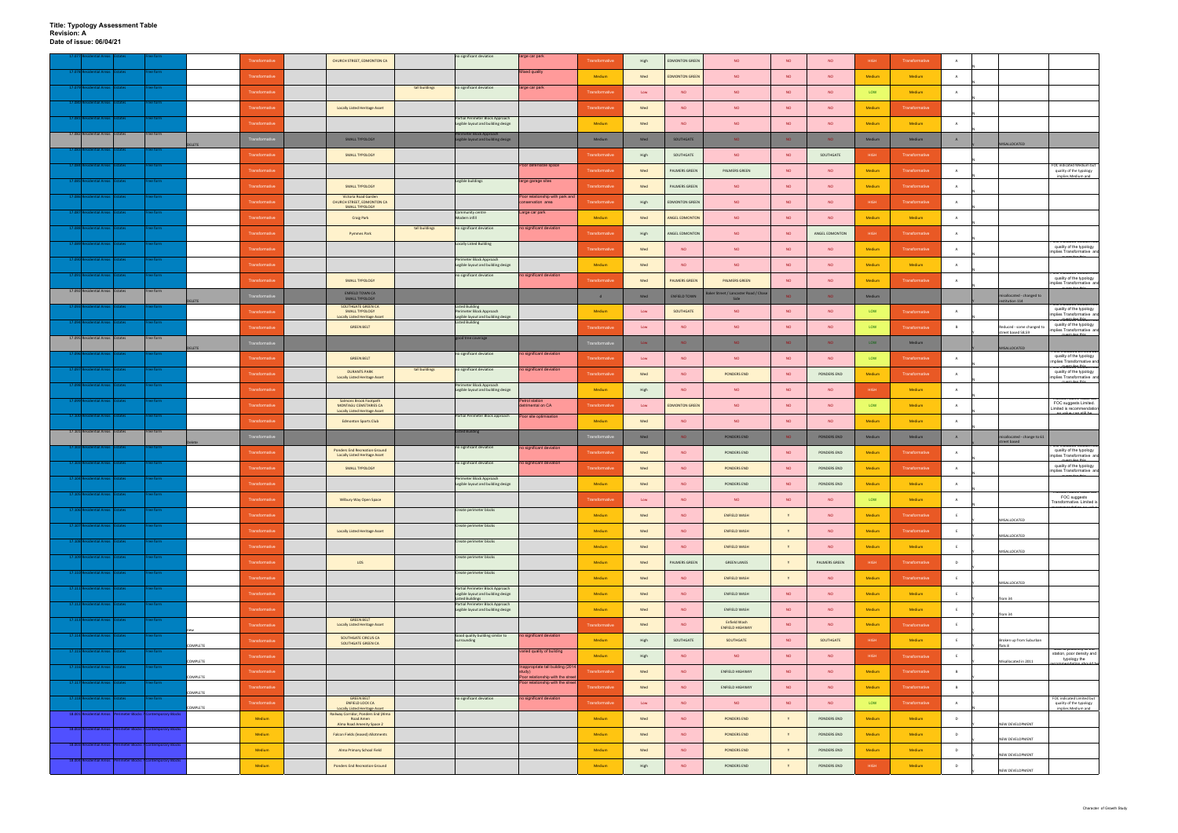# Title: Typology Assessment Table
**Revision: A**
**Date of issue: 06/04/21**

| ID | Area | Sub | Typology | Status | Assessment | | Feature | Tall | Deviation | Issue | Result | Quality | Centre | Centre 2 | Flag | Centre 3 | Level | Result 2 | Cat | Notes | Comment |
|---|---|---|---|---|---|---|---|---|---|---|---|---|---|---|---|---|---|---|---|---|---|
| 17.077 | Residential Areas | Estates | Free form | | Transformative | | CHURCH STREET, EDMONTON CA | | No significant deviation | Large car park | Transformative | High | EDMONTON GREEN | NO | NO | NO | HIGH | Transformative | A | | |
| 17.078 | Residential Areas | Estates | Free form | | Transformative | | | | | Mixed quality | Medium | Med | EDMONTON GREEN | NO | NO | NO | Medium | Medium | A | | |
| 17.079 | Residential Areas | Estates | Free form | | Transformative | | | tall buildings | No significant deviation | Large car park | Transformative | Low | NO | NO | NO | NO | LOW | Medium | A | | |
| 17.080 | Residential Areas | Estates | Free form | | Transformative | | Locally Listed Heritage Asset | | | | Transformative | Med | NO | NO | NO | NO | Medium | Transformative | | | |
| 17.081 | Residential Areas | Estates | Free form | | Transformative | | | | Partial Perimeter Block Approach Legible layout and building design | | Medium | Med | NO | NO | NO | NO | Medium | Medium | A | | |
| 17.082 | Residential Areas | Estates | Free form | DELETE | Transformative | | SMALL TYPOLOGY | | Perimeter Block Approach Legible layout and building design | | Medium | Med | SOUTHGATE | NO | NO | NO | Medium | Medium | A | MISALLOCATED | |
| 17.083 | Residential Areas | Estates | Free form | | Transformative | | SMALL TYPOLOGY | | | | Transformative | High | SOUTHGATE | NO | NO | SOUTHGATE | HIGH | Transformative | | | |
| 17.084 | Residential Areas | Estates | Free form | | Transformative | | | | | Poor defensible space | Transformative | Med | PALMERS GREEN | PALMERS GREEN | NO | NO | Medium | Transformative | A | | FOC indicated Medium but quality of the typology implies Medium and |
| 17.085 | Residential Areas | Estates | Free form | | Transformative | | SMALL TYPOLOGY | | Legible buildings | Large garage sites | Transformative | Med | PALMERS GREEN | NO | NO | NO | Medium | Transformative | A | | |
| 17.086 | Residential Areas | Estates | Free form | | Transformative | | Victoria Road Garden CHURCH STREET, EDMONTON CA SMALL TYPOLOGY | | | Poor relationship with park and conservation area | Transformative | High | EDMONTON GREEN | NO | NO | NO | HIGH | Transformative | A | | |
| 17.087 | Residential Areas | Estates | Free form | | Transformative | | Craig Park | | Community centre Modern infill | Large car park | Medium | Med | ANGEL EDMONTON | NO | NO | NO | Medium | Medium | A | | |
| 17.088 | Residential Areas | Estates | Free form | | Transformative | | Pymmes Park | tall buildings | No significant deviation | No significant deviation | Transformative | High | ANGEL EDMONTON | NO | NO | ANGEL EDMONTON | HIGH | Transformative | A | | |
| 17.089 | Residential Areas | Estates | Free form | | Transformative | | | | Locally Listed Building | | Transformative | Med | NO | NO | NO | NO | Medium | Transformative | A | | quality of the typology implies Transformative and |
| 17.090 | Residential Areas | Estates | Free form | | Transformative | | | | Perimeter Block Approach Legible layout and building design | | Medium | Med | NO | NO | NO | NO | Medium | Medium | A | | |
| 17.091 | Residential Areas | Estates | Free form | | Transformative | | SMALL TYPOLOGY | | No significant deviation | No significant deviation | Transformative | Med | PALMERS GREEN | PALMERS GREEN | NO | NO | Medium | Transformative | A | | quality of the typology implies Transformative and |
| 17.092 | Residential Areas | Estates | Free form | DELETE | Transformative | | ENFIELD TOWN CA SMALL TYPOLOGY | | | | 0 | Med | ENFIELD TOWN | Baker Street / Lancaster Road / Chase Side | NO | NO | Medium | | | misallocated - changed to institution 116 | |
| 17.093 | Residential Areas | Estates | Free form | | Transformative | | SOUTHGATE GREEN CA SMALL TYPOLOGY Locally Listed Heritage Asset | | Listed Building Perimeter Block Approach Legible layout and building design | | Medium | Low | SOUTHGATE | NO | NO | NO | LOW | Transformative | A | | quality of the typology implies Transformative and |
| 17.094 | Residential Areas | Estates | Free form | | Transformative | | GREEN BELT | | Listed Building | | Transformative | Low | NO | NO | NO | NO | LOW | Transformative | B | Reduced - some changed to street based 58,59 | quality of the typology implies Transformative and |
| 17.095 | Residential Areas | Estates | Free form | DELETE | Transformative | | | | Good tree coverage | | Transformative | Low | NO | NO | NO | NO | LOW | Medium | | MISALLOCATED | |
| 17.096 | Residential Areas | Estates | Free form | | Transformative | | GREEN BELT | | No significant deviation | No significant deviation | Transformative | Low | NO | NO | NO | NO | LOW | Transformative | A | | quality of the typology implies Transformative and |
| 17.097 | Residential Areas | Estates | Free form | | Transformative | | DURANTS PARK Locally Listed Heritage Asset | tall buildings | No significant deviation | No significant deviation | Transformative | Med | NO | PONDERS END | NO | PONDERS END | Medium | Transformative | A | | quality of the typology implies Transformative and |
| 17.098 | Residential Areas | Estates | Free form | | Transformative | | | | Perimeter Block Approach Legible layout and building design | | Medium | High | NO | NO | NO | NO | HIGH | Medium | A | | |
| 17.099 | Residential Areas | Estates | Free form | | Transformative | | Salmons Brook Footpath MONTAGU CEMETARIES CA Locally Listed Heritage Asset | | | Petrol station detrimental on CA | Transformative | Low | EDMONTON GREEN | NO | NO | NO | LOW | Medium | A | | FOC suggests Limited. Limited is recommendation |
| 17.100 | Residential Areas | Estates | Free form | | Transformative | | Edmonton Sports Club | | Partial Perimeter Block approach | Poor site optimisation | Medium | Med | NO | NO | NO | NO | Medium | Medium | A | | |
| 17.101 | Residential Areas | Estates | Free form | Delete | Transformative | | | | Listed Building | | Transformative | Med | NO | PONDERS END | NO | PONDERS END | Medium | Medium | A | misallocated - change to 61 street based | |
| 17.102 | Residential Areas | Estates | Free form | | Transformative | | Ponders End Recreation Ground Locally Listed Heritage Asset | | No significant deviation | No significant deviation | Transformative | Med | NO | PONDERS END | NO | PONDERS END | Medium | Transformative | A | | quality of the typology implies Transformative and |
| 17.103 | Residential Areas | Estates | Free form | | Transformative | | SMALL TYPOLOGY | | No significant deviation | No significant deviation | Transformative | Med | NO | PONDERS END | NO | PONDERS END | Medium | Transformative | A | | quality of the typology implies Transformative and |
| 17.104 | Residential Areas | Estates | Free form | | Transformative | | | | Perimeter Block Approach Legible layout and building design | | Medium | Med | NO | PONDERS END | NO | PONDERS END | Medium | Medium | A | | |
| 17.105 | Residential Areas | Estates | Free form | | Transformative | | Wilbury Way Open Space | | | | Transformative | Low | NO | NO | NO | NO | LOW | Medium | A | | FOC suggests Transformative. Limited is |
| 17.106 | Residential Areas | Estates | Free form | | Transformative | | | | Create perimeter blocks | | Medium | Med | NO | ENFIELD WASH | Y | NO | Medium | Transformative | E | MISALLOCATED | |
| 17.107 | Residential Areas | Estates | Free form | | Transformative | | Locally Listed Heritage Asset | | Create perimeter blocks | | Medium | Med | NO | ENFIELD WASH | Y | NO | Medium | Transformative | E | MISALLOCATED | |
| 17.108 | Residential Areas | Estates | Free form | | Transformative | | | | Create perimeter blocks | | Medium | Med | NO | ENFIELD WASH | Y | NO | Medium | Medium | E | MISALLOCATED | |
| 17.109 | Residential Areas | Estates | Free form | | Transformative | | LOS | | Create perimeter blocks | | Medium | Med | PALMERS GREEN | GREEN LANES | Y | PALMERS GREEN | HIGH | Transformative | D | | |
| 17.110 | Residential Areas | Estates | Free form | | Transformative | | | | Create perimeter blocks | | Medium | Med | NO | ENFIELD WASH | Y | NO | Medium | Transformative | E | MISALLOCATED | |
| 17.111 | Residential Areas | Estates | Free form | | Transformative | | | | Partial Perimeter Block Approach Legible layout and building design Listed Buildings | | Medium | Med | NO | ENFIELD WASH | NO | NO | Medium | Medium | E | from 34 | |
| 17.112 | Residential Areas | Estates | Free form | | Transformative | | | | Partial Perimeter Block Approach Legible layout and building design | | Medium | Med | NO | ENFIELD WASH | NO | NO | Medium | Medium | E | from 34 | |
| 17.113 | Residential Areas | Estates | Free form | new | Transformative | | GREEN BELT Locally Listed Heritage Asset | | | | Transformative | Med | NO | Enfield Wash ENFIELD HIGHWAY | NO | NO | Medium | Transformative | E | | |
| 17.114 | Residential Areas | Estates | Free form | COMPLETE | Transformative | | SOUTHGATE CIRCUS CA SOUTHGATE GREEN CA | | Good quality building similar to surrounding | No significant deviation | Medium | High | SOUTHGATE | SOUTHGATE | NO | SOUTHGATE | HIGH | Medium | E | Broken up from Suburban flats 8 | |
| 17.115 | Residential Areas | Estates | Free form | COMPLETE | Transformative | | | | | Varied quality of building | Medium | High | NO | NO | NO | NO | HIGH | Transformative | E | Misallocated in 2011 | station, poor density and typology the |
| 17.116 | Residential Areas | Estates | Free form | COMPLETE | Transformative | | | | | Inappropriate tall building (29/14 study) Poor relationship with the street | Transformative | Med | NO | ENFIELD HIGHWAY | NO | NO | Medium | Transformative | B | | |
| 17.117 | Residential Areas | Estates | Free form | COMPLETE | Transformative | | | | | Poor relationship with the street | Transformative | Med | NO | ENFIELD HIGHWAY | NO | NO | Medium | Transformative | B | | |
| 17.118 | Residential Areas | Estates | Free form | COMPLETE | Transformative | | GREEN BELT ENFIELD LOCK CA Locally Listed Heritage Asset | | No significant deviation | No significant deviation | Transformative | Low | NO | NO | NO | NO | LOW | Transformative | A | | FOC indicated Limited but quality of the typology implies Medium and |
| 18.001 | Residential Areas | Perimeter Blocks | Contemporary Blocks | | Medium | | Railway Corridor, Ponders End (Alma Road Amen Alma Road Amenity Space 2 | | | | Medium | Med | NO | PONDERS END | Y | PONDERS END | Medium | Medium | D | NEW DEVELOPMENT | |
| 18.002 | Residential Areas | Perimeter Blocks | Contemporary Blocks | | Medium | | Falcon Fields (leased) Allotments | | | | Medium | Med | NO | PONDERS END | Y | PONDERS END | Medium | Medium | D | NEW DEVELOPMENT | |
| 18.003 | Residential Areas | Perimeter Blocks | Contemporary Blocks | | Medium | | Alma Primary School Field | | | | Medium | Med | NO | PONDERS END | Y | PONDERS END | Medium | Medium | D | NEW DEVELOPMENT | |
| 18.004 | Residential Areas | Perimeter Blocks | Contemporary Blocks | | Medium | | Ponders End Recreation Ground | | | | Medium | High | NO | PONDERS END | Y | PONDERS END | HIGH | Medium | D | NEW DEVELOPMENT | |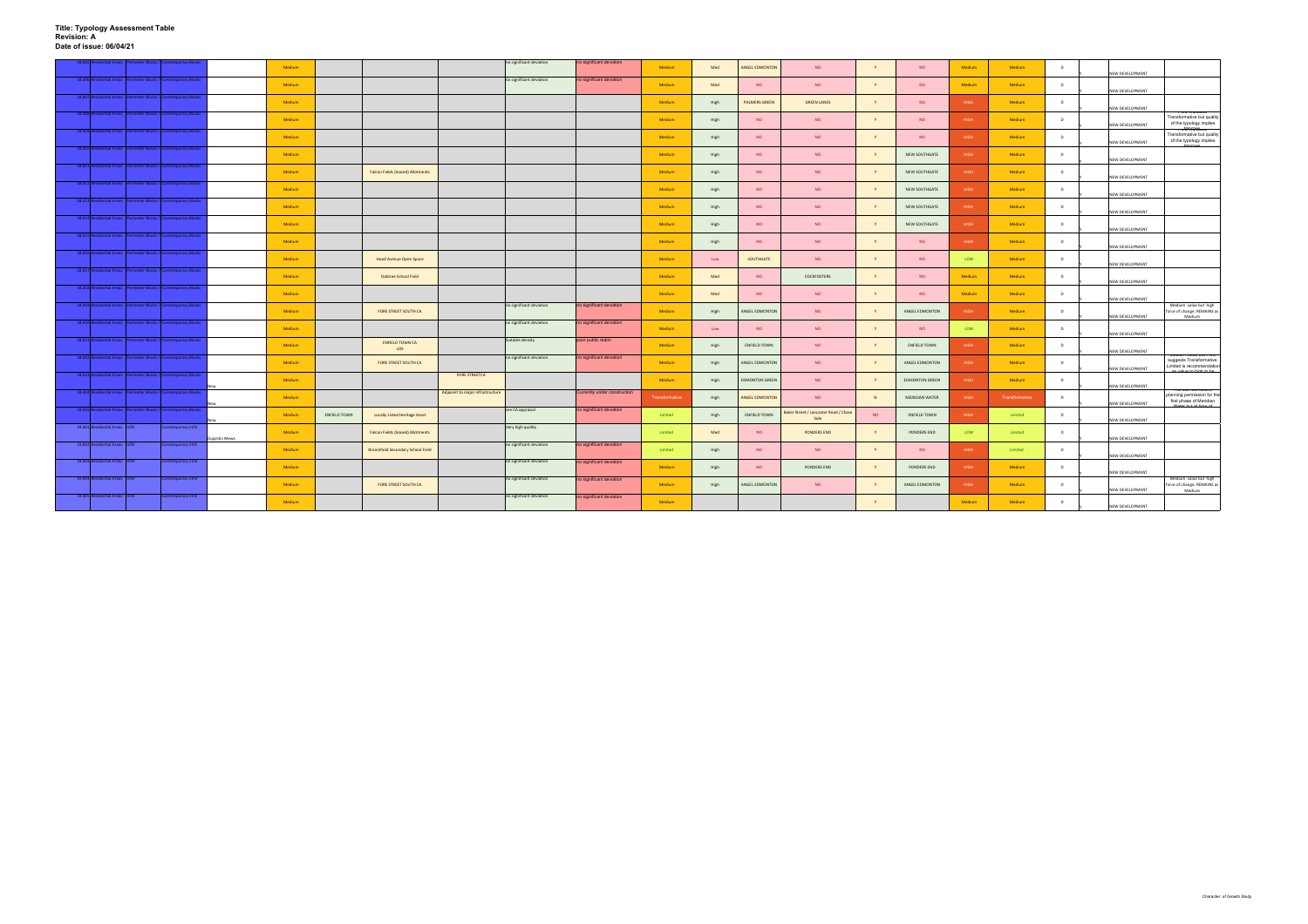**Title: Typology Assessment Table**
**Revision: A**
**Date of issue: 06/04/21**

| | | | | | | | | | | | | | | | | | | | | | | | | |
|---|---|---|---|---|---|---|---|---|---|---|---|---|---|---|---|---|---|---|---|---|---|---|---|---|
| 18.005 | Residential Areas | Perimeter Blocks | Contemporary Blocks | | Medium | | | | no significant deviation | no significant deviation | Medium | Med | ANGEL EDMONTON | NO | Y | NO | Medium | Medium | D | | NEW DEVELOPMENT | |
| 18.006 | Residential Areas | Perimeter Blocks | Contemporary Blocks | | Medium | | | | no significant deviation | no significant deviation | Medium | Med | NO | NO | Y | NO | Medium | Medium | D | | NEW DEVELOPMENT | |
| 18.007 | Residential Areas | Perimeter Blocks | Contemporary Blocks | | Medium | | | | | | Medium | High | PALMERS GREEN | GREEN LANES | Y | NO | HIGH | Medium | D | | NEW DEVELOPMENT | |
| 18.008 | Residential Areas | Perimeter Blocks | Contemporary Blocks | | Medium | | | | | | Medium | High | NO | NO | Y | NO | HIGH | Medium | D | | NEW DEVELOPMENT | Transformative but quality of the typology implies |
| 18.009 | Residential Areas | Perimeter Blocks | Contemporary Blocks | | Medium | | | | | | Medium | High | NO | NO | Y | NO | HIGH | Medium | D | | NEW DEVELOPMENT | Transformative but quality of the typology implies |
| 18.010 | Residential Areas | Perimeter Blocks | Contemporary Blocks | | Medium | | | | | | Medium | High | NO | NO | Y | NEW SOUTHGATE | HIGH | Medium | D | | NEW DEVELOPMENT | |
| 18.011 | Residential Areas | Perimeter Blocks | Contemporary Blocks | | Medium | | Falcon Fields (leased) Allotments | | | | Medium | High | NO | NO | Y | NEW SOUTHGATE | HIGH | Medium | D | | NEW DEVELOPMENT | |
| 18.012 | Residential Areas | Perimeter Blocks | Contemporary Blocks | | Medium | | | | | | Medium | High | NO | NO | Y | NEW SOUTHGATE | HIGH | Medium | D | | NEW DEVELOPMENT | |
| 18.013 | Residential Areas | Perimeter Blocks | Contemporary Blocks | | Medium | | | | | | Medium | High | NO | NO | Y | NEW SOUTHGATE | HIGH | Medium | D | | NEW DEVELOPMENT | |
| 18.014 | Residential Areas | Perimeter Blocks | Contemporary Blocks | | Medium | | | | | | Medium | High | NO | NO | Y | NEW SOUTHGATE | HIGH | Medium | D | | NEW DEVELOPMENT | |
| 18.015 | Residential Areas | Perimeter Blocks | Contemporary Blocks | | Medium | | | | | | Medium | High | NO | NO | Y | NO | HIGH | Medium | D | | NEW DEVELOPMENT | |
| 18.016 | Residential Areas | Perimeter Blocks | Contemporary Blocks | | Medium | | Hood Avenue Open Space | | | | Medium | Low | SOUTHGATE | NO | Y | NO | LOW | Medium | D | | NEW DEVELOPMENT | |
| 18.017 | Residential Areas | Perimeter Blocks | Contemporary Blocks | | Medium | | Oaktree School Field | | | | Medium | Med | NO | COCKFOSTERS | Y | NO | Medium | Medium | D | | NEW DEVELOPMENT | |
| 18.018 | Residential Areas | Perimeter Blocks | Contemporary Blocks | | Medium | | | | | | Medium | Med | NO | NO | Y | NO | Medium | Medium | D | | NEW DEVELOPMENT | |
| 18.019 | Residential Areas | Perimeter Blocks | Contemporary Blocks | | Medium | | FORE STREET SOUTH CA | | no significant deviation | no significant deviation | Medium | High | ANGEL EDMONTON | NO | Y | ANGEL EDMONTON | HIGH | Medium | D | | NEW DEVELOPMENT | Medium value but high force of change. REMAINS as Medium |
| 18.020 | Residential Areas | Perimeter Blocks | Contemporary Blocks | | Medium | | | | no significant deviation | no significant deviation | Medium | Low | NO | NO | Y | NO | LOW | Medium | D | | NEW DEVELOPMENT | |
| 18.021 | Residential Areas | Perimeter Blocks | Contemporary Blocks | | Medium | | ENFIELD TOWN CA LOS | | Suitable density | poor public realm | Medium | High | ENFIELD TOWN | NO | Y | ENFIELD TOWN | HIGH | Medium | D | | NEW DEVELOPMENT | |
| 18.022 | Residential Areas | Perimeter Blocks | Contemporary Blocks | | Medium | | FORE STREET SOUTH CA | | no significant deviation | no significant deviation | Medium | High | ANGEL EDMONTON | NO | Y | ANGEL EDMONTON | HIGH | Medium | D | | NEW DEVELOPMENT | suggests Transformative. Limited is recommendation |
| 18.023 | Residential Areas | Perimeter Blocks | Contemporary Blocks | New | Medium | | | FORE STREETCA | | | Medium | High | EDMONTON GREEN | NO | Y | EDMONTON GREEN | HIGH | Medium | D | | NEW DEVELOPMENT | |
| 18.024 | Residential Areas | Perimeter Blocks | Contemporary Blocks | New | Medium | | | Adjacent to major infrastructure | | Currently under construction | Transformative | High | ANGEL EDMONTON | NO | N | MERIDIAN WATER | HIGH | Transformative | D | | NEW DEVELOPMENT | planning permission for the first phase of Meridian Water but at time of |
| 18.025 | Residential Areas | Perimeter Blocks | Contemporary Blocks | New | Medium | ENFIELD TOWN | Locally Listed Heritage Asset | | See CA appraisal | no significant deviation | Limited | High | ENFIELD TOWN | Baker Street / Lancaster Road / Chase Side | NO | ENFIELD TOWN | HIGH | Limited | D | | NEW DEVELOPMENT | |
| 19.001 | Residential Areas | Infill | Contemporary Infill | Dujardin Mews | Medium | | Falcon Fields (leased) Allotments | | Very high quality | | Limited | Med | NO | PONDERS END | Y | PONDERS END | LOW | Limited | D | | NEW DEVELOPMENT | |
| 19.002 | Residential Areas | Infill | Contemporary Infill | | Medium | | Broomfield Secondary School Field | | no significant deviation | no significant deviation | Limited | High | NO | NO | Y | NO | HIGH | Limited | D | | NEW DEVELOPMENT | |
| 19.003 | Residential Areas | Infill | Contemporary Infill | | Medium | | | | no significant deviation | no significant deviation | Medium | High | NO | PONDERS END | Y | PONDERS END | HIGH | Medium | D | | NEW DEVELOPMENT | |
| 19.004 | Residential Areas | Infill | Contemporary Infill | | Medium | | FORE STREET SOUTH CA | | no significant deviation | no significant deviation | Medium | High | ANGEL EDMONTON | NO | Y | ANGEL EDMONTON | HIGH | Medium | D | | NEW DEVELOPMENT | Medium value but high force of change. REMAINS as Medium |
| 19.005 | Residential Areas | Infill | Contemporary Infill | | Medium | | | | no significant deviation | no significant deviation | Medium | | | | Y | | Medium | Medium | D | | NEW DEVELOPMENT | |

Character of Growth Study